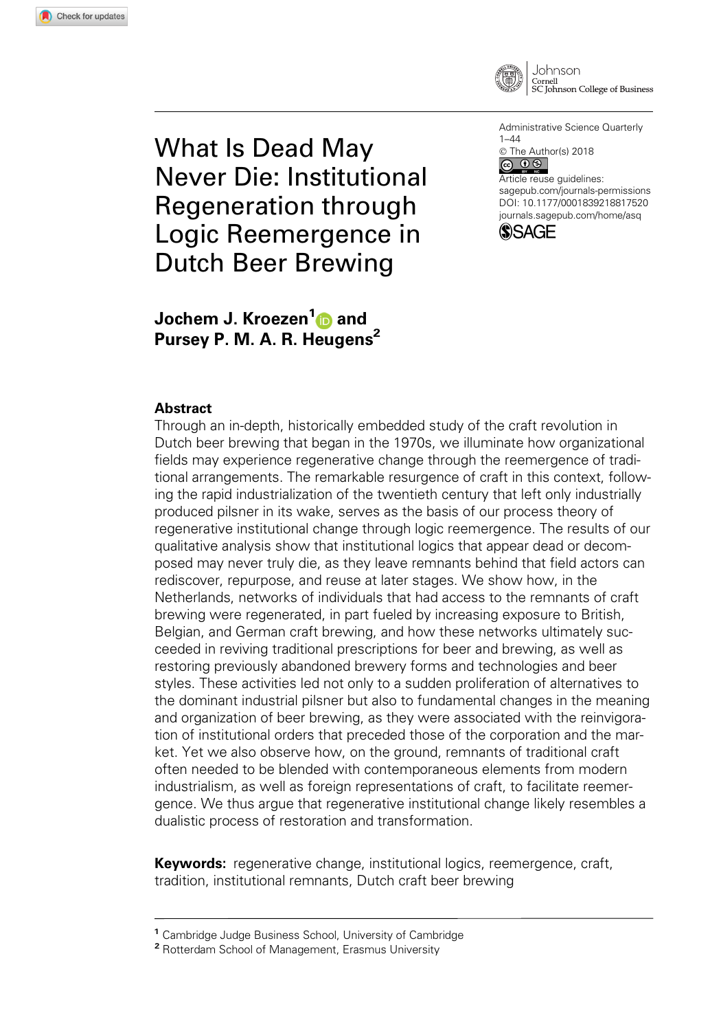# What Is Dead May Never Die: Institutional Regeneration through Logic Reemergence in Dutch Beer Brewing

Administrative Science Quarterly
1–44
© The Author(s) 2018
Article reuse guidelines: sagepub.com/journals-permissions
DOI: 10.1177/0001839218817520
journals.sagepub.com/home/asq

**Jochem J. Kroezen[1] and Pursey P. M. A. R. Heugens[2]**

## Abstract

Through an in-depth, historically embedded study of the craft revolution in Dutch beer brewing that began in the 1970s, we illuminate how organizational fields may experience regenerative change through the reemergence of traditional arrangements. The remarkable resurgence of craft in this context, following the rapid industrialization of the twentieth century that left only industrially produced pilsner in its wake, serves as the basis of our process theory of regenerative institutional change through logic reemergence. The results of our qualitative analysis show that institutional logics that appear dead or decomposed may never truly die, as they leave remnants behind that field actors can rediscover, repurpose, and reuse at later stages. We show how, in the Netherlands, networks of individuals that had access to the remnants of craft brewing were regenerated, in part fueled by increasing exposure to British, Belgian, and German craft brewing, and how these networks ultimately succeeded in reviving traditional prescriptions for beer and brewing, as well as restoring previously abandoned brewery forms and technologies and beer styles. These activities led not only to a sudden proliferation of alternatives to the dominant industrial pilsner but also to fundamental changes in the meaning and organization of beer brewing, as they were associated with the reinvigoration of institutional orders that preceded those of the corporation and the market. Yet we also observe how, on the ground, remnants of traditional craft often needed to be blended with contemporaneous elements from modern industrialism, as well as foreign representations of craft, to facilitate reemergence. We thus argue that regenerative institutional change likely resembles a dualistic process of restoration and transformation.

**Keywords:** regenerative change, institutional logics, reemergence, craft, tradition, institutional remnants, Dutch craft beer brewing

[1] Cambridge Judge Business School, University of Cambridge
[2] Rotterdam School of Management, Erasmus University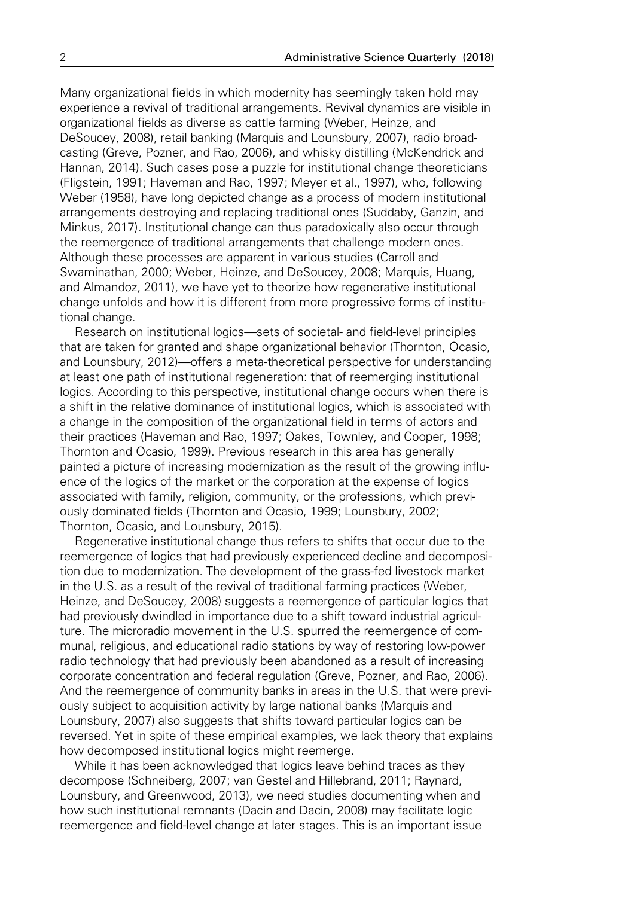Many organizational fields in which modernity has seemingly taken hold may experience a revival of traditional arrangements. Revival dynamics are visible in organizational fields as diverse as cattle farming (Weber, Heinze, and DeSoucey, 2008), retail banking (Marquis and Lounsbury, 2007), radio broadcasting (Greve, Pozner, and Rao, 2006), and whisky distilling (McKendrick and Hannan, 2014). Such cases pose a puzzle for institutional change theoreticians (Fligstein, 1991; Haveman and Rao, 1997; Meyer et al., 1997), who, following Weber (1958), have long depicted change as a process of modern institutional arrangements destroying and replacing traditional ones (Suddaby, Ganzin, and Minkus, 2017). Institutional change can thus paradoxically also occur through the reemergence of traditional arrangements that challenge modern ones. Although these processes are apparent in various studies (Carroll and Swaminathan, 2000; Weber, Heinze, and DeSoucey, 2008; Marquis, Huang, and Almandoz, 2011), we have yet to theorize how regenerative institutional change unfolds and how it is different from more progressive forms of institutional change.

Research on institutional logics—sets of societal- and field-level principles that are taken for granted and shape organizational behavior (Thornton, Ocasio, and Lounsbury, 2012)—offers a meta-theoretical perspective for understanding at least one path of institutional regeneration: that of reemerging institutional logics. According to this perspective, institutional change occurs when there is a shift in the relative dominance of institutional logics, which is associated with a change in the composition of the organizational field in terms of actors and their practices (Haveman and Rao, 1997; Oakes, Townley, and Cooper, 1998; Thornton and Ocasio, 1999). Previous research in this area has generally painted a picture of increasing modernization as the result of the growing influence of the logics of the market or the corporation at the expense of logics associated with family, religion, community, or the professions, which previously dominated fields (Thornton and Ocasio, 1999; Lounsbury, 2002; Thornton, Ocasio, and Lounsbury, 2015).

Regenerative institutional change thus refers to shifts that occur due to the reemergence of logics that had previously experienced decline and decomposition due to modernization. The development of the grass-fed livestock market in the U.S. as a result of the revival of traditional farming practices (Weber, Heinze, and DeSoucey, 2008) suggests a reemergence of particular logics that had previously dwindled in importance due to a shift toward industrial agriculture. The microradio movement in the U.S. spurred the reemergence of communal, religious, and educational radio stations by way of restoring low-power radio technology that had previously been abandoned as a result of increasing corporate concentration and federal regulation (Greve, Pozner, and Rao, 2006). And the reemergence of community banks in areas in the U.S. that were previously subject to acquisition activity by large national banks (Marquis and Lounsbury, 2007) also suggests that shifts toward particular logics can be reversed. Yet in spite of these empirical examples, we lack theory that explains how decomposed institutional logics might reemerge.

While it has been acknowledged that logics leave behind traces as they decompose (Schneiberg, 2007; van Gestel and Hillebrand, 2011; Raynard, Lounsbury, and Greenwood, 2013), we need studies documenting when and how such institutional remnants (Dacin and Dacin, 2008) may facilitate logic reemergence and field-level change at later stages. This is an important issue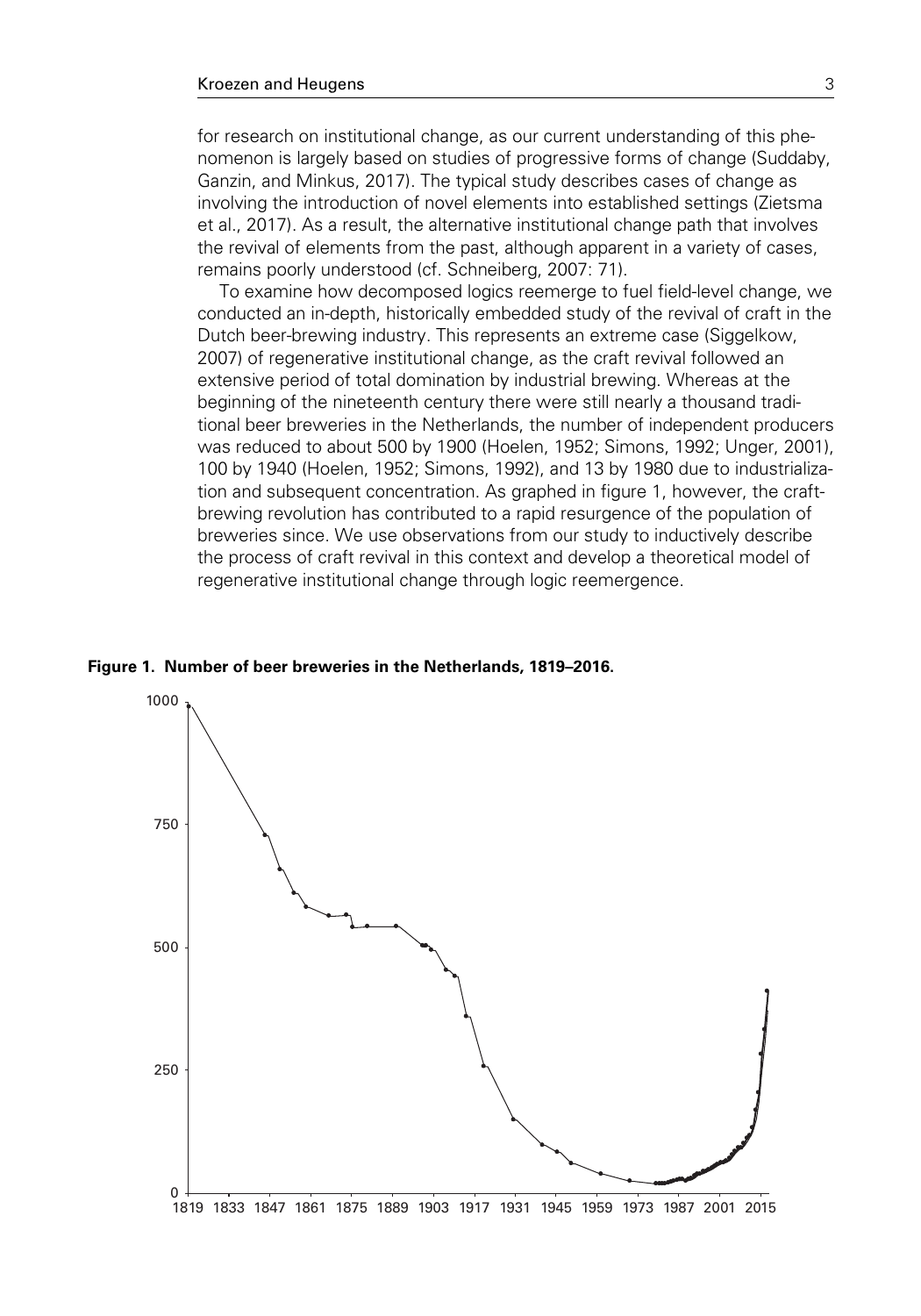for research on institutional change, as our current understanding of this phenomenon is largely based on studies of progressive forms of change (Suddaby, Ganzin, and Minkus, 2017). The typical study describes cases of change as involving the introduction of novel elements into established settings (Zietsma et al., 2017). As a result, the alternative institutional change path that involves the revival of elements from the past, although apparent in a variety of cases, remains poorly understood (cf. Schneiberg, 2007: 71).

To examine how decomposed logics reemerge to fuel field-level change, we conducted an in-depth, historically embedded study of the revival of craft in the Dutch beer-brewing industry. This represents an extreme case (Siggelkow, 2007) of regenerative institutional change, as the craft revival followed an extensive period of total domination by industrial brewing. Whereas at the beginning of the nineteenth century there were still nearly a thousand traditional beer breweries in the Netherlands, the number of independent producers was reduced to about 500 by 1900 (Hoelen, 1952; Simons, 1992; Unger, 2001), 100 by 1940 (Hoelen, 1952; Simons, 1992), and 13 by 1980 due to industrialization and subsequent concentration. As graphed in figure 1, however, the craft-brewing revolution has contributed to a rapid resurgence of the population of breweries since. We use observations from our study to inductively describe the process of craft revival in this context and develop a theoretical model of regenerative institutional change through logic reemergence.

**Figure 1. Number of beer breweries in the Netherlands, 1819–2016.**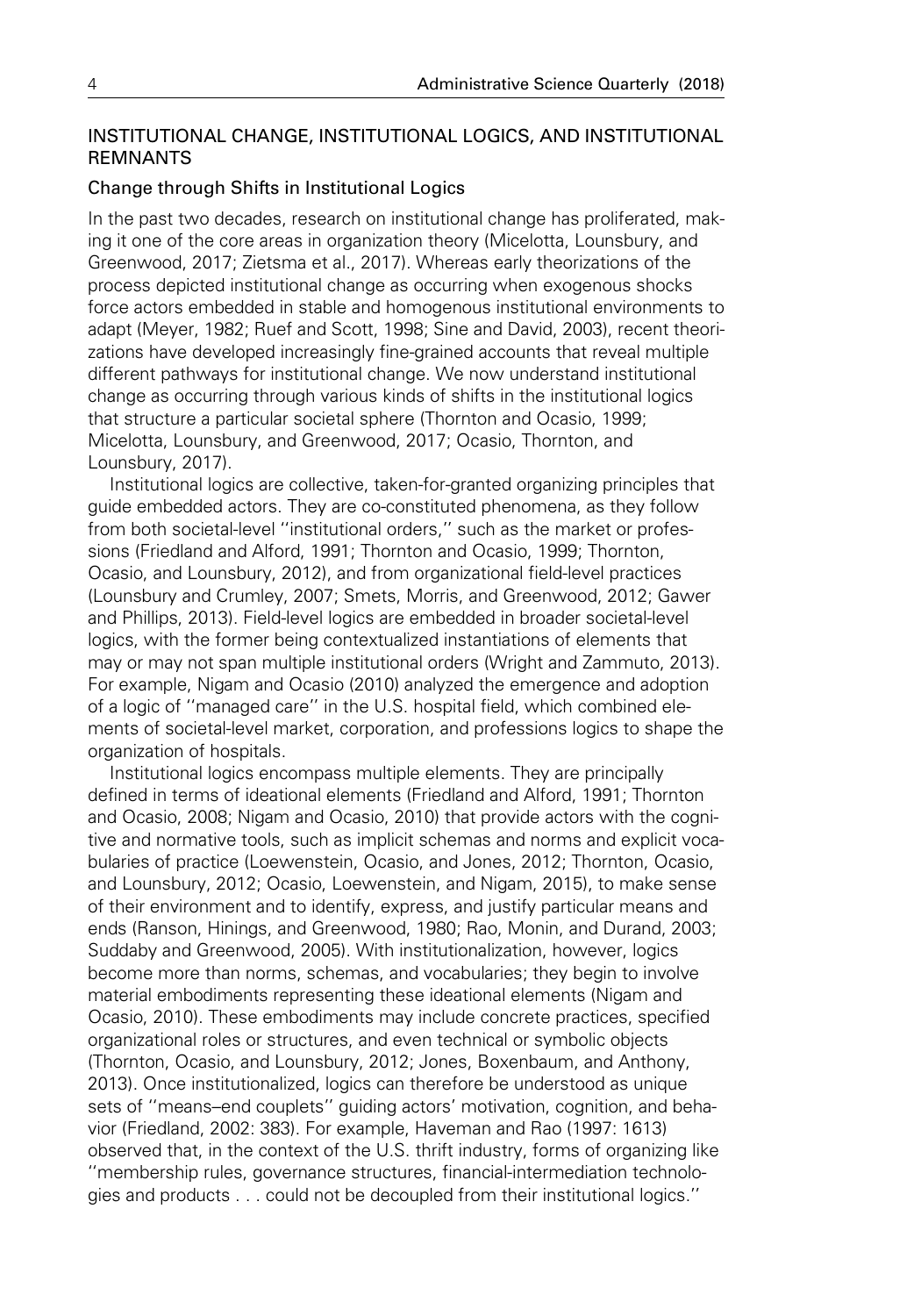## INSTITUTIONAL CHANGE, INSTITUTIONAL LOGICS, AND INSTITUTIONAL REMNANTS

### Change through Shifts in Institutional Logics

In the past two decades, research on institutional change has proliferated, making it one of the core areas in organization theory (Micelotta, Lounsbury, and Greenwood, 2017; Zietsma et al., 2017). Whereas early theorizations of the process depicted institutional change as occurring when exogenous shocks force actors embedded in stable and homogenous institutional environments to adapt (Meyer, 1982; Ruef and Scott, 1998; Sine and David, 2003), recent theorizations have developed increasingly fine-grained accounts that reveal multiple different pathways for institutional change. We now understand institutional change as occurring through various kinds of shifts in the institutional logics that structure a particular societal sphere (Thornton and Ocasio, 1999; Micelotta, Lounsbury, and Greenwood, 2017; Ocasio, Thornton, and Lounsbury, 2017).

Institutional logics are collective, taken-for-granted organizing principles that guide embedded actors. They are co-constituted phenomena, as they follow from both societal-level ''institutional orders,'' such as the market or professions (Friedland and Alford, 1991; Thornton and Ocasio, 1999; Thornton, Ocasio, and Lounsbury, 2012), and from organizational field-level practices (Lounsbury and Crumley, 2007; Smets, Morris, and Greenwood, 2012; Gawer and Phillips, 2013). Field-level logics are embedded in broader societal-level logics, with the former being contextualized instantiations of elements that may or may not span multiple institutional orders (Wright and Zammuto, 2013). For example, Nigam and Ocasio (2010) analyzed the emergence and adoption of a logic of ''managed care'' in the U.S. hospital field, which combined elements of societal-level market, corporation, and professions logics to shape the organization of hospitals.

Institutional logics encompass multiple elements. They are principally defined in terms of ideational elements (Friedland and Alford, 1991; Thornton and Ocasio, 2008; Nigam and Ocasio, 2010) that provide actors with the cognitive and normative tools, such as implicit schemas and norms and explicit vocabularies of practice (Loewenstein, Ocasio, and Jones, 2012; Thornton, Ocasio, and Lounsbury, 2012; Ocasio, Loewenstein, and Nigam, 2015), to make sense of their environment and to identify, express, and justify particular means and ends (Ranson, Hinings, and Greenwood, 1980; Rao, Monin, and Durand, 2003; Suddaby and Greenwood, 2005). With institutionalization, however, logics become more than norms, schemas, and vocabularies; they begin to involve material embodiments representing these ideational elements (Nigam and Ocasio, 2010). These embodiments may include concrete practices, specified organizational roles or structures, and even technical or symbolic objects (Thornton, Ocasio, and Lounsbury, 2012; Jones, Boxenbaum, and Anthony, 2013). Once institutionalized, logics can therefore be understood as unique sets of ''means–end couplets'' guiding actors' motivation, cognition, and behavior (Friedland, 2002: 383). For example, Haveman and Rao (1997: 1613) observed that, in the context of the U.S. thrift industry, forms of organizing like ''membership rules, governance structures, financial-intermediation technologies and products . . . could not be decoupled from their institutional logics.''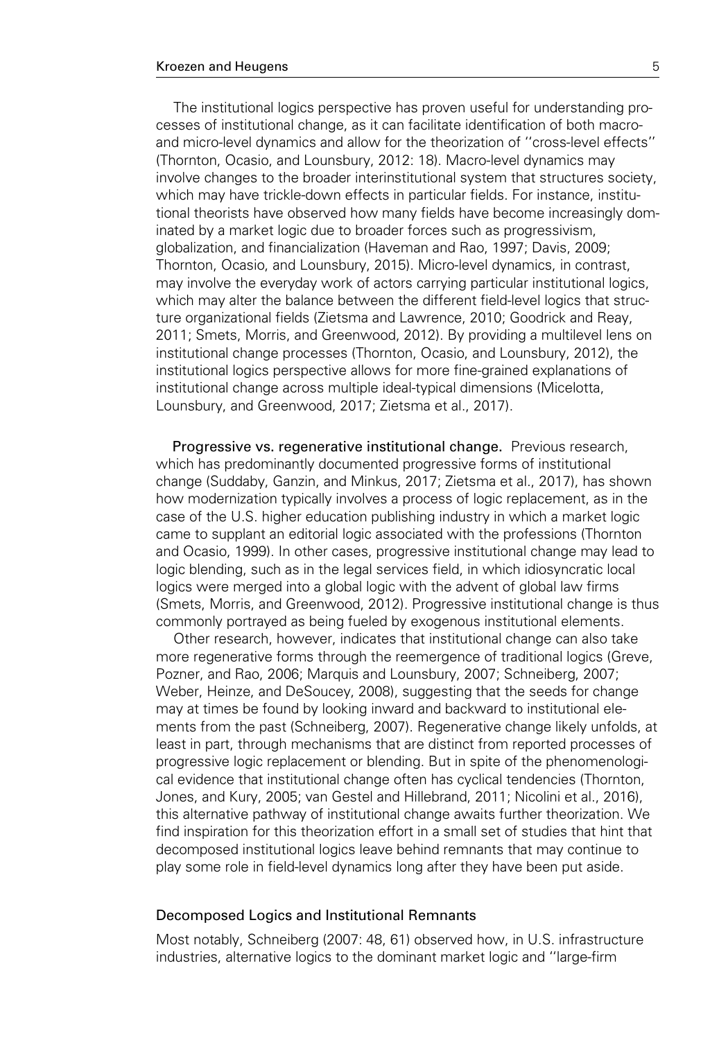The institutional logics perspective has proven useful for understanding processes of institutional change, as it can facilitate identification of both macro- and micro-level dynamics and allow for the theorization of ''cross-level effects'' (Thornton, Ocasio, and Lounsbury, 2012: 18). Macro-level dynamics may involve changes to the broader interinstitutional system that structures society, which may have trickle-down effects in particular fields. For instance, institutional theorists have observed how many fields have become increasingly dominated by a market logic due to broader forces such as progressivism, globalization, and financialization (Haveman and Rao, 1997; Davis, 2009; Thornton, Ocasio, and Lounsbury, 2015). Micro-level dynamics, in contrast, may involve the everyday work of actors carrying particular institutional logics, which may alter the balance between the different field-level logics that structure organizational fields (Zietsma and Lawrence, 2010; Goodrick and Reay, 2011; Smets, Morris, and Greenwood, 2012). By providing a multilevel lens on institutional change processes (Thornton, Ocasio, and Lounsbury, 2012), the institutional logics perspective allows for more fine-grained explanations of institutional change across multiple ideal-typical dimensions (Micelotta, Lounsbury, and Greenwood, 2017; Zietsma et al., 2017).

**Progressive vs. regenerative institutional change.** Previous research, which has predominantly documented progressive forms of institutional change (Suddaby, Ganzin, and Minkus, 2017; Zietsma et al., 2017), has shown how modernization typically involves a process of logic replacement, as in the case of the U.S. higher education publishing industry in which a market logic came to supplant an editorial logic associated with the professions (Thornton and Ocasio, 1999). In other cases, progressive institutional change may lead to logic blending, such as in the legal services field, in which idiosyncratic local logics were merged into a global logic with the advent of global law firms (Smets, Morris, and Greenwood, 2012). Progressive institutional change is thus commonly portrayed as being fueled by exogenous institutional elements.

Other research, however, indicates that institutional change can also take more regenerative forms through the reemergence of traditional logics (Greve, Pozner, and Rao, 2006; Marquis and Lounsbury, 2007; Schneiberg, 2007; Weber, Heinze, and DeSoucey, 2008), suggesting that the seeds for change may at times be found by looking inward and backward to institutional elements from the past (Schneiberg, 2007). Regenerative change likely unfolds, at least in part, through mechanisms that are distinct from reported processes of progressive logic replacement or blending. But in spite of the phenomenological evidence that institutional change often has cyclical tendencies (Thornton, Jones, and Kury, 2005; van Gestel and Hillebrand, 2011; Nicolini et al., 2016), this alternative pathway of institutional change awaits further theorization. We find inspiration for this theorization effort in a small set of studies that hint that decomposed institutional logics leave behind remnants that may continue to play some role in field-level dynamics long after they have been put aside.

## Decomposed Logics and Institutional Remnants

Most notably, Schneiberg (2007: 48, 61) observed how, in U.S. infrastructure industries, alternative logics to the dominant market logic and ''large-firm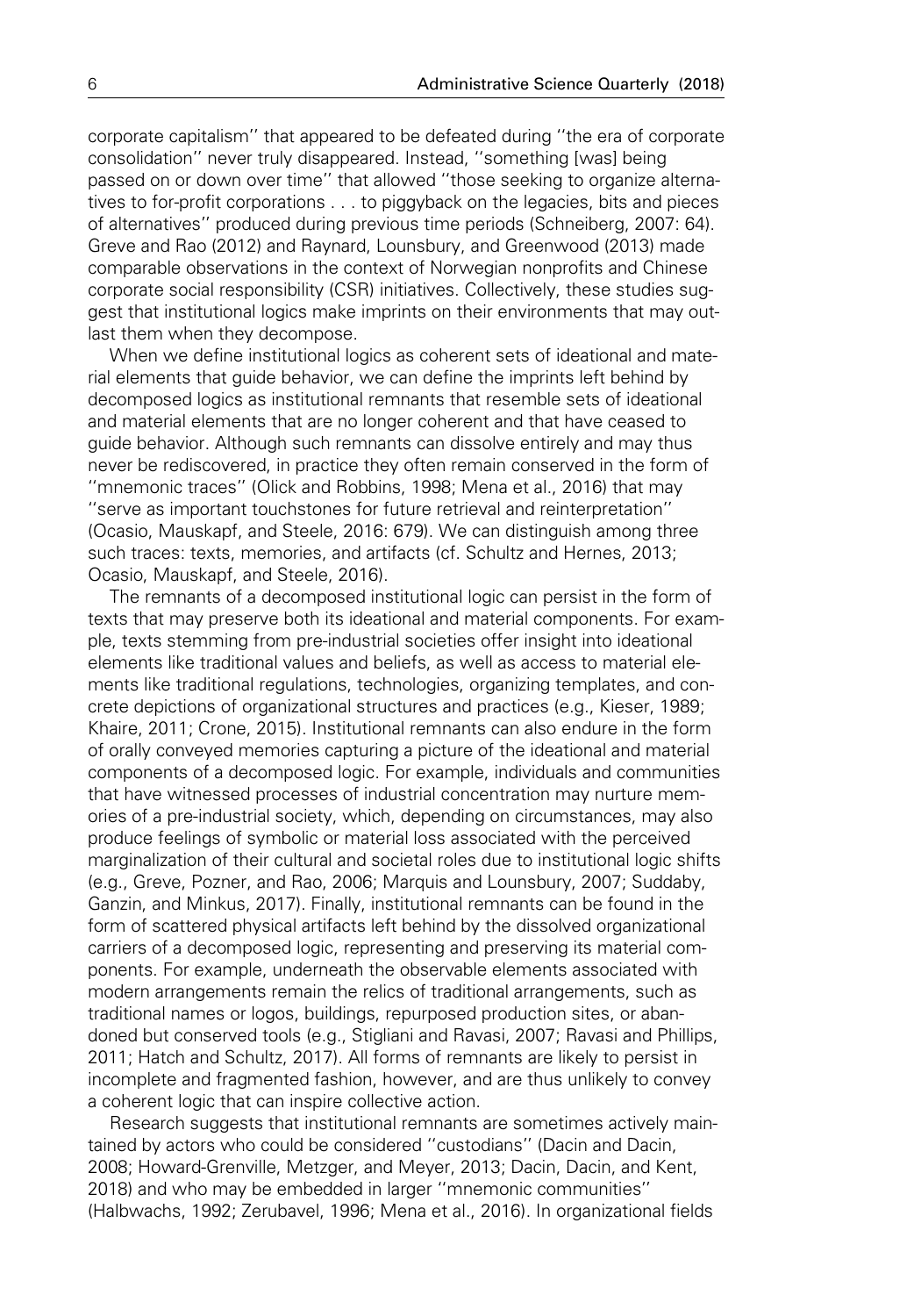corporate capitalism'' that appeared to be defeated during ''the era of corporate consolidation'' never truly disappeared. Instead, ''something [was] being passed on or down over time'' that allowed ''those seeking to organize alternatives to for-profit corporations . . . to piggyback on the legacies, bits and pieces of alternatives'' produced during previous time periods (Schneiberg, 2007: 64). Greve and Rao (2012) and Raynard, Lounsbury, and Greenwood (2013) made comparable observations in the context of Norwegian nonprofits and Chinese corporate social responsibility (CSR) initiatives. Collectively, these studies suggest that institutional logics make imprints on their environments that may outlast them when they decompose.

When we define institutional logics as coherent sets of ideational and material elements that guide behavior, we can define the imprints left behind by decomposed logics as institutional remnants that resemble sets of ideational and material elements that are no longer coherent and that have ceased to guide behavior. Although such remnants can dissolve entirely and may thus never be rediscovered, in practice they often remain conserved in the form of ''mnemonic traces'' (Olick and Robbins, 1998; Mena et al., 2016) that may ''serve as important touchstones for future retrieval and reinterpretation'' (Ocasio, Mauskapf, and Steele, 2016: 679). We can distinguish among three such traces: texts, memories, and artifacts (cf. Schultz and Hernes, 2013; Ocasio, Mauskapf, and Steele, 2016).

The remnants of a decomposed institutional logic can persist in the form of texts that may preserve both its ideational and material components. For example, texts stemming from pre-industrial societies offer insight into ideational elements like traditional values and beliefs, as well as access to material elements like traditional regulations, technologies, organizing templates, and concrete depictions of organizational structures and practices (e.g., Kieser, 1989; Khaire, 2011; Crone, 2015). Institutional remnants can also endure in the form of orally conveyed memories capturing a picture of the ideational and material components of a decomposed logic. For example, individuals and communities that have witnessed processes of industrial concentration may nurture memories of a pre-industrial society, which, depending on circumstances, may also produce feelings of symbolic or material loss associated with the perceived marginalization of their cultural and societal roles due to institutional logic shifts (e.g., Greve, Pozner, and Rao, 2006; Marquis and Lounsbury, 2007; Suddaby, Ganzin, and Minkus, 2017). Finally, institutional remnants can be found in the form of scattered physical artifacts left behind by the dissolved organizational carriers of a decomposed logic, representing and preserving its material components. For example, underneath the observable elements associated with modern arrangements remain the relics of traditional arrangements, such as traditional names or logos, buildings, repurposed production sites, or abandoned but conserved tools (e.g., Stigliani and Ravasi, 2007; Ravasi and Phillips, 2011; Hatch and Schultz, 2017). All forms of remnants are likely to persist in incomplete and fragmented fashion, however, and are thus unlikely to convey a coherent logic that can inspire collective action.

Research suggests that institutional remnants are sometimes actively maintained by actors who could be considered ''custodians'' (Dacin and Dacin, 2008; Howard-Grenville, Metzger, and Meyer, 2013; Dacin, Dacin, and Kent, 2018) and who may be embedded in larger ''mnemonic communities'' (Halbwachs, 1992; Zerubavel, 1996; Mena et al., 2016). In organizational fields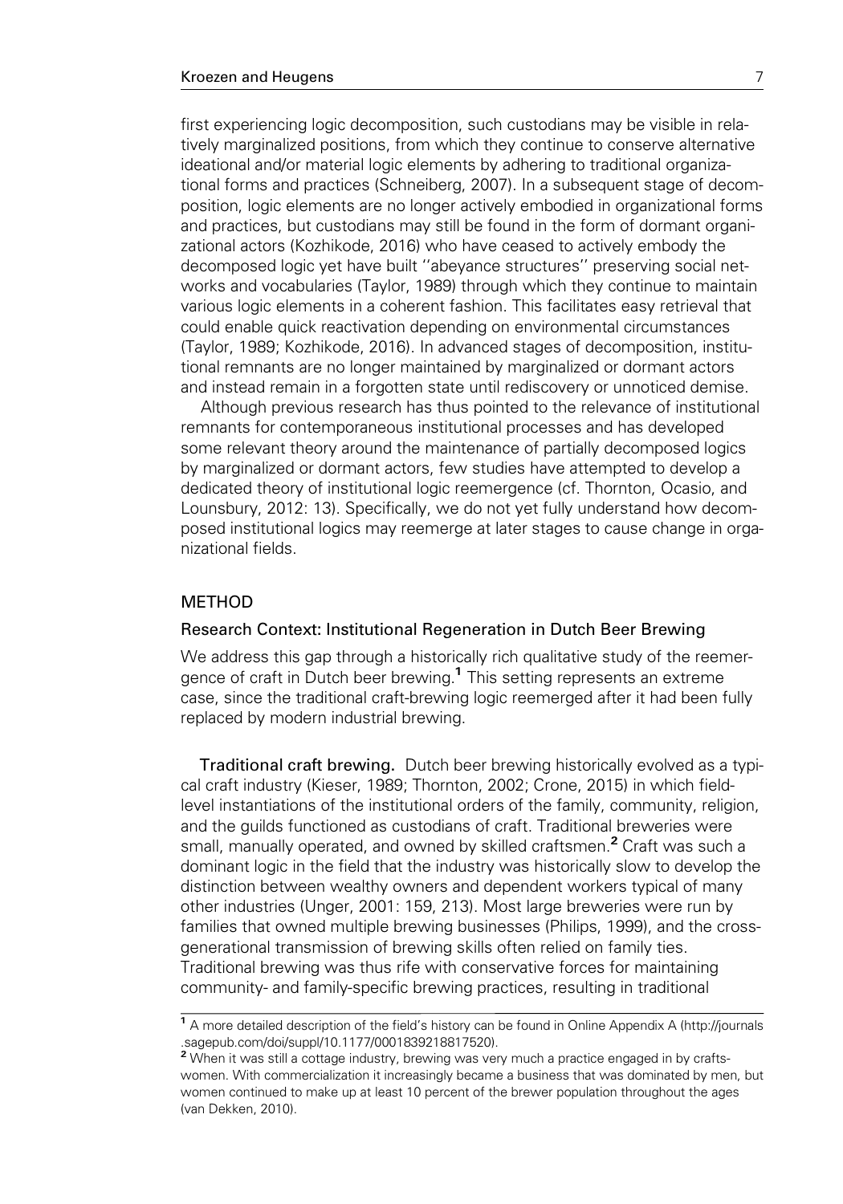first experiencing logic decomposition, such custodians may be visible in relatively marginalized positions, from which they continue to conserve alternative ideational and/or material logic elements by adhering to traditional organizational forms and practices (Schneiberg, 2007). In a subsequent stage of decomposition, logic elements are no longer actively embodied in organizational forms and practices, but custodians may still be found in the form of dormant organizational actors (Kozhikode, 2016) who have ceased to actively embody the decomposed logic yet have built ''abeyance structures'' preserving social networks and vocabularies (Taylor, 1989) through which they continue to maintain various logic elements in a coherent fashion. This facilitates easy retrieval that could enable quick reactivation depending on environmental circumstances (Taylor, 1989; Kozhikode, 2016). In advanced stages of decomposition, institutional remnants are no longer maintained by marginalized or dormant actors and instead remain in a forgotten state until rediscovery or unnoticed demise.

Although previous research has thus pointed to the relevance of institutional remnants for contemporaneous institutional processes and has developed some relevant theory around the maintenance of partially decomposed logics by marginalized or dormant actors, few studies have attempted to develop a dedicated theory of institutional logic reemergence (cf. Thornton, Ocasio, and Lounsbury, 2012: 13). Specifically, we do not yet fully understand how decomposed institutional logics may reemerge at later stages to cause change in organizational fields.

## METHOD

### Research Context: Institutional Regeneration in Dutch Beer Brewing

We address this gap through a historically rich qualitative study of the reemergence of craft in Dutch beer brewing.[1] This setting represents an extreme case, since the traditional craft-brewing logic reemerged after it had been fully replaced by modern industrial brewing.

**Traditional craft brewing.** Dutch beer brewing historically evolved as a typical craft industry (Kieser, 1989; Thornton, 2002; Crone, 2015) in which field-level instantiations of the institutional orders of the family, community, religion, and the guilds functioned as custodians of craft. Traditional breweries were small, manually operated, and owned by skilled craftsmen.[2] Craft was such a dominant logic in the field that the industry was historically slow to develop the distinction between wealthy owners and dependent workers typical of many other industries (Unger, 2001: 159, 213). Most large breweries were run by families that owned multiple brewing businesses (Philips, 1999), and the cross-generational transmission of brewing skills often relied on family ties. Traditional brewing was thus rife with conservative forces for maintaining community- and family-specific brewing practices, resulting in traditional

[1] A more detailed description of the field's history can be found in Online Appendix A (http://journals.sagepub.com/doi/suppl/10.1177/0001839218817520).

[2] When it was still a cottage industry, brewing was very much a practice engaged in by craftswomen. With commercialization it increasingly became a business that was dominated by men, but women continued to make up at least 10 percent of the brewer population throughout the ages (van Dekken, 2010).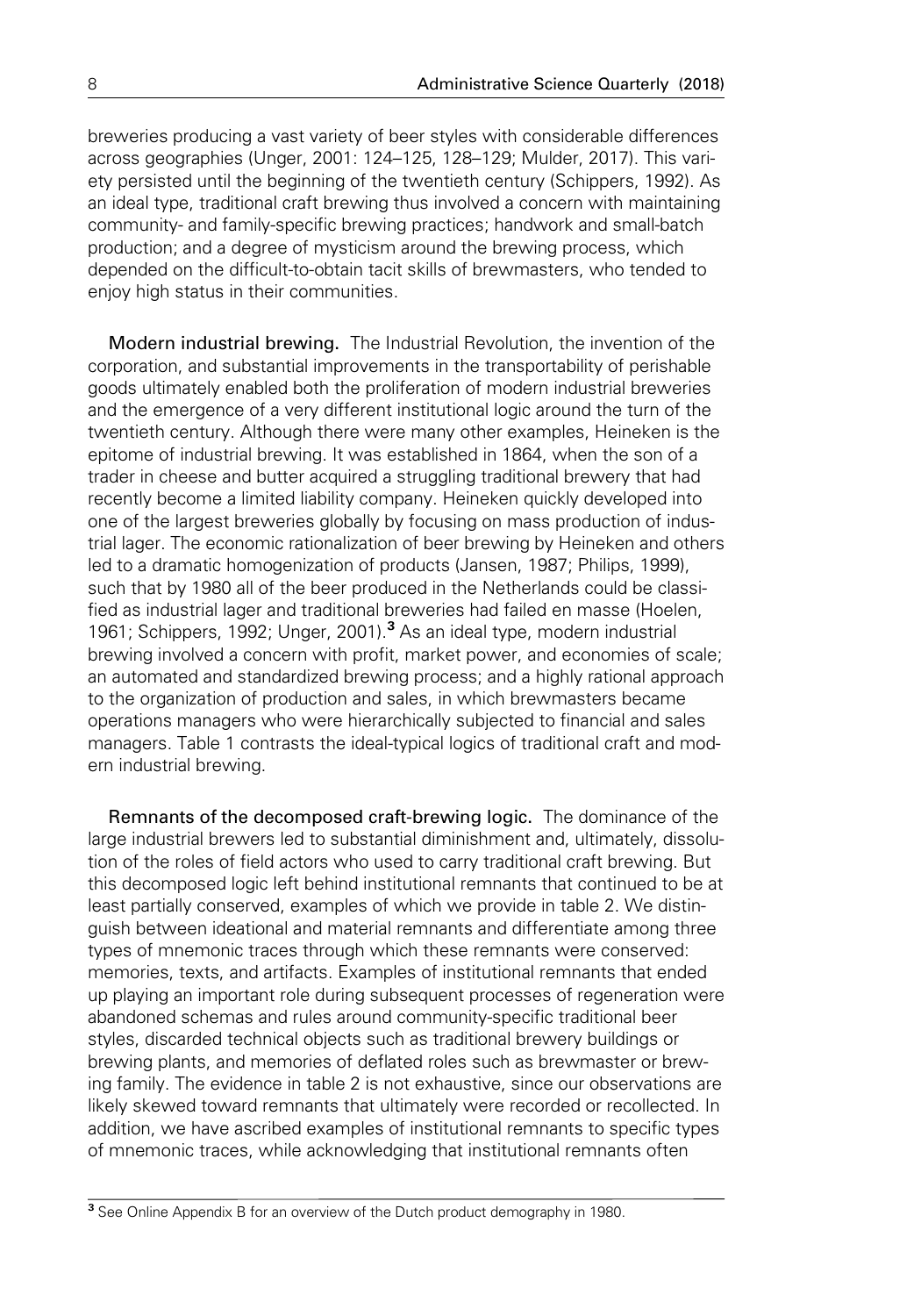breweries producing a vast variety of beer styles with considerable differences across geographies (Unger, 2001: 124–125, 128–129; Mulder, 2017). This variety persisted until the beginning of the twentieth century (Schippers, 1992). As an ideal type, traditional craft brewing thus involved a concern with maintaining community- and family-specific brewing practices; handwork and small-batch production; and a degree of mysticism around the brewing process, which depended on the difficult-to-obtain tacit skills of brewmasters, who tended to enjoy high status in their communities.

**Modern industrial brewing.** The Industrial Revolution, the invention of the corporation, and substantial improvements in the transportability of perishable goods ultimately enabled both the proliferation of modern industrial breweries and the emergence of a very different institutional logic around the turn of the twentieth century. Although there were many other examples, Heineken is the epitome of industrial brewing. It was established in 1864, when the son of a trader in cheese and butter acquired a struggling traditional brewery that had recently become a limited liability company. Heineken quickly developed into one of the largest breweries globally by focusing on mass production of industrial lager. The economic rationalization of beer brewing by Heineken and others led to a dramatic homogenization of products (Jansen, 1987; Philips, 1999), such that by 1980 all of the beer produced in the Netherlands could be classified as industrial lager and traditional breweries had failed en masse (Hoelen, 1961; Schippers, 1992; Unger, 2001).[3] As an ideal type, modern industrial brewing involved a concern with profit, market power, and economies of scale; an automated and standardized brewing process; and a highly rational approach to the organization of production and sales, in which brewmasters became operations managers who were hierarchically subjected to financial and sales managers. Table 1 contrasts the ideal-typical logics of traditional craft and modern industrial brewing.

**Remnants of the decomposed craft-brewing logic.** The dominance of the large industrial brewers led to substantial diminishment and, ultimately, dissolution of the roles of field actors who used to carry traditional craft brewing. But this decomposed logic left behind institutional remnants that continued to be at least partially conserved, examples of which we provide in table 2. We distinguish between ideational and material remnants and differentiate among three types of mnemonic traces through which these remnants were conserved: memories, texts, and artifacts. Examples of institutional remnants that ended up playing an important role during subsequent processes of regeneration were abandoned schemas and rules around community-specific traditional beer styles, discarded technical objects such as traditional brewery buildings or brewing plants, and memories of deflated roles such as brewmaster or brewing family. The evidence in table 2 is not exhaustive, since our observations are likely skewed toward remnants that ultimately were recorded or recollected. In addition, we have ascribed examples of institutional remnants to specific types of mnemonic traces, while acknowledging that institutional remnants often

[3] See Online Appendix B for an overview of the Dutch product demography in 1980.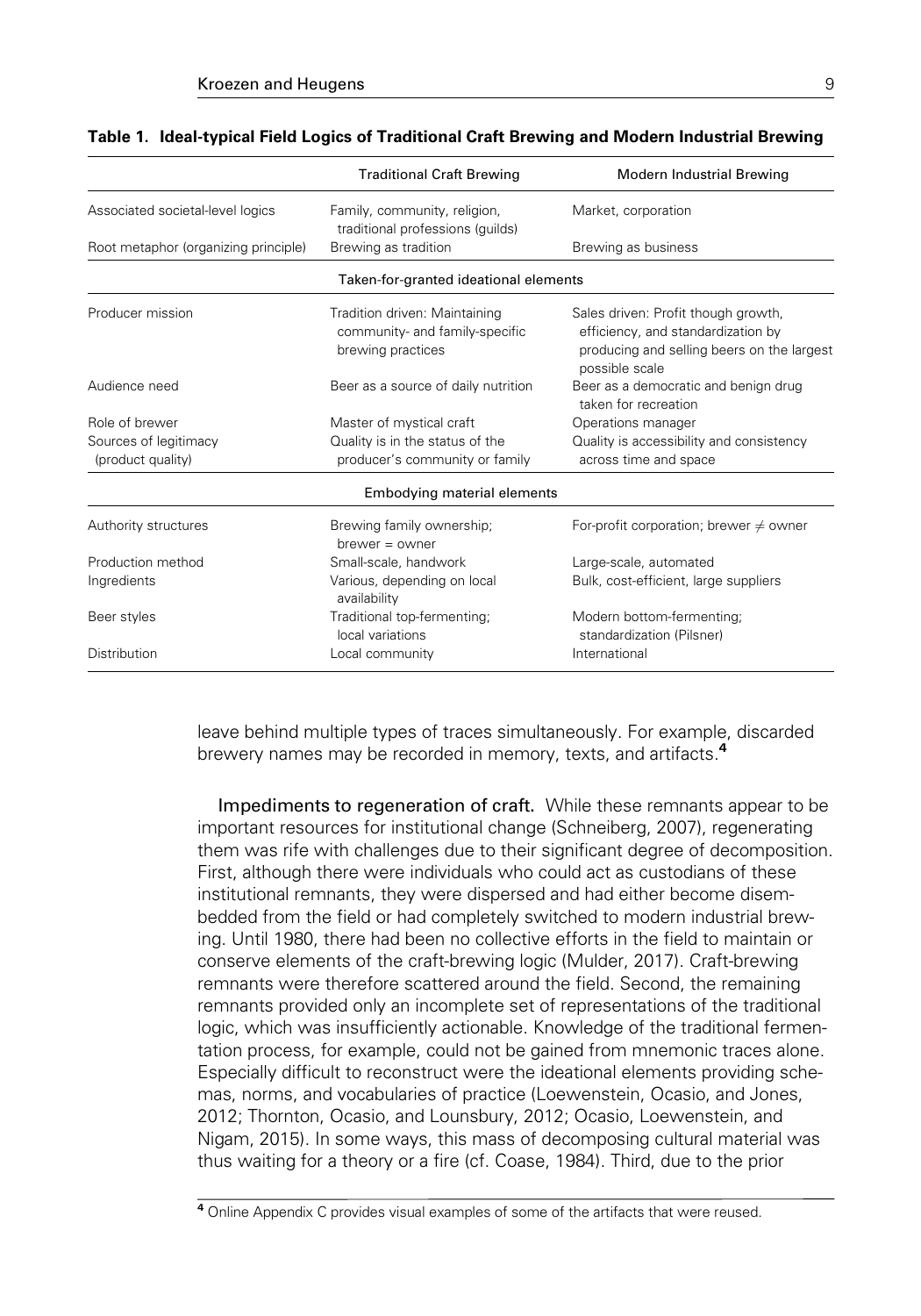**Table 1. Ideal-typical Field Logics of Traditional Craft Brewing and Modern Industrial Brewing**

| | Traditional Craft Brewing | Modern Industrial Brewing |
|---|---|---|
| Associated societal-level logics | Family, community, religion, traditional professions (guilds) | Market, corporation |
| Root metaphor (organizing principle) | Brewing as tradition | Brewing as business |
| **Taken-for-granted ideational elements** | | |
| Producer mission | Tradition driven: Maintaining community- and family-specific brewing practices | Sales driven: Profit though growth, efficiency, and standardization by producing and selling beers on the largest possible scale |
| Audience need | Beer as a source of daily nutrition | Beer as a democratic and benign drug taken for recreation |
| Role of brewer | Master of mystical craft | Operations manager |
| Sources of legitimacy (product quality) | Quality is in the status of the producer's community or family | Quality is accessibility and consistency across time and space |
| **Embodying material elements** | | |
| Authority structures | Brewing family ownership; brewer = owner | For-profit corporation; brewer ≠ owner |
| Production method | Small-scale, handwork | Large-scale, automated |
| Ingredients | Various, depending on local availability | Bulk, cost-efficient, large suppliers |
| Beer styles | Traditional top-fermenting; local variations | Modern bottom-fermenting; standardization (Pilsner) |
| Distribution | Local community | International |

leave behind multiple types of traces simultaneously. For example, discarded brewery names may be recorded in memory, texts, and artifacts.[4]

**Impediments to regeneration of craft.** While these remnants appear to be important resources for institutional change (Schneiberg, 2007), regenerating them was rife with challenges due to their significant degree of decomposition. First, although there were individuals who could act as custodians of these institutional remnants, they were dispersed and had either become disembedded from the field or had completely switched to modern industrial brewing. Until 1980, there had been no collective efforts in the field to maintain or conserve elements of the craft-brewing logic (Mulder, 2017). Craft-brewing remnants were therefore scattered around the field. Second, the remaining remnants provided only an incomplete set of representations of the traditional logic, which was insufficiently actionable. Knowledge of the traditional fermentation process, for example, could not be gained from mnemonic traces alone. Especially difficult to reconstruct were the ideational elements providing schemas, norms, and vocabularies of practice (Loewenstein, Ocasio, and Jones, 2012; Thornton, Ocasio, and Lounsbury, 2012; Ocasio, Loewenstein, and Nigam, 2015). In some ways, this mass of decomposing cultural material was thus waiting for a theory or a fire (cf. Coase, 1984). Third, due to the prior

[4] Online Appendix C provides visual examples of some of the artifacts that were reused.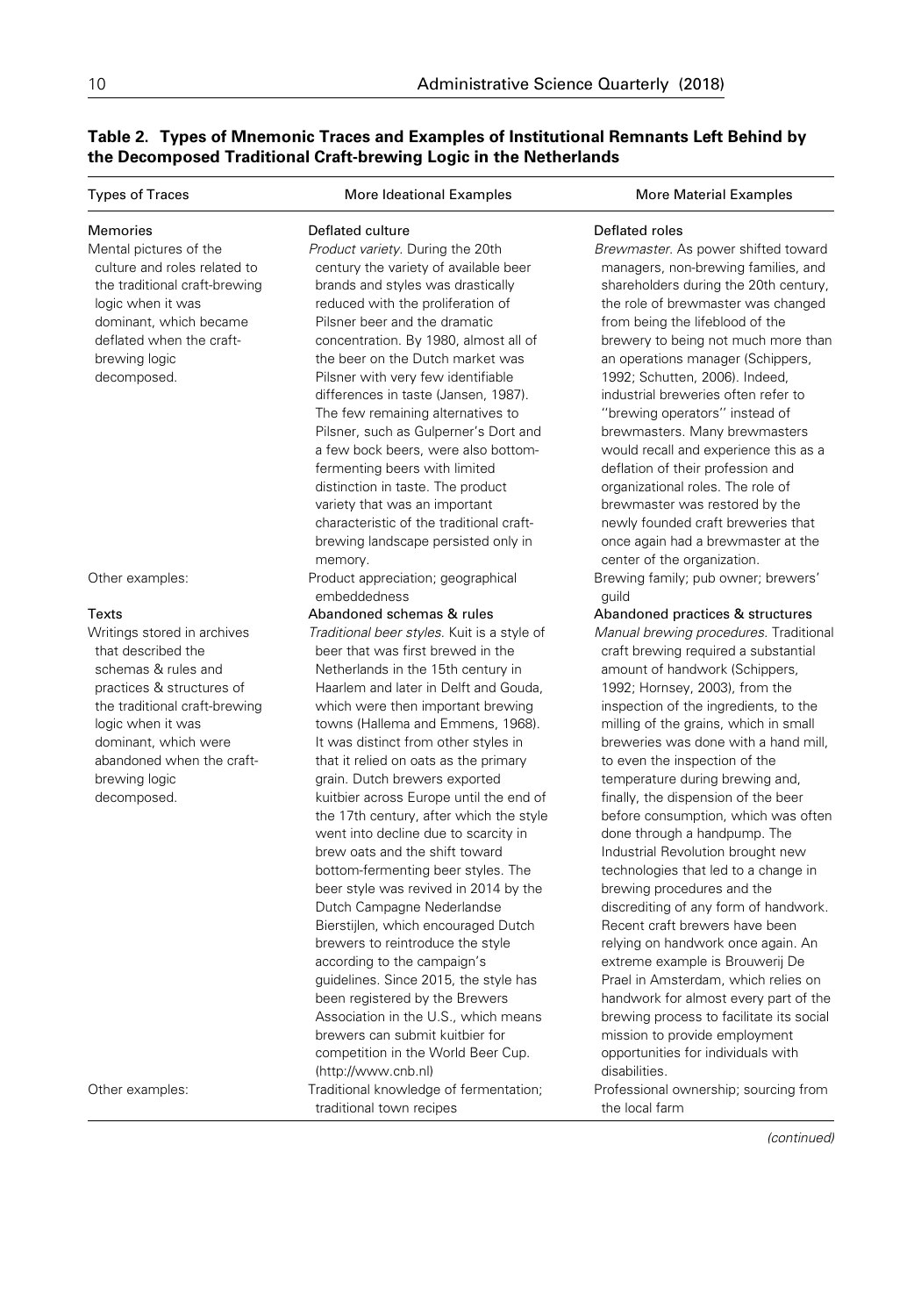**Table 2. Types of Mnemonic Traces and Examples of Institutional Remnants Left Behind by the Decomposed Traditional Craft-brewing Logic in the Netherlands**

| Types of Traces | More Ideational Examples | More Material Examples |
|---|---|---|
| **Memories** | **Deflated culture** | **Deflated roles** |
| Mental pictures of the culture and roles related to the traditional craft-brewing logic when it was dominant, which became deflated when the craft-brewing logic decomposed. | *Product variety.* During the 20th century the variety of available beer brands and styles was drastically reduced with the proliferation of Pilsner beer and the dramatic concentration. By 1980, almost all of the beer on the Dutch market was Pilsner with very few identifiable differences in taste (Jansen, 1987). The few remaining alternatives to Pilsner, such as Gulperner's Dort and a few bock beers, were also bottom-fermenting beers with limited distinction in taste. The product variety that was an important characteristic of the traditional craft-brewing landscape persisted only in memory. | *Brewmaster.* As power shifted toward managers, non-brewing families, and shareholders during the 20th century, the role of brewmaster was changed from being the lifeblood of the brewery to being not much more than an operations manager (Schippers, 1992; Schutten, 2006). Indeed, industrial breweries often refer to "brewing operators" instead of brewmasters. Many brewmasters would recall and experience this as a deflation of their profession and organizational roles. The role of brewmaster was restored by the newly founded craft breweries that once again had a brewmaster at the center of the organization. |
| Other examples: | Product appreciation; geographical embeddedness | Brewing family; pub owner; brewers' guild |
| **Texts** | **Abandoned schemas & rules** | **Abandoned practices & structures** |
| Writings stored in archives that described the schemas & rules and practices & structures of the traditional craft-brewing logic when it was dominant, which were abandoned when the craft-brewing logic decomposed. | *Traditional beer styles.* Kuit is a style of beer that was first brewed in the Netherlands in the 15th century in Haarlem and later in Delft and Gouda, which were then important brewing towns (Hallema and Emmens, 1968). It was distinct from other styles in that it relied on oats as the primary grain. Dutch brewers exported kuitbier across Europe until the end of the 17th century, after which the style went into decline due to scarcity in brew oats and the shift toward bottom-fermenting beer styles. The beer style was revived in 2014 by the Dutch Campagne Nederlandse Bierstijlen, which encouraged Dutch brewers to reintroduce the style according to the campaign's guidelines. Since 2015, the style has been registered by the Brewers Association in the U.S., which means brewers can submit kuitbier for competition in the World Beer Cup. (http://www.cnb.nl) | *Manual brewing procedures.* Traditional craft brewing required a substantial amount of handwork (Schippers, 1992; Hornsey, 2003), from the inspection of the ingredients, to the milling of the grains, which in small breweries was done with a hand mill, to even the inspection of the temperature during brewing and, finally, the dispension of the beer before consumption, which was often done through a handpump. The Industrial Revolution brought new technologies that led to a change in brewing procedures and the discrediting of any form of handwork. Recent craft brewers have been relying on handwork once again. An extreme example is Brouwerij De Prael in Amsterdam, which relies on handwork for almost every part of the brewing process to facilitate its social mission to provide employment opportunities for individuals with disabilities. |
| Other examples: | Traditional knowledge of fermentation; traditional town recipes | Professional ownership; sourcing from the local farm |

*(continued)*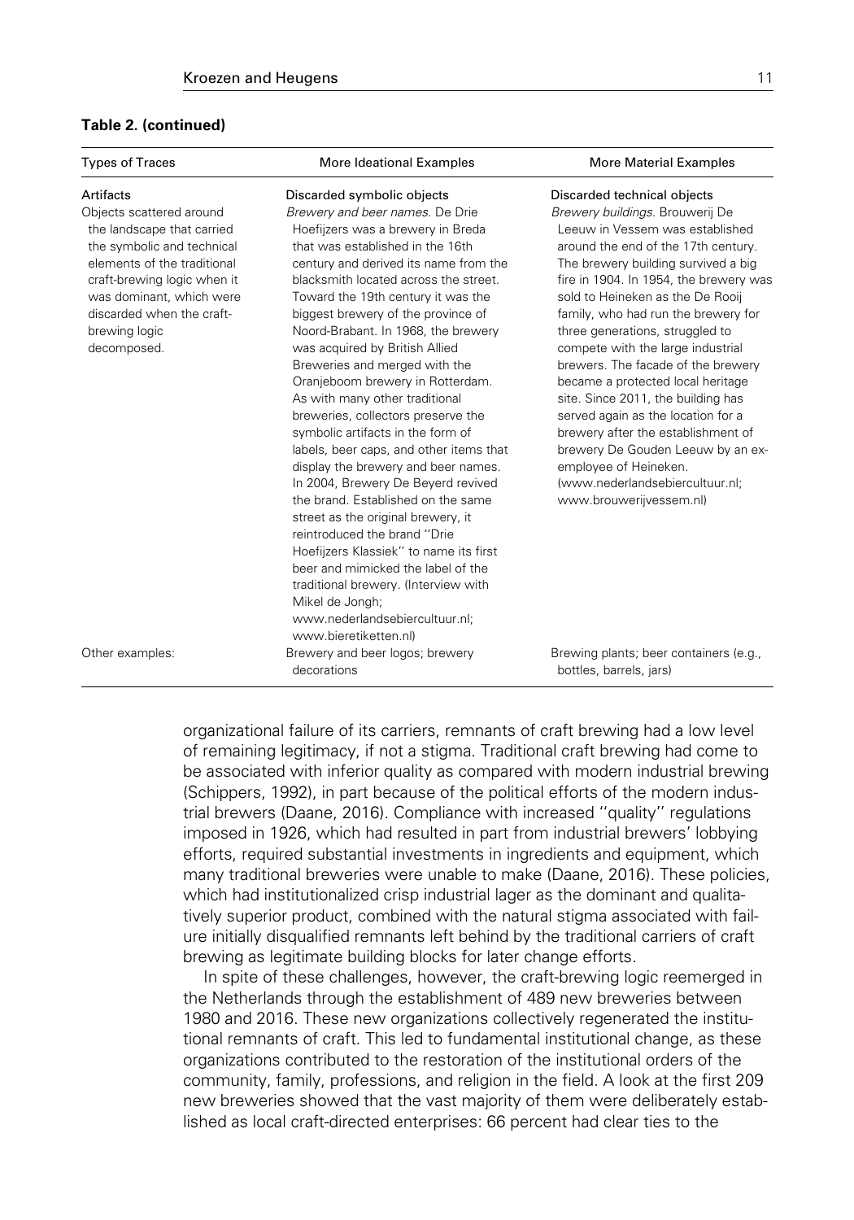**Table 2. (continued)**

| Types of Traces | More Ideational Examples | More Material Examples |
|---|---|---|
| Artifacts<br>Objects scattered around the landscape that carried the symbolic and technical elements of the traditional craft-brewing logic when it was dominant, which were discarded when the craft-brewing logic decomposed. | Discarded symbolic objects<br>*Brewery and beer names*. De Drie Hoefijzers was a brewery in Breda that was established in the 16th century and derived its name from the blacksmith located across the street. Toward the 19th century it was the biggest brewery of the province of Noord-Brabant. In 1968, the brewery was acquired by British Allied Breweries and merged with the Oranjeboom brewery in Rotterdam. As with many other traditional breweries, collectors preserve the symbolic artifacts in the form of labels, beer caps, and other items that display the brewery and beer names. In 2004, Brewery De Beyerd revived the brand. Established on the same street as the original brewery, it reintroduced the brand ''Drie Hoefijzers Klassiek'' to name its first beer and mimicked the label of the traditional brewery. (Interview with Mikel de Jongh; www.nederlandsebiercultuur.nl; www.bieretiketten.nl) | Discarded technical objects<br>*Brewery buildings*. Brouwerij De Leeuw in Vessem was established around the end of the 17th century. The brewery building survived a big fire in 1904. In 1954, the brewery was sold to Heineken as the De Rooij family, who had run the brewery for three generations, struggled to compete with the large industrial brewers. The facade of the brewery became a protected local heritage site. Since 2011, the building has served again as the location for a brewery after the establishment of brewery De Gouden Leeuw by an ex-employee of Heineken. (www.nederlandsebiercultuur.nl; www.brouwerijvessem.nl) |
| Other examples: | Brewery and beer logos; brewery decorations | Brewing plants; beer containers (e.g., bottles, barrels, jars) |

organizational failure of its carriers, remnants of craft brewing had a low level of remaining legitimacy, if not a stigma. Traditional craft brewing had come to be associated with inferior quality as compared with modern industrial brewing (Schippers, 1992), in part because of the political efforts of the modern industrial brewers (Daane, 2016). Compliance with increased ''quality'' regulations imposed in 1926, which had resulted in part from industrial brewers' lobbying efforts, required substantial investments in ingredients and equipment, which many traditional breweries were unable to make (Daane, 2016). These policies, which had institutionalized crisp industrial lager as the dominant and qualitatively superior product, combined with the natural stigma associated with failure initially disqualified remnants left behind by the traditional carriers of craft brewing as legitimate building blocks for later change efforts.

In spite of these challenges, however, the craft-brewing logic reemerged in the Netherlands through the establishment of 489 new breweries between 1980 and 2016. These new organizations collectively regenerated the institutional remnants of craft. This led to fundamental institutional change, as these organizations contributed to the restoration of the institutional orders of the community, family, professions, and religion in the field. A look at the first 209 new breweries showed that the vast majority of them were deliberately established as local craft-directed enterprises: 66 percent had clear ties to the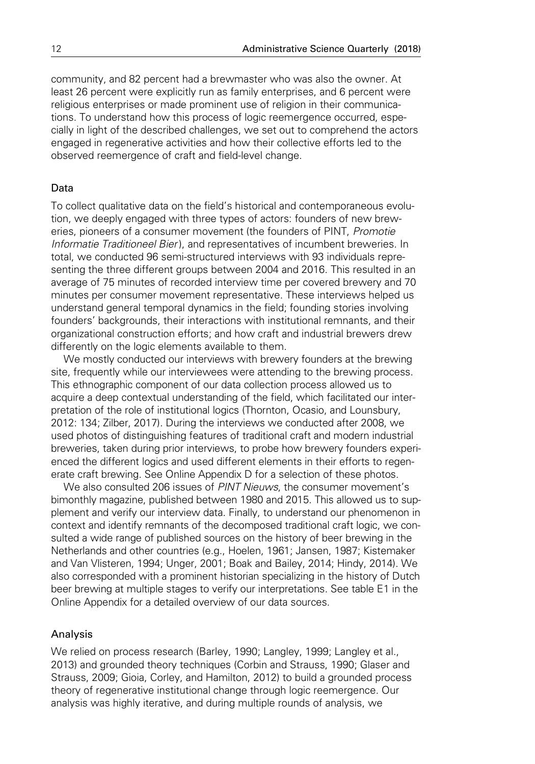community, and 82 percent had a brewmaster who was also the owner. At least 26 percent were explicitly run as family enterprises, and 6 percent were religious enterprises or made prominent use of religion in their communications. To understand how this process of logic reemergence occurred, especially in light of the described challenges, we set out to comprehend the actors engaged in regenerative activities and how their collective efforts led to the observed reemergence of craft and field-level change.

## Data

To collect qualitative data on the field's historical and contemporaneous evolution, we deeply engaged with three types of actors: founders of new breweries, pioneers of a consumer movement (the founders of PINT, *Promotie Informatie Traditioneel Bier*), and representatives of incumbent breweries. In total, we conducted 96 semi-structured interviews with 93 individuals representing the three different groups between 2004 and 2016. This resulted in an average of 75 minutes of recorded interview time per covered brewery and 70 minutes per consumer movement representative. These interviews helped us understand general temporal dynamics in the field; founding stories involving founders' backgrounds, their interactions with institutional remnants, and their organizational construction efforts; and how craft and industrial brewers drew differently on the logic elements available to them.

We mostly conducted our interviews with brewery founders at the brewing site, frequently while our interviewees were attending to the brewing process. This ethnographic component of our data collection process allowed us to acquire a deep contextual understanding of the field, which facilitated our interpretation of the role of institutional logics (Thornton, Ocasio, and Lounsbury, 2012: 134; Zilber, 2017). During the interviews we conducted after 2008, we used photos of distinguishing features of traditional craft and modern industrial breweries, taken during prior interviews, to probe how brewery founders experienced the different logics and used different elements in their efforts to regenerate craft brewing. See Online Appendix D for a selection of these photos.

We also consulted 206 issues of *PINT Nieuws*, the consumer movement's bimonthly magazine, published between 1980 and 2015. This allowed us to supplement and verify our interview data. Finally, to understand our phenomenon in context and identify remnants of the decomposed traditional craft logic, we consulted a wide range of published sources on the history of beer brewing in the Netherlands and other countries (e.g., Hoelen, 1961; Jansen, 1987; Kistemaker and Van Vlisteren, 1994; Unger, 2001; Boak and Bailey, 2014; Hindy, 2014). We also corresponded with a prominent historian specializing in the history of Dutch beer brewing at multiple stages to verify our interpretations. See table E1 in the Online Appendix for a detailed overview of our data sources.

## Analysis

We relied on process research (Barley, 1990; Langley, 1999; Langley et al., 2013) and grounded theory techniques (Corbin and Strauss, 1990; Glaser and Strauss, 2009; Gioia, Corley, and Hamilton, 2012) to build a grounded process theory of regenerative institutional change through logic reemergence. Our analysis was highly iterative, and during multiple rounds of analysis, we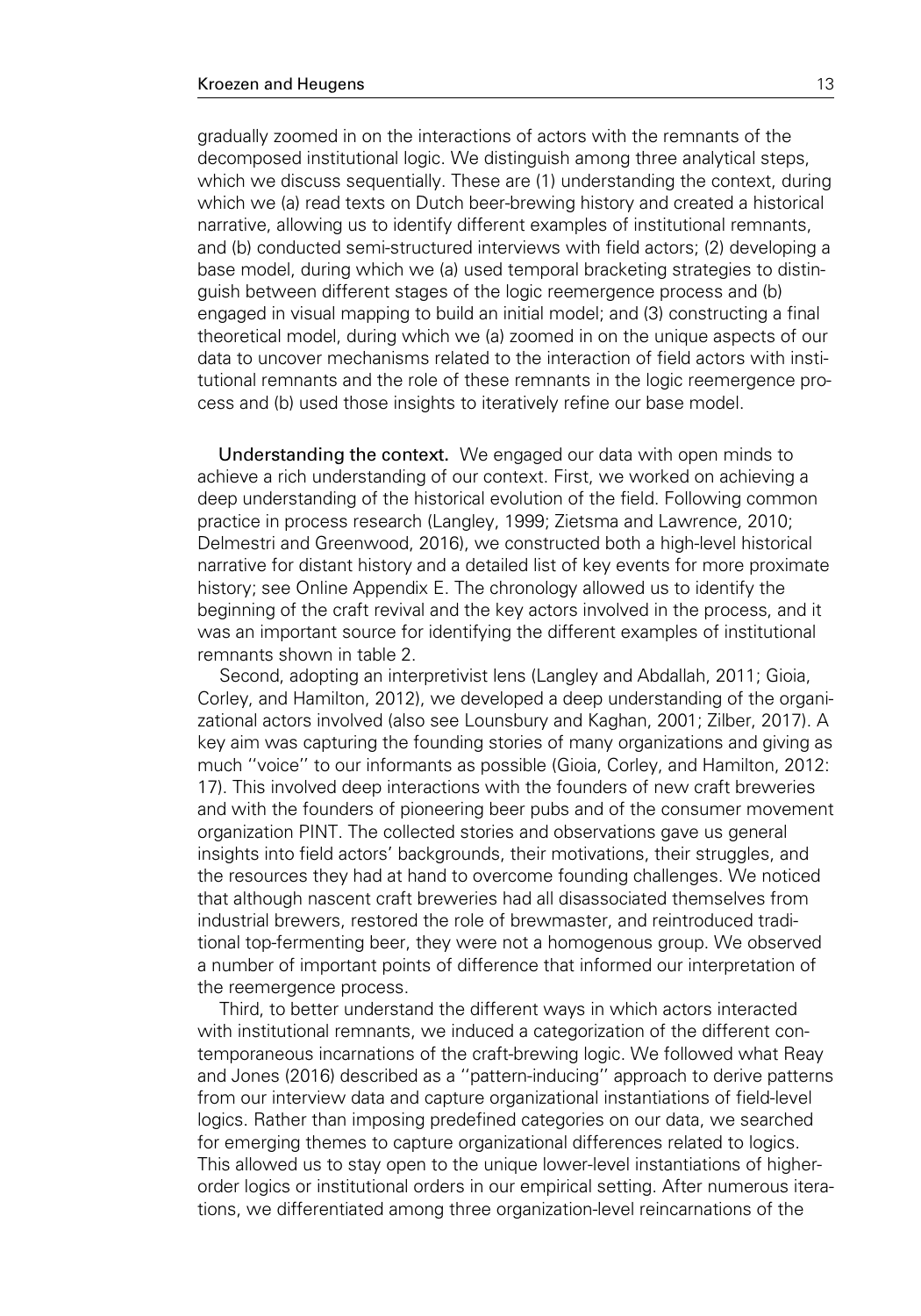gradually zoomed in on the interactions of actors with the remnants of the decomposed institutional logic. We distinguish among three analytical steps, which we discuss sequentially. These are (1) understanding the context, during which we (a) read texts on Dutch beer-brewing history and created a historical narrative, allowing us to identify different examples of institutional remnants, and (b) conducted semi-structured interviews with field actors; (2) developing a base model, during which we (a) used temporal bracketing strategies to distinguish between different stages of the logic reemergence process and (b) engaged in visual mapping to build an initial model; and (3) constructing a final theoretical model, during which we (a) zoomed in on the unique aspects of our data to uncover mechanisms related to the interaction of field actors with institutional remnants and the role of these remnants in the logic reemergence process and (b) used those insights to iteratively refine our base model.

**Understanding the context.** We engaged our data with open minds to achieve a rich understanding of our context. First, we worked on achieving a deep understanding of the historical evolution of the field. Following common practice in process research (Langley, 1999; Zietsma and Lawrence, 2010; Delmestri and Greenwood, 2016), we constructed both a high-level historical narrative for distant history and a detailed list of key events for more proximate history; see Online Appendix E. The chronology allowed us to identify the beginning of the craft revival and the key actors involved in the process, and it was an important source for identifying the different examples of institutional remnants shown in table 2.

Second, adopting an interpretivist lens (Langley and Abdallah, 2011; Gioia, Corley, and Hamilton, 2012), we developed a deep understanding of the organizational actors involved (also see Lounsbury and Kaghan, 2001; Zilber, 2017). A key aim was capturing the founding stories of many organizations and giving as much ''voice'' to our informants as possible (Gioia, Corley, and Hamilton, 2012: 17). This involved deep interactions with the founders of new craft breweries and with the founders of pioneering beer pubs and of the consumer movement organization PINT. The collected stories and observations gave us general insights into field actors' backgrounds, their motivations, their struggles, and the resources they had at hand to overcome founding challenges. We noticed that although nascent craft breweries had all disassociated themselves from industrial brewers, restored the role of brewmaster, and reintroduced traditional top-fermenting beer, they were not a homogenous group. We observed a number of important points of difference that informed our interpretation of the reemergence process.

Third, to better understand the different ways in which actors interacted with institutional remnants, we induced a categorization of the different contemporaneous incarnations of the craft-brewing logic. We followed what Reay and Jones (2016) described as a ''pattern-inducing'' approach to derive patterns from our interview data and capture organizational instantiations of field-level logics. Rather than imposing predefined categories on our data, we searched for emerging themes to capture organizational differences related to logics. This allowed us to stay open to the unique lower-level instantiations of higher-order logics or institutional orders in our empirical setting. After numerous iterations, we differentiated among three organization-level reincarnations of the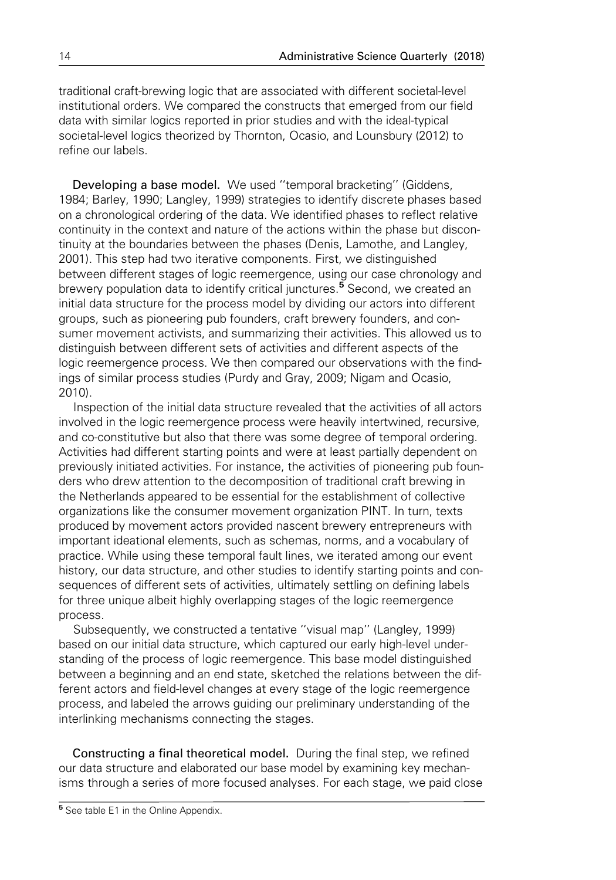traditional craft-brewing logic that are associated with different societal-level institutional orders. We compared the constructs that emerged from our field data with similar logics reported in prior studies and with the ideal-typical societal-level logics theorized by Thornton, Ocasio, and Lounsbury (2012) to refine our labels.

**Developing a base model.** We used ''temporal bracketing'' (Giddens, 1984; Barley, 1990; Langley, 1999) strategies to identify discrete phases based on a chronological ordering of the data. We identified phases to reflect relative continuity in the context and nature of the actions within the phase but discontinuity at the boundaries between the phases (Denis, Lamothe, and Langley, 2001). This step had two iterative components. First, we distinguished between different stages of logic reemergence, using our case chronology and brewery population data to identify critical junctures.[5] Second, we created an initial data structure for the process model by dividing our actors into different groups, such as pioneering pub founders, craft brewery founders, and consumer movement activists, and summarizing their activities. This allowed us to distinguish between different sets of activities and different aspects of the logic reemergence process. We then compared our observations with the findings of similar process studies (Purdy and Gray, 2009; Nigam and Ocasio, 2010).

Inspection of the initial data structure revealed that the activities of all actors involved in the logic reemergence process were heavily intertwined, recursive, and co-constitutive but also that there was some degree of temporal ordering. Activities had different starting points and were at least partially dependent on previously initiated activities. For instance, the activities of pioneering pub founders who drew attention to the decomposition of traditional craft brewing in the Netherlands appeared to be essential for the establishment of collective organizations like the consumer movement organization PINT. In turn, texts produced by movement actors provided nascent brewery entrepreneurs with important ideational elements, such as schemas, norms, and a vocabulary of practice. While using these temporal fault lines, we iterated among our event history, our data structure, and other studies to identify starting points and consequences of different sets of activities, ultimately settling on defining labels for three unique albeit highly overlapping stages of the logic reemergence process.

Subsequently, we constructed a tentative ''visual map'' (Langley, 1999) based on our initial data structure, which captured our early high-level understanding of the process of logic reemergence. This base model distinguished between a beginning and an end state, sketched the relations between the different actors and field-level changes at every stage of the logic reemergence process, and labeled the arrows guiding our preliminary understanding of the interlinking mechanisms connecting the stages.

**Constructing a final theoretical model.** During the final step, we refined our data structure and elaborated our base model by examining key mechanisms through a series of more focused analyses. For each stage, we paid close

[5] See table E1 in the Online Appendix.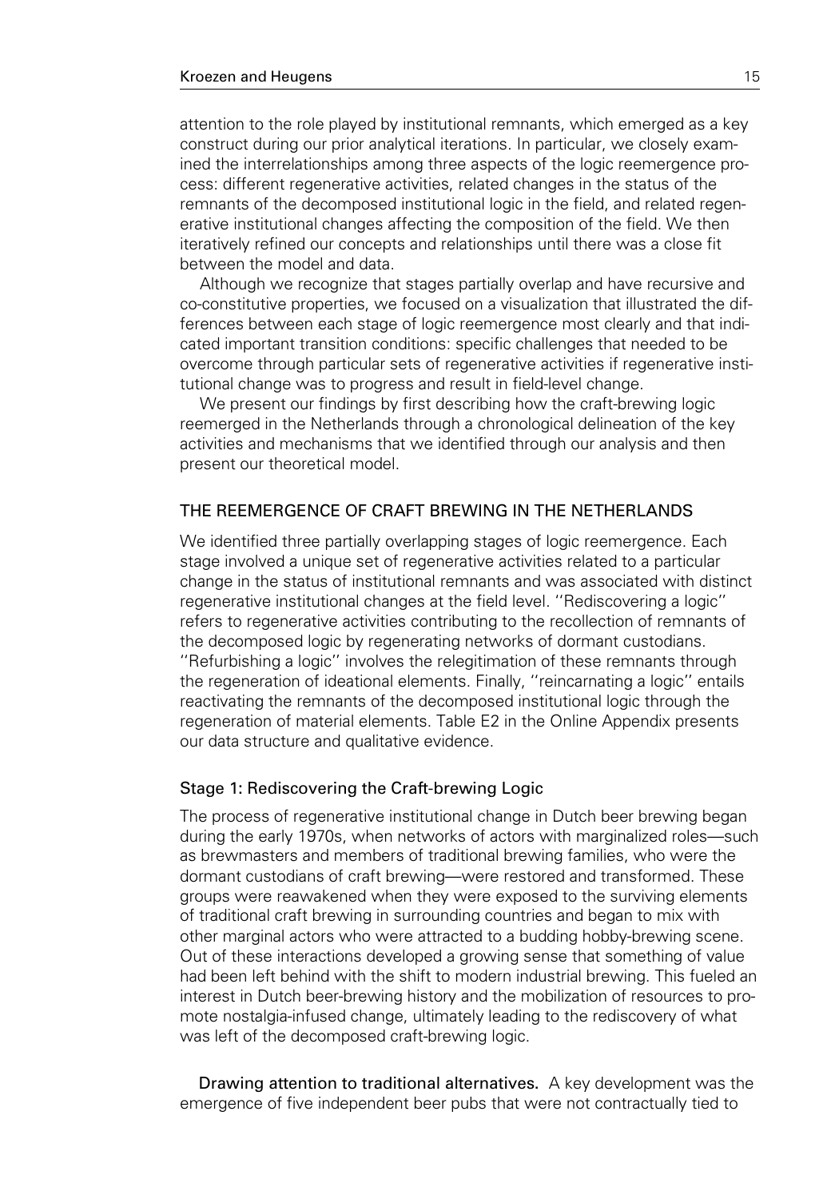attention to the role played by institutional remnants, which emerged as a key construct during our prior analytical iterations. In particular, we closely examined the interrelationships among three aspects of the logic reemergence process: different regenerative activities, related changes in the status of the remnants of the decomposed institutional logic in the field, and related regenerative institutional changes affecting the composition of the field. We then iteratively refined our concepts and relationships until there was a close fit between the model and data.

Although we recognize that stages partially overlap and have recursive and co-constitutive properties, we focused on a visualization that illustrated the differences between each stage of logic reemergence most clearly and that indicated important transition conditions: specific challenges that needed to be overcome through particular sets of regenerative activities if regenerative institutional change was to progress and result in field-level change.

We present our findings by first describing how the craft-brewing logic reemerged in the Netherlands through a chronological delineation of the key activities and mechanisms that we identified through our analysis and then present our theoretical model.

## THE REEMERGENCE OF CRAFT BREWING IN THE NETHERLANDS

We identified three partially overlapping stages of logic reemergence. Each stage involved a unique set of regenerative activities related to a particular change in the status of institutional remnants and was associated with distinct regenerative institutional changes at the field level. ''Rediscovering a logic'' refers to regenerative activities contributing to the recollection of remnants of the decomposed logic by regenerating networks of dormant custodians. ''Refurbishing a logic'' involves the relegitimation of these remnants through the regeneration of ideational elements. Finally, ''reincarnating a logic'' entails reactivating the remnants of the decomposed institutional logic through the regeneration of material elements. Table E2 in the Online Appendix presents our data structure and qualitative evidence.

### Stage 1: Rediscovering the Craft-brewing Logic

The process of regenerative institutional change in Dutch beer brewing began during the early 1970s, when networks of actors with marginalized roles—such as brewmasters and members of traditional brewing families, who were the dormant custodians of craft brewing—were restored and transformed. These groups were reawakened when they were exposed to the surviving elements of traditional craft brewing in surrounding countries and began to mix with other marginal actors who were attracted to a budding hobby-brewing scene. Out of these interactions developed a growing sense that something of value had been left behind with the shift to modern industrial brewing. This fueled an interest in Dutch beer-brewing history and the mobilization of resources to promote nostalgia-infused change, ultimately leading to the rediscovery of what was left of the decomposed craft-brewing logic.

**Drawing attention to traditional alternatives.** A key development was the emergence of five independent beer pubs that were not contractually tied to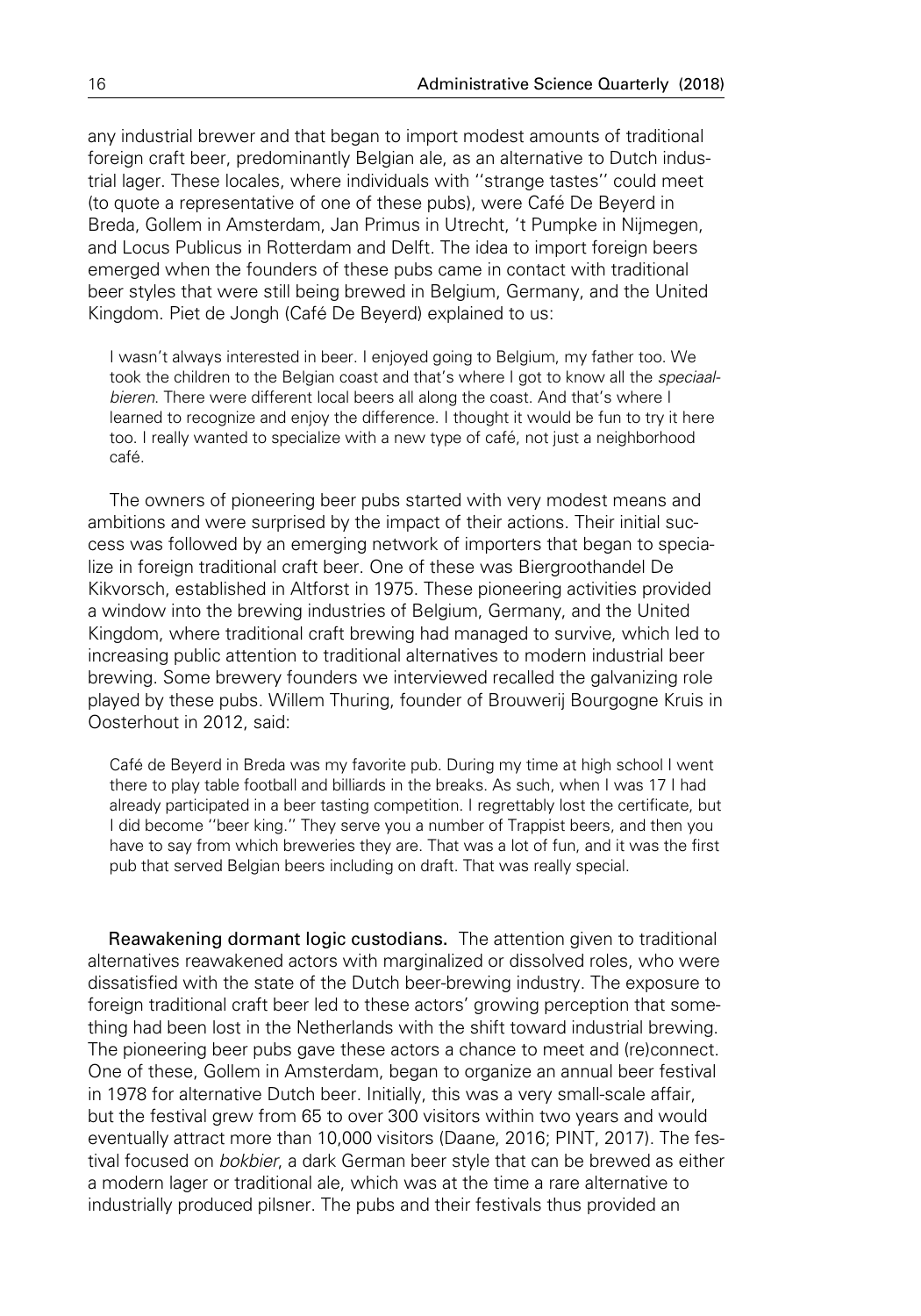any industrial brewer and that began to import modest amounts of traditional foreign craft beer, predominantly Belgian ale, as an alternative to Dutch industrial lager. These locales, where individuals with ''strange tastes'' could meet (to quote a representative of one of these pubs), were Café De Beyerd in Breda, Gollem in Amsterdam, Jan Primus in Utrecht, 't Pumpke in Nijmegen, and Locus Publicus in Rotterdam and Delft. The idea to import foreign beers emerged when the founders of these pubs came in contact with traditional beer styles that were still being brewed in Belgium, Germany, and the United Kingdom. Piet de Jongh (Café De Beyerd) explained to us:

> I wasn't always interested in beer. I enjoyed going to Belgium, my father too. We took the children to the Belgian coast and that's where I got to know all the *speciaal-bieren*. There were different local beers all along the coast. And that's where I learned to recognize and enjoy the difference. I thought it would be fun to try it here too. I really wanted to specialize with a new type of café, not just a neighborhood café.

The owners of pioneering beer pubs started with very modest means and ambitions and were surprised by the impact of their actions. Their initial success was followed by an emerging network of importers that began to specialize in foreign traditional craft beer. One of these was Biergroothandel De Kikvorsch, established in Altforst in 1975. These pioneering activities provided a window into the brewing industries of Belgium, Germany, and the United Kingdom, where traditional craft brewing had managed to survive, which led to increasing public attention to traditional alternatives to modern industrial beer brewing. Some brewery founders we interviewed recalled the galvanizing role played by these pubs. Willem Thuring, founder of Brouwerij Bourgogne Kruis in Oosterhout in 2012, said:

> Café de Beyerd in Breda was my favorite pub. During my time at high school I went there to play table football and billiards in the breaks. As such, when I was 17 I had already participated in a beer tasting competition. I regrettably lost the certificate, but I did become ''beer king.'' They serve you a number of Trappist beers, and then you have to say from which breweries they are. That was a lot of fun, and it was the first pub that served Belgian beers including on draft. That was really special.

**Reawakening dormant logic custodians.** The attention given to traditional alternatives reawakened actors with marginalized or dissolved roles, who were dissatisfied with the state of the Dutch beer-brewing industry. The exposure to foreign traditional craft beer led to these actors' growing perception that something had been lost in the Netherlands with the shift toward industrial brewing. The pioneering beer pubs gave these actors a chance to meet and (re)connect. One of these, Gollem in Amsterdam, began to organize an annual beer festival in 1978 for alternative Dutch beer. Initially, this was a very small-scale affair, but the festival grew from 65 to over 300 visitors within two years and would eventually attract more than 10,000 visitors (Daane, 2016; PINT, 2017). The festival focused on *bokbier*, a dark German beer style that can be brewed as either a modern lager or traditional ale, which was at the time a rare alternative to industrially produced pilsner. The pubs and their festivals thus provided an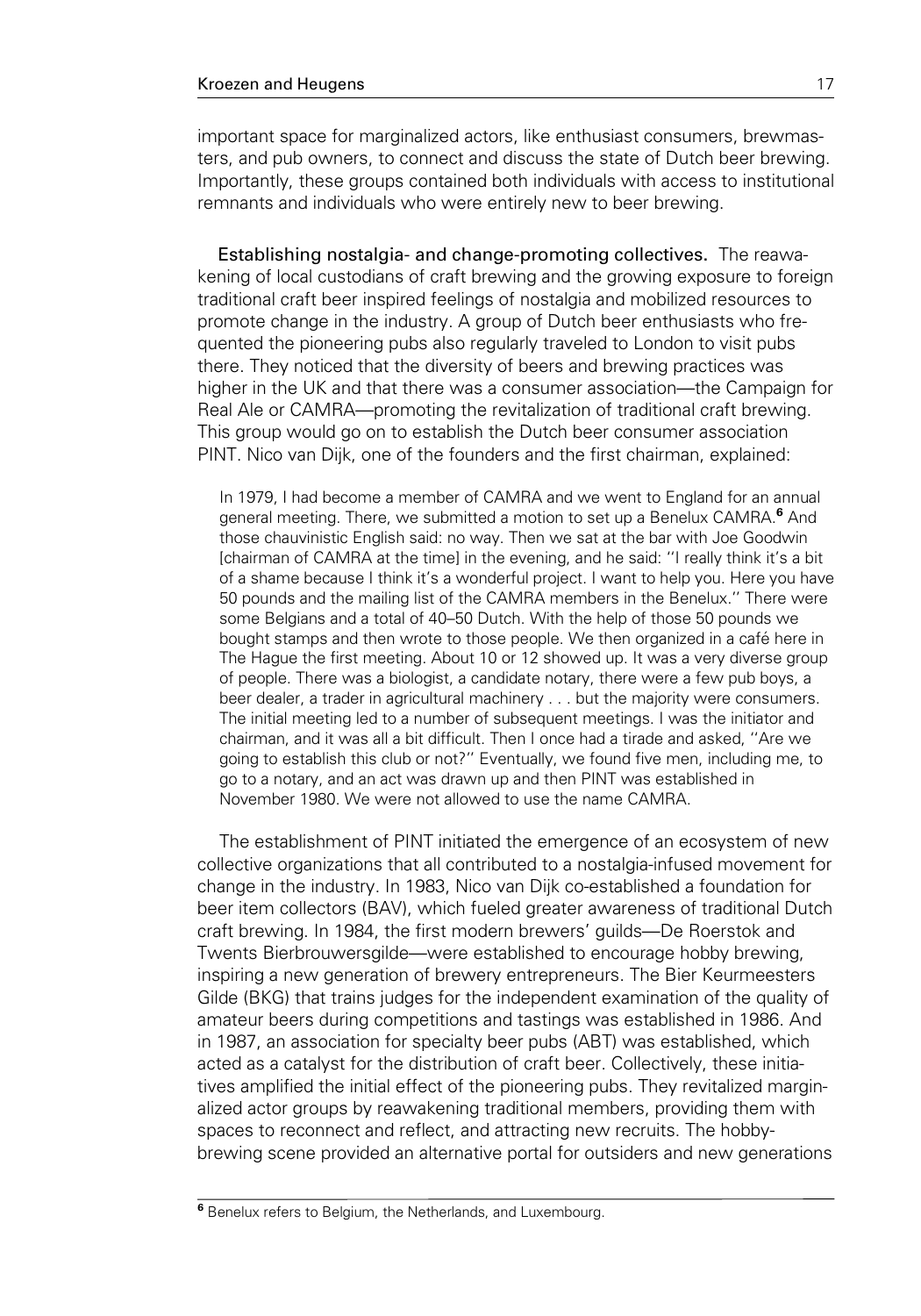important space for marginalized actors, like enthusiast consumers, brewmasters, and pub owners, to connect and discuss the state of Dutch beer brewing. Importantly, these groups contained both individuals with access to institutional remnants and individuals who were entirely new to beer brewing.

**Establishing nostalgia- and change-promoting collectives.** The reawakening of local custodians of craft brewing and the growing exposure to foreign traditional craft beer inspired feelings of nostalgia and mobilized resources to promote change in the industry. A group of Dutch beer enthusiasts who frequented the pioneering pubs also regularly traveled to London to visit pubs there. They noticed that the diversity of beers and brewing practices was higher in the UK and that there was a consumer association—the Campaign for Real Ale or CAMRA—promoting the revitalization of traditional craft brewing. This group would go on to establish the Dutch beer consumer association PINT. Nico van Dijk, one of the founders and the first chairman, explained:

> In 1979, I had become a member of CAMRA and we went to England for an annual general meeting. There, we submitted a motion to set up a Benelux CAMRA.[6] And those chauvinistic English said: no way. Then we sat at the bar with Joe Goodwin [chairman of CAMRA at the time] in the evening, and he said: ''I really think it's a bit of a shame because I think it's a wonderful project. I want to help you. Here you have 50 pounds and the mailing list of the CAMRA members in the Benelux.'' There were some Belgians and a total of 40–50 Dutch. With the help of those 50 pounds we bought stamps and then wrote to those people. We then organized in a café here in The Hague the first meeting. About 10 or 12 showed up. It was a very diverse group of people. There was a biologist, a candidate notary, there were a few pub boys, a beer dealer, a trader in agricultural machinery . . . but the majority were consumers. The initial meeting led to a number of subsequent meetings. I was the initiator and chairman, and it was all a bit difficult. Then I once had a tirade and asked, ''Are we going to establish this club or not?'' Eventually, we found five men, including me, to go to a notary, and an act was drawn up and then PINT was established in November 1980. We were not allowed to use the name CAMRA.

The establishment of PINT initiated the emergence of an ecosystem of new collective organizations that all contributed to a nostalgia-infused movement for change in the industry. In 1983, Nico van Dijk co-established a foundation for beer item collectors (BAV), which fueled greater awareness of traditional Dutch craft brewing. In 1984, the first modern brewers' guilds—De Roerstok and Twents Bierbrouwersgilde—were established to encourage hobby brewing, inspiring a new generation of brewery entrepreneurs. The Bier Keurmeesters Gilde (BKG) that trains judges for the independent examination of the quality of amateur beers during competitions and tastings was established in 1986. And in 1987, an association for specialty beer pubs (ABT) was established, which acted as a catalyst for the distribution of craft beer. Collectively, these initiatives amplified the initial effect of the pioneering pubs. They revitalized marginalized actor groups by reawakening traditional members, providing them with spaces to reconnect and reflect, and attracting new recruits. The hobby-brewing scene provided an alternative portal for outsiders and new generations

[6] Benelux refers to Belgium, the Netherlands, and Luxembourg.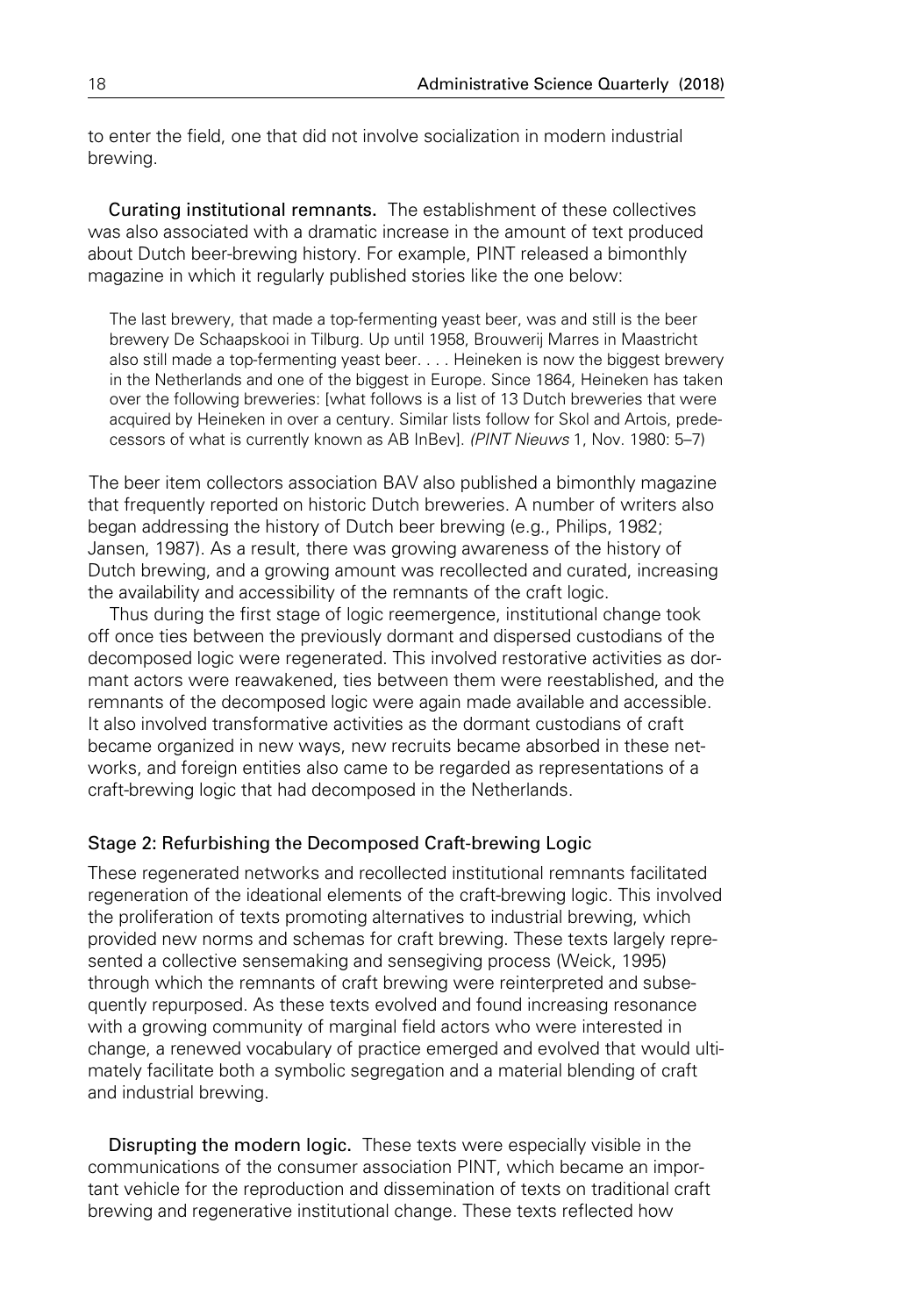to enter the field, one that did not involve socialization in modern industrial brewing.

**Curating institutional remnants.** The establishment of these collectives was also associated with a dramatic increase in the amount of text produced about Dutch beer-brewing history. For example, PINT released a bimonthly magazine in which it regularly published stories like the one below:

> The last brewery, that made a top-fermenting yeast beer, was and still is the beer brewery De Schaapskooi in Tilburg. Up until 1958, Brouwerij Marres in Maastricht also still made a top-fermenting yeast beer. . . . Heineken is now the biggest brewery in the Netherlands and one of the biggest in Europe. Since 1864, Heineken has taken over the following breweries: [what follows is a list of 13 Dutch breweries that were acquired by Heineken in over a century. Similar lists follow for Skol and Artois, predecessors of what is currently known as AB InBev]. (*PINT Nieuws* 1, Nov. 1980: 5–7)

The beer item collectors association BAV also published a bimonthly magazine that frequently reported on historic Dutch breweries. A number of writers also began addressing the history of Dutch beer brewing (e.g., Philips, 1982; Jansen, 1987). As a result, there was growing awareness of the history of Dutch brewing, and a growing amount was recollected and curated, increasing the availability and accessibility of the remnants of the craft logic.

Thus during the first stage of logic reemergence, institutional change took off once ties between the previously dormant and dispersed custodians of the decomposed logic were regenerated. This involved restorative activities as dormant actors were reawakened, ties between them were reestablished, and the remnants of the decomposed logic were again made available and accessible. It also involved transformative activities as the dormant custodians of craft became organized in new ways, new recruits became absorbed in these networks, and foreign entities also came to be regarded as representations of a craft-brewing logic that had decomposed in the Netherlands.

### Stage 2: Refurbishing the Decomposed Craft-brewing Logic

These regenerated networks and recollected institutional remnants facilitated regeneration of the ideational elements of the craft-brewing logic. This involved the proliferation of texts promoting alternatives to industrial brewing, which provided new norms and schemas for craft brewing. These texts largely represented a collective sensemaking and sensegiving process (Weick, 1995) through which the remnants of craft brewing were reinterpreted and subsequently repurposed. As these texts evolved and found increasing resonance with a growing community of marginal field actors who were interested in change, a renewed vocabulary of practice emerged and evolved that would ultimately facilitate both a symbolic segregation and a material blending of craft and industrial brewing.

**Disrupting the modern logic.** These texts were especially visible in the communications of the consumer association PINT, which became an important vehicle for the reproduction and dissemination of texts on traditional craft brewing and regenerative institutional change. These texts reflected how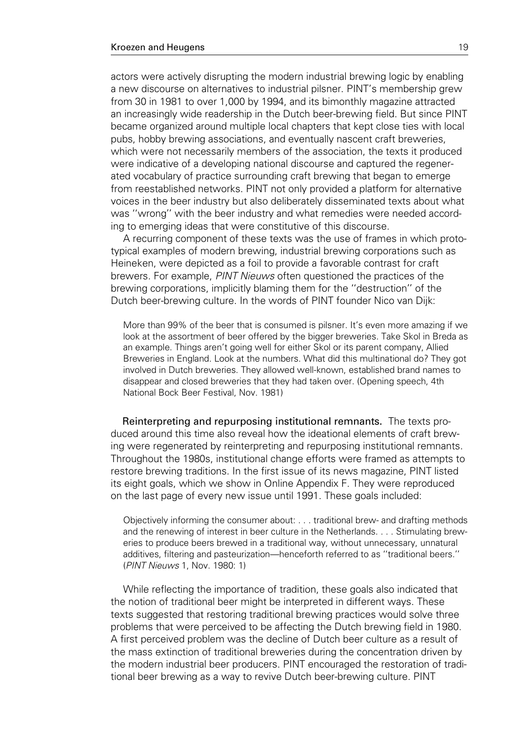actors were actively disrupting the modern industrial brewing logic by enabling a new discourse on alternatives to industrial pilsner. PINT's membership grew from 30 in 1981 to over 1,000 by 1994, and its bimonthly magazine attracted an increasingly wide readership in the Dutch beer-brewing field. But since PINT became organized around multiple local chapters that kept close ties with local pubs, hobby brewing associations, and eventually nascent craft breweries, which were not necessarily members of the association, the texts it produced were indicative of a developing national discourse and captured the regenerated vocabulary of practice surrounding craft brewing that began to emerge from reestablished networks. PINT not only provided a platform for alternative voices in the beer industry but also deliberately disseminated texts about what was ''wrong'' with the beer industry and what remedies were needed according to emerging ideas that were constitutive of this discourse.

A recurring component of these texts was the use of frames in which prototypical examples of modern brewing, industrial brewing corporations such as Heineken, were depicted as a foil to provide a favorable contrast for craft brewers. For example, *PINT Nieuws* often questioned the practices of the brewing corporations, implicitly blaming them for the ''destruction'' of the Dutch beer-brewing culture. In the words of PINT founder Nico van Dijk:

> More than 99% of the beer that is consumed is pilsner. It's even more amazing if we look at the assortment of beer offered by the bigger breweries. Take Skol in Breda as an example. Things aren't going well for either Skol or its parent company, Allied Breweries in England. Look at the numbers. What did this multinational do? They got involved in Dutch breweries. They allowed well-known, established brand names to disappear and closed breweries that they had taken over. (Opening speech, 4th National Bock Beer Festival, Nov. 1981)

**Reinterpreting and repurposing institutional remnants.** The texts produced around this time also reveal how the ideational elements of craft brewing were regenerated by reinterpreting and repurposing institutional remnants. Throughout the 1980s, institutional change efforts were framed as attempts to restore brewing traditions. In the first issue of its news magazine, PINT listed its eight goals, which we show in Online Appendix F. They were reproduced on the last page of every new issue until 1991. These goals included:

> Objectively informing the consumer about: . . . traditional brew- and drafting methods and the renewing of interest in beer culture in the Netherlands. . . . Stimulating breweries to produce beers brewed in a traditional way, without unnecessary, unnatural additives, filtering and pasteurization—henceforth referred to as ''traditional beers.'' (*PINT Nieuws* 1, Nov. 1980: 1)

While reflecting the importance of tradition, these goals also indicated that the notion of traditional beer might be interpreted in different ways. These texts suggested that restoring traditional brewing practices would solve three problems that were perceived to be affecting the Dutch brewing field in 1980. A first perceived problem was the decline of Dutch beer culture as a result of the mass extinction of traditional breweries during the concentration driven by the modern industrial beer producers. PINT encouraged the restoration of traditional beer brewing as a way to revive Dutch beer-brewing culture. PINT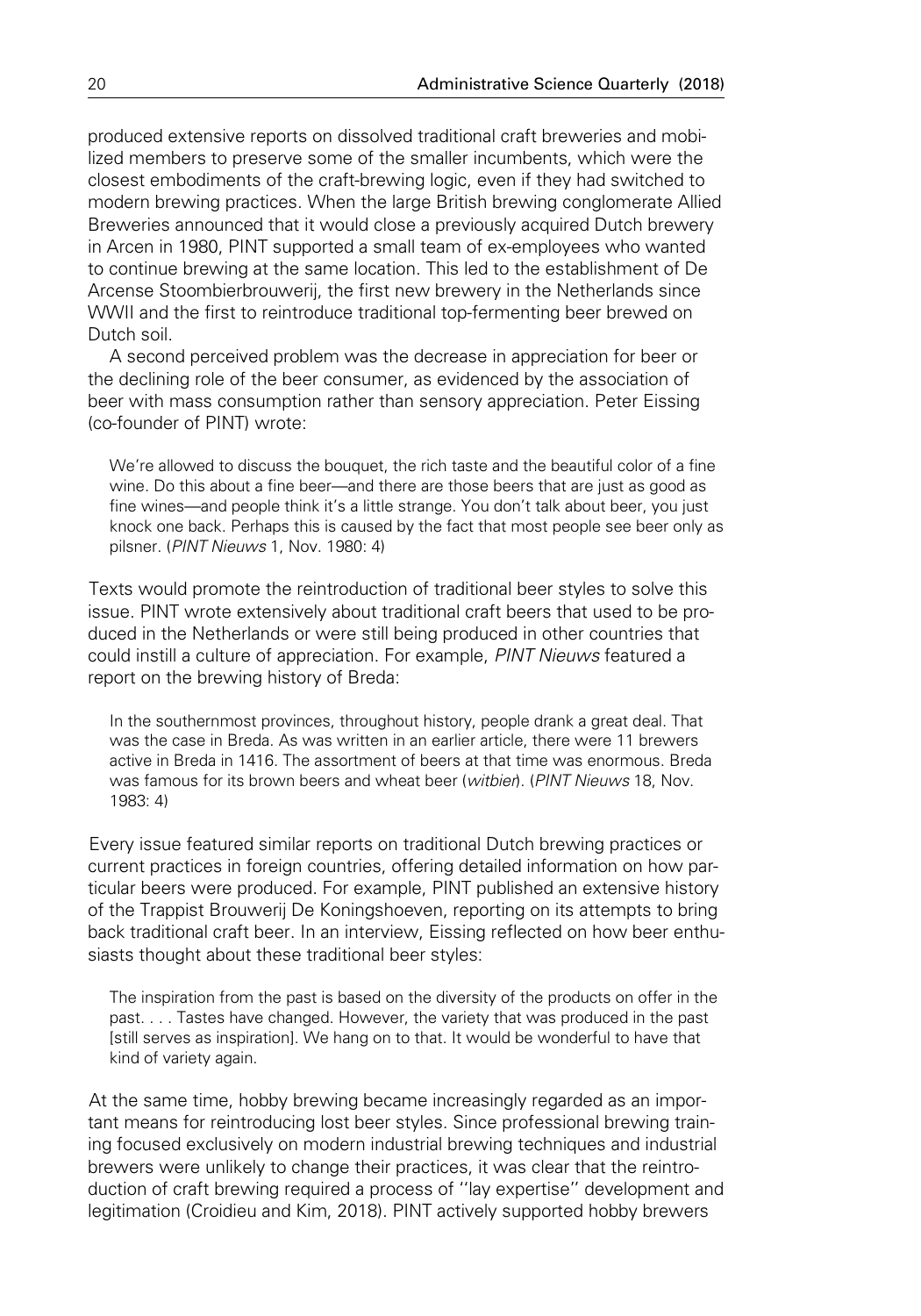produced extensive reports on dissolved traditional craft breweries and mobilized members to preserve some of the smaller incumbents, which were the closest embodiments of the craft-brewing logic, even if they had switched to modern brewing practices. When the large British brewing conglomerate Allied Breweries announced that it would close a previously acquired Dutch brewery in Arcen in 1980, PINT supported a small team of ex-employees who wanted to continue brewing at the same location. This led to the establishment of De Arcense Stoombierbrouwerij, the first new brewery in the Netherlands since WWII and the first to reintroduce traditional top-fermenting beer brewed on Dutch soil.

A second perceived problem was the decrease in appreciation for beer or the declining role of the beer consumer, as evidenced by the association of beer with mass consumption rather than sensory appreciation. Peter Eissing (co-founder of PINT) wrote:

> We're allowed to discuss the bouquet, the rich taste and the beautiful color of a fine wine. Do this about a fine beer—and there are those beers that are just as good as fine wines—and people think it's a little strange. You don't talk about beer, you just knock one back. Perhaps this is caused by the fact that most people see beer only as pilsner. (*PINT Nieuws* 1, Nov. 1980: 4)

Texts would promote the reintroduction of traditional beer styles to solve this issue. PINT wrote extensively about traditional craft beers that used to be produced in the Netherlands or were still being produced in other countries that could instill a culture of appreciation. For example, *PINT Nieuws* featured a report on the brewing history of Breda:

> In the southernmost provinces, throughout history, people drank a great deal. That was the case in Breda. As was written in an earlier article, there were 11 brewers active in Breda in 1416. The assortment of beers at that time was enormous. Breda was famous for its brown beers and wheat beer (*witbier*). (*PINT Nieuws* 18, Nov. 1983: 4)

Every issue featured similar reports on traditional Dutch brewing practices or current practices in foreign countries, offering detailed information on how particular beers were produced. For example, PINT published an extensive history of the Trappist Brouwerij De Koningshoeven, reporting on its attempts to bring back traditional craft beer. In an interview, Eissing reflected on how beer enthusiasts thought about these traditional beer styles:

> The inspiration from the past is based on the diversity of the products on offer in the past. . . . Tastes have changed. However, the variety that was produced in the past [still serves as inspiration]. We hang on to that. It would be wonderful to have that kind of variety again.

At the same time, hobby brewing became increasingly regarded as an important means for reintroducing lost beer styles. Since professional brewing training focused exclusively on modern industrial brewing techniques and industrial brewers were unlikely to change their practices, it was clear that the reintroduction of craft brewing required a process of ''lay expertise'' development and legitimation (Croidieu and Kim, 2018). PINT actively supported hobby brewers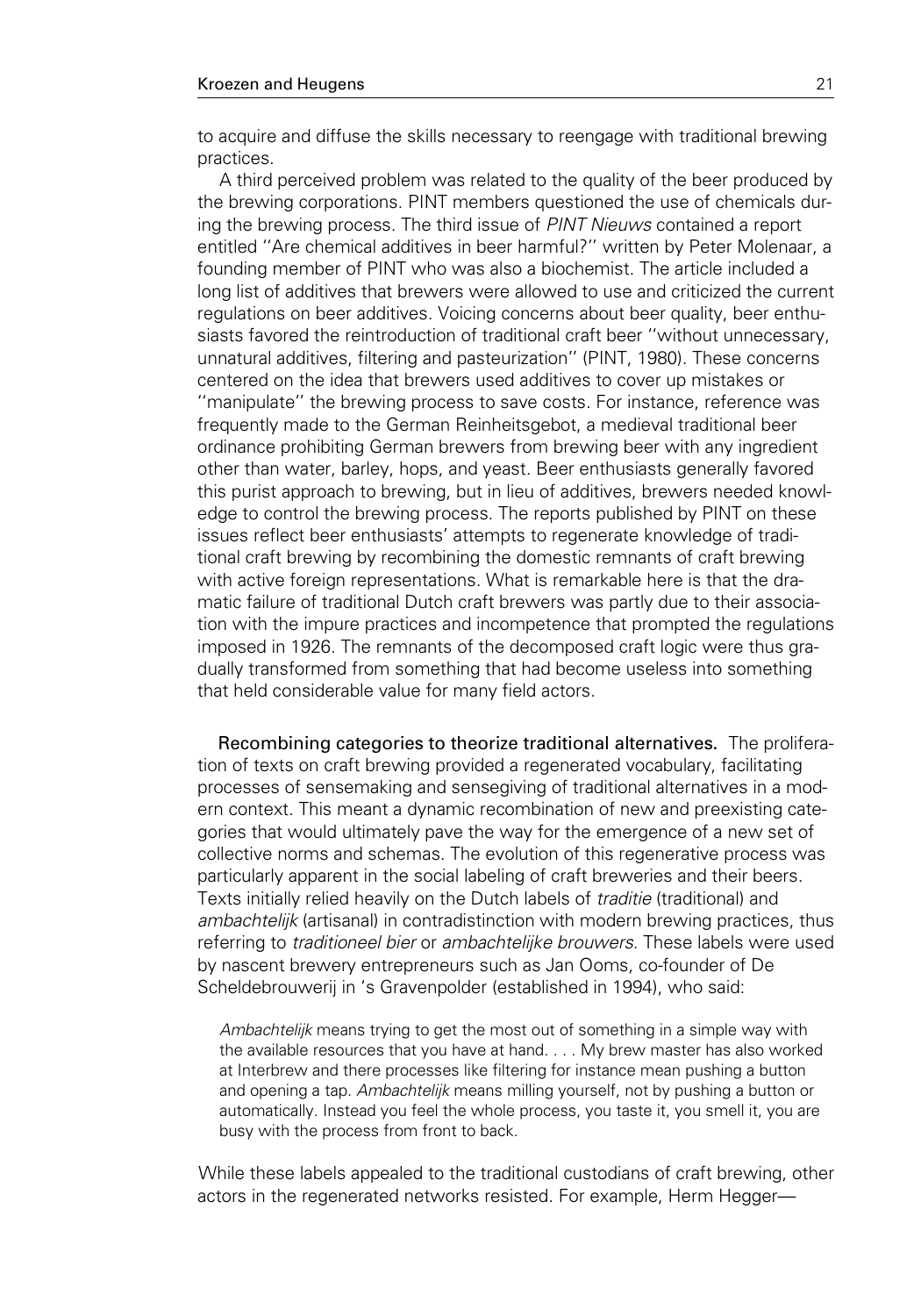to acquire and diffuse the skills necessary to reengage with traditional brewing practices.

A third perceived problem was related to the quality of the beer produced by the brewing corporations. PINT members questioned the use of chemicals during the brewing process. The third issue of *PINT Nieuws* contained a report entitled ''Are chemical additives in beer harmful?'' written by Peter Molenaar, a founding member of PINT who was also a biochemist. The article included a long list of additives that brewers were allowed to use and criticized the current regulations on beer additives. Voicing concerns about beer quality, beer enthusiasts favored the reintroduction of traditional craft beer ''without unnecessary, unnatural additives, filtering and pasteurization'' (PINT, 1980). These concerns centered on the idea that brewers used additives to cover up mistakes or ''manipulate'' the brewing process to save costs. For instance, reference was frequently made to the German Reinheitsgebot, a medieval traditional beer ordinance prohibiting German brewers from brewing beer with any ingredient other than water, barley, hops, and yeast. Beer enthusiasts generally favored this purist approach to brewing, but in lieu of additives, brewers needed knowledge to control the brewing process. The reports published by PINT on these issues reflect beer enthusiasts' attempts to regenerate knowledge of traditional craft brewing by recombining the domestic remnants of craft brewing with active foreign representations. What is remarkable here is that the dramatic failure of traditional Dutch craft brewers was partly due to their association with the impure practices and incompetence that prompted the regulations imposed in 1926. The remnants of the decomposed craft logic were thus gradually transformed from something that had become useless into something that held considerable value for many field actors.

**Recombining categories to theorize traditional alternatives.** The proliferation of texts on craft brewing provided a regenerated vocabulary, facilitating processes of sensemaking and sensegiving of traditional alternatives in a modern context. This meant a dynamic recombination of new and preexisting categories that would ultimately pave the way for the emergence of a new set of collective norms and schemas. The evolution of this regenerative process was particularly apparent in the social labeling of craft breweries and their beers. Texts initially relied heavily on the Dutch labels of *traditie* (traditional) and *ambachtelijk* (artisanal) in contradistinction with modern brewing practices, thus referring to *traditioneel bier* or *ambachtelijke brouwers*. These labels were used by nascent brewery entrepreneurs such as Jan Ooms, co-founder of De Scheldebrouwerij in 's Gravenpolder (established in 1994), who said:

> *Ambachtelijk* means trying to get the most out of something in a simple way with the available resources that you have at hand. . . . My brew master has also worked at Interbrew and there processes like filtering for instance mean pushing a button and opening a tap. *Ambachtelijk* means milling yourself, not by pushing a button or automatically. Instead you feel the whole process, you taste it, you smell it, you are busy with the process from front to back.

While these labels appealed to the traditional custodians of craft brewing, other actors in the regenerated networks resisted. For example, Herm Hegger—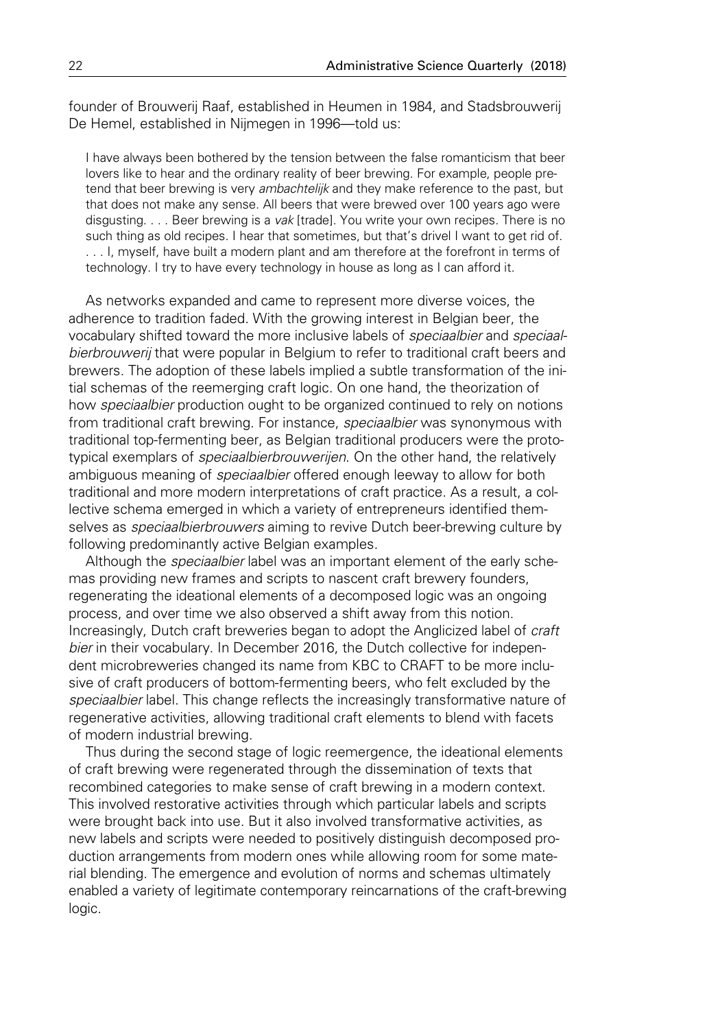founder of Brouwerij Raaf, established in Heumen in 1984, and Stadsbrouwerij De Hemel, established in Nijmegen in 1996—told us:

> I have always been bothered by the tension between the false romanticism that beer lovers like to hear and the ordinary reality of beer brewing. For example, people pretend that beer brewing is very *ambachtelijk* and they make reference to the past, but that does not make any sense. All beers that were brewed over 100 years ago were disgusting. . . . Beer brewing is a *vak* [trade]. You write your own recipes. There is no such thing as old recipes. I hear that sometimes, but that's drivel I want to get rid of. . . . I, myself, have built a modern plant and am therefore at the forefront in terms of technology. I try to have every technology in house as long as I can afford it.

As networks expanded and came to represent more diverse voices, the adherence to tradition faded. With the growing interest in Belgian beer, the vocabulary shifted toward the more inclusive labels of *speciaalbier* and *speciaalbierbrouwerij* that were popular in Belgium to refer to traditional craft beers and brewers. The adoption of these labels implied a subtle transformation of the initial schemas of the reemerging craft logic. On one hand, the theorization of how *speciaalbier* production ought to be organized continued to rely on notions from traditional craft brewing. For instance, *speciaalbier* was synonymous with traditional top-fermenting beer, as Belgian traditional producers were the prototypical exemplars of *speciaalbierbrouwerijen*. On the other hand, the relatively ambiguous meaning of *speciaalbier* offered enough leeway to allow for both traditional and more modern interpretations of craft practice. As a result, a collective schema emerged in which a variety of entrepreneurs identified themselves as *speciaalbierbrouwers* aiming to revive Dutch beer-brewing culture by following predominantly active Belgian examples.

Although the *speciaalbier* label was an important element of the early schemas providing new frames and scripts to nascent craft brewery founders, regenerating the ideational elements of a decomposed logic was an ongoing process, and over time we also observed a shift away from this notion. Increasingly, Dutch craft breweries began to adopt the Anglicized label of *craft bier* in their vocabulary. In December 2016, the Dutch collective for independent microbreweries changed its name from KBC to CRAFT to be more inclusive of craft producers of bottom-fermenting beers, who felt excluded by the *speciaalbier* label. This change reflects the increasingly transformative nature of regenerative activities, allowing traditional craft elements to blend with facets of modern industrial brewing.

Thus during the second stage of logic reemergence, the ideational elements of craft brewing were regenerated through the dissemination of texts that recombined categories to make sense of craft brewing in a modern context. This involved restorative activities through which particular labels and scripts were brought back into use. But it also involved transformative activities, as new labels and scripts were needed to positively distinguish decomposed production arrangements from modern ones while allowing room for some material blending. The emergence and evolution of norms and schemas ultimately enabled a variety of legitimate contemporary reincarnations of the craft-brewing logic.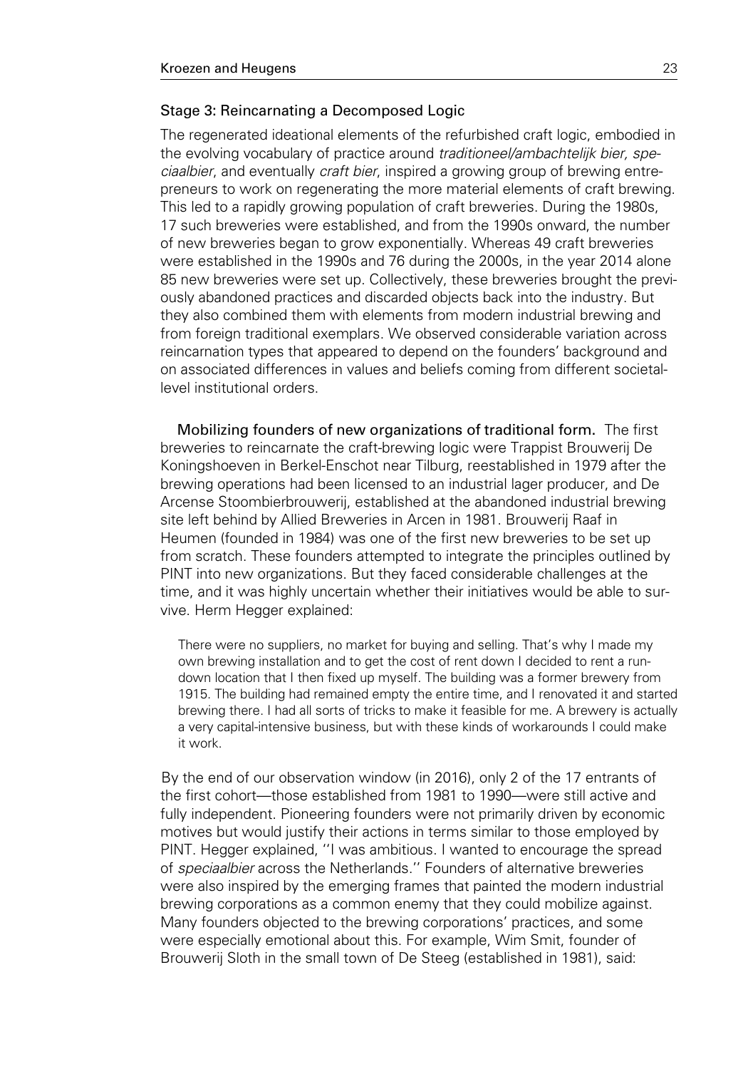### Stage 3: Reincarnating a Decomposed Logic

The regenerated ideational elements of the refurbished craft logic, embodied in the evolving vocabulary of practice around *traditioneel/ambachtelijk bier, speciaalbier*, and eventually *craft bier*, inspired a growing group of brewing entrepreneurs to work on regenerating the more material elements of craft brewing. This led to a rapidly growing population of craft breweries. During the 1980s, 17 such breweries were established, and from the 1990s onward, the number of new breweries began to grow exponentially. Whereas 49 craft breweries were established in the 1990s and 76 during the 2000s, in the year 2014 alone 85 new breweries were set up. Collectively, these breweries brought the previously abandoned practices and discarded objects back into the industry. But they also combined them with elements from modern industrial brewing and from foreign traditional exemplars. We observed considerable variation across reincarnation types that appeared to depend on the founders' background and on associated differences in values and beliefs coming from different societal-level institutional orders.

**Mobilizing founders of new organizations of traditional form.** The first breweries to reincarnate the craft-brewing logic were Trappist Brouwerij De Koningshoeven in Berkel-Enschot near Tilburg, reestablished in 1979 after the brewing operations had been licensed to an industrial lager producer, and De Arcense Stoombierbrouwerij, established at the abandoned industrial brewing site left behind by Allied Breweries in Arcen in 1981. Brouwerij Raaf in Heumen (founded in 1984) was one of the first new breweries to be set up from scratch. These founders attempted to integrate the principles outlined by PINT into new organizations. But they faced considerable challenges at the time, and it was highly uncertain whether their initiatives would be able to survive. Herm Hegger explained:

> There were no suppliers, no market for buying and selling. That's why I made my own brewing installation and to get the cost of rent down I decided to rent a run-down location that I then fixed up myself. The building was a former brewery from 1915. The building had remained empty the entire time, and I renovated it and started brewing there. I had all sorts of tricks to make it feasible for me. A brewery is actually a very capital-intensive business, but with these kinds of workarounds I could make it work.

By the end of our observation window (in 2016), only 2 of the 17 entrants of the first cohort—those established from 1981 to 1990—were still active and fully independent. Pioneering founders were not primarily driven by economic motives but would justify their actions in terms similar to those employed by PINT. Hegger explained, ''I was ambitious. I wanted to encourage the spread of *speciaalbier* across the Netherlands.'' Founders of alternative breweries were also inspired by the emerging frames that painted the modern industrial brewing corporations as a common enemy that they could mobilize against. Many founders objected to the brewing corporations' practices, and some were especially emotional about this. For example, Wim Smit, founder of Brouwerij Sloth in the small town of De Steeg (established in 1981), said: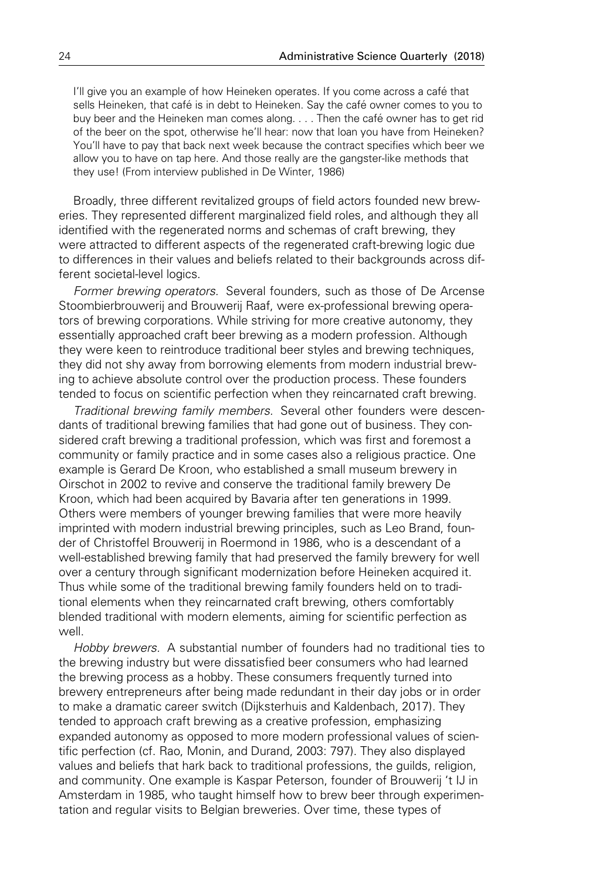I'll give you an example of how Heineken operates. If you come across a café that sells Heineken, that café is in debt to Heineken. Say the café owner comes to you to buy beer and the Heineken man comes along. . . . Then the café owner has to get rid of the beer on the spot, otherwise he'll hear: now that loan you have from Heineken? You'll have to pay that back next week because the contract specifies which beer we allow you to have on tap here. And those really are the gangster-like methods that they use! (From interview published in De Winter, 1986)

Broadly, three different revitalized groups of field actors founded new breweries. They represented different marginalized field roles, and although they all identified with the regenerated norms and schemas of craft brewing, they were attracted to different aspects of the regenerated craft-brewing logic due to differences in their values and beliefs related to their backgrounds across different societal-level logics.

*Former brewing operators.* Several founders, such as those of De Arcense Stoombierbrouwerij and Brouwerij Raaf, were ex-professional brewing operators of brewing corporations. While striving for more creative autonomy, they essentially approached craft beer brewing as a modern profession. Although they were keen to reintroduce traditional beer styles and brewing techniques, they did not shy away from borrowing elements from modern industrial brewing to achieve absolute control over the production process. These founders tended to focus on scientific perfection when they reincarnated craft brewing.

*Traditional brewing family members.* Several other founders were descendants of traditional brewing families that had gone out of business. They considered craft brewing a traditional profession, which was first and foremost a community or family practice and in some cases also a religious practice. One example is Gerard De Kroon, who established a small museum brewery in Oirschot in 2002 to revive and conserve the traditional family brewery De Kroon, which had been acquired by Bavaria after ten generations in 1999. Others were members of younger brewing families that were more heavily imprinted with modern industrial brewing principles, such as Leo Brand, founder of Christoffel Brouwerij in Roermond in 1986, who is a descendant of a well-established brewing family that had preserved the family brewery for well over a century through significant modernization before Heineken acquired it. Thus while some of the traditional brewing family founders held on to traditional elements when they reincarnated craft brewing, others comfortably blended traditional with modern elements, aiming for scientific perfection as well.

*Hobby brewers.* A substantial number of founders had no traditional ties to the brewing industry but were dissatisfied beer consumers who had learned the brewing process as a hobby. These consumers frequently turned into brewery entrepreneurs after being made redundant in their day jobs or in order to make a dramatic career switch (Dijksterhuis and Kaldenbach, 2017). They tended to approach craft brewing as a creative profession, emphasizing expanded autonomy as opposed to more modern professional values of scientific perfection (cf. Rao, Monin, and Durand, 2003: 797). They also displayed values and beliefs that hark back to traditional professions, the guilds, religion, and community. One example is Kaspar Peterson, founder of Brouwerij 't IJ in Amsterdam in 1985, who taught himself how to brew beer through experimentation and regular visits to Belgian breweries. Over time, these types of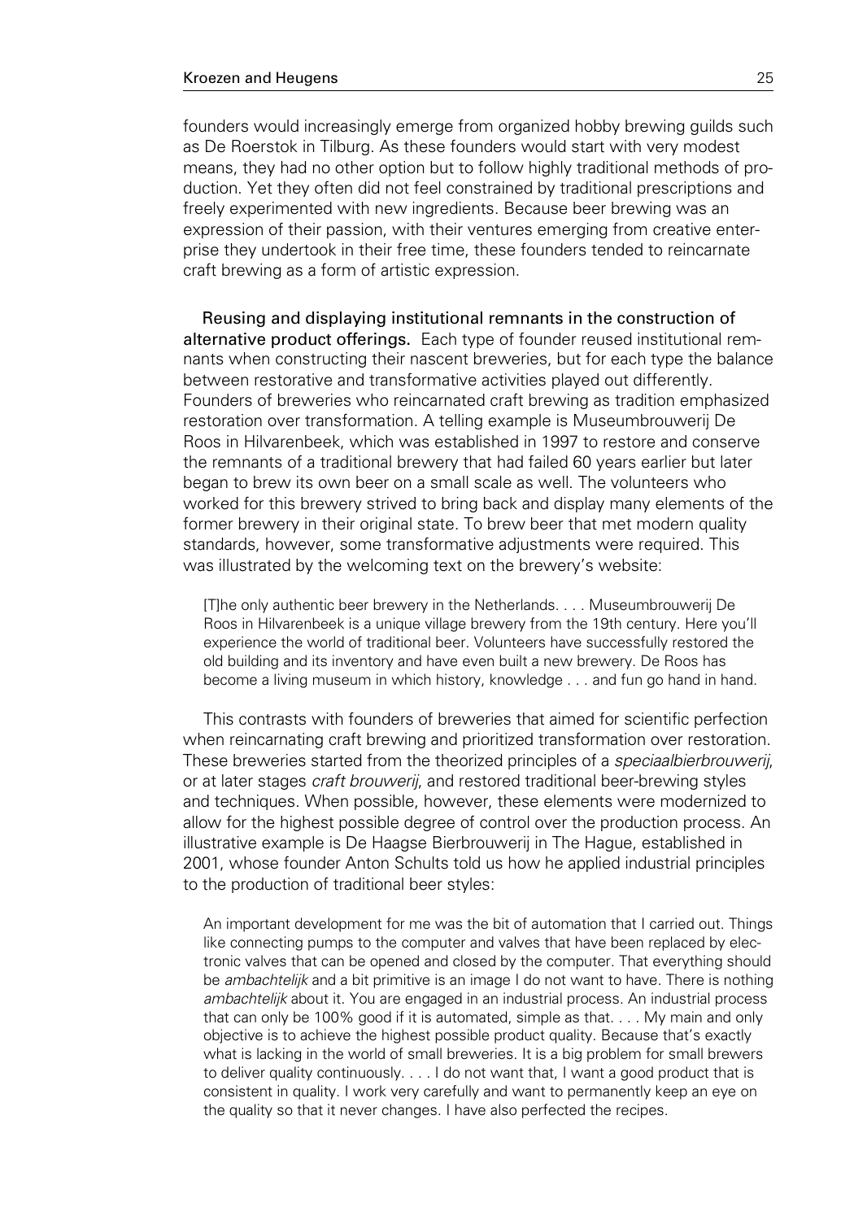founders would increasingly emerge from organized hobby brewing guilds such as De Roerstok in Tilburg. As these founders would start with very modest means, they had no other option but to follow highly traditional methods of production. Yet they often did not feel constrained by traditional prescriptions and freely experimented with new ingredients. Because beer brewing was an expression of their passion, with their ventures emerging from creative enterprise they undertook in their free time, these founders tended to reincarnate craft brewing as a form of artistic expression.

**Reusing and displaying institutional remnants in the construction of alternative product offerings.** Each type of founder reused institutional remnants when constructing their nascent breweries, but for each type the balance between restorative and transformative activities played out differently. Founders of breweries who reincarnated craft brewing as tradition emphasized restoration over transformation. A telling example is Museumbrouwerij De Roos in Hilvarenbeek, which was established in 1997 to restore and conserve the remnants of a traditional brewery that had failed 60 years earlier but later began to brew its own beer on a small scale as well. The volunteers who worked for this brewery strived to bring back and display many elements of the former brewery in their original state. To brew beer that met modern quality standards, however, some transformative adjustments were required. This was illustrated by the welcoming text on the brewery's website:

> [T]he only authentic beer brewery in the Netherlands. . . . Museumbrouwerij De Roos in Hilvarenbeek is a unique village brewery from the 19th century. Here you'll experience the world of traditional beer. Volunteers have successfully restored the old building and its inventory and have even built a new brewery. De Roos has become a living museum in which history, knowledge . . . and fun go hand in hand.

This contrasts with founders of breweries that aimed for scientific perfection when reincarnating craft brewing and prioritized transformation over restoration. These breweries started from the theorized principles of a *speciaalbierbrouwerij*, or at later stages *craft brouwerij*, and restored traditional beer-brewing styles and techniques. When possible, however, these elements were modernized to allow for the highest possible degree of control over the production process. An illustrative example is De Haagse Bierbrouwerij in The Hague, established in 2001, whose founder Anton Schults told us how he applied industrial principles to the production of traditional beer styles:

> An important development for me was the bit of automation that I carried out. Things like connecting pumps to the computer and valves that have been replaced by electronic valves that can be opened and closed by the computer. That everything should be *ambachtelijk* and a bit primitive is an image I do not want to have. There is nothing *ambachtelijk* about it. You are engaged in an industrial process. An industrial process that can only be 100% good if it is automated, simple as that. . . . My main and only objective is to achieve the highest possible product quality. Because that's exactly what is lacking in the world of small breweries. It is a big problem for small brewers to deliver quality continuously. . . . I do not want that, I want a good product that is consistent in quality. I work very carefully and want to permanently keep an eye on the quality so that it never changes. I have also perfected the recipes.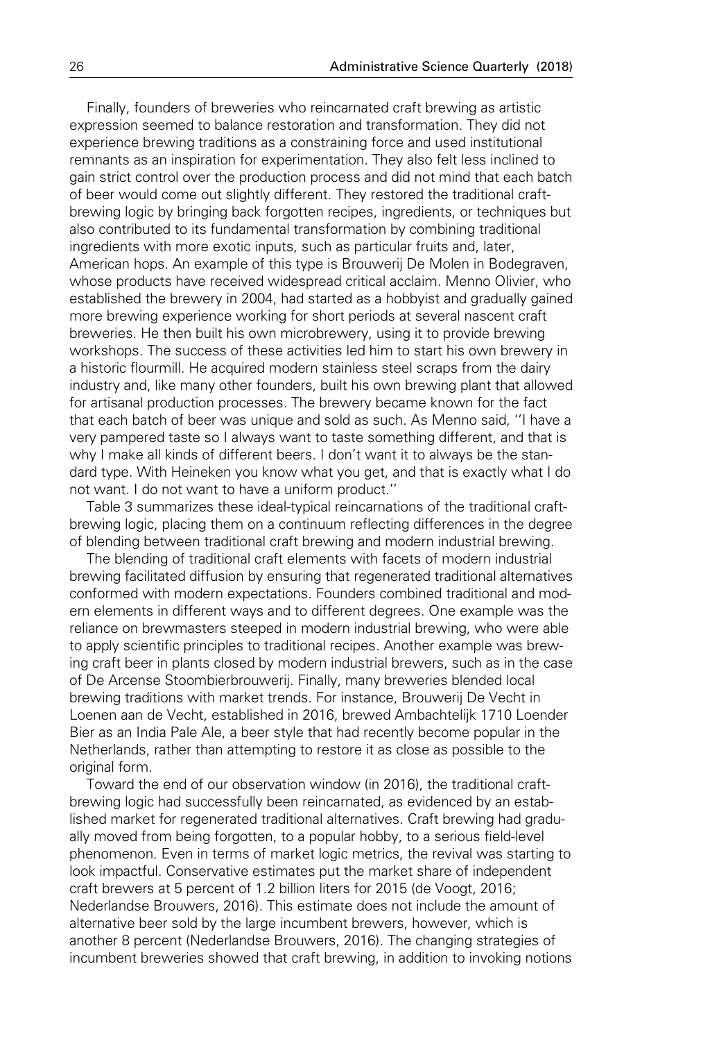Finally, founders of breweries who reincarnated craft brewing as artistic expression seemed to balance restoration and transformation. They did not experience brewing traditions as a constraining force and used institutional remnants as an inspiration for experimentation. They also felt less inclined to gain strict control over the production process and did not mind that each batch of beer would come out slightly different. They restored the traditional craft-brewing logic by bringing back forgotten recipes, ingredients, or techniques but also contributed to its fundamental transformation by combining traditional ingredients with more exotic inputs, such as particular fruits and, later, American hops. An example of this type is Brouwerij De Molen in Bodegraven, whose products have received widespread critical acclaim. Menno Olivier, who established the brewery in 2004, had started as a hobbyist and gradually gained more brewing experience working for short periods at several nascent craft breweries. He then built his own microbrewery, using it to provide brewing workshops. The success of these activities led him to start his own brewery in a historic flourmill. He acquired modern stainless steel scraps from the dairy industry and, like many other founders, built his own brewing plant that allowed for artisanal production processes. The brewery became known for the fact that each batch of beer was unique and sold as such. As Menno said, ''I have a very pampered taste so I always want to taste something different, and that is why I make all kinds of different beers. I don't want it to always be the standard type. With Heineken you know what you get, and that is exactly what I do not want. I do not want to have a uniform product.''

Table 3 summarizes these ideal-typical reincarnations of the traditional craft-brewing logic, placing them on a continuum reflecting differences in the degree of blending between traditional craft brewing and modern industrial brewing.

The blending of traditional craft elements with facets of modern industrial brewing facilitated diffusion by ensuring that regenerated traditional alternatives conformed with modern expectations. Founders combined traditional and modern elements in different ways and to different degrees. One example was the reliance on brewmasters steeped in modern industrial brewing, who were able to apply scientific principles to traditional recipes. Another example was brewing craft beer in plants closed by modern industrial brewers, such as in the case of De Arcense Stoombierbrouwerij. Finally, many breweries blended local brewing traditions with market trends. For instance, Brouwerij De Vecht in Loenen aan de Vecht, established in 2016, brewed Ambachtelijk 1710 Loender Bier as an India Pale Ale, a beer style that had recently become popular in the Netherlands, rather than attempting to restore it as close as possible to the original form.

Toward the end of our observation window (in 2016), the traditional craft-brewing logic had successfully been reincarnated, as evidenced by an established market for regenerated traditional alternatives. Craft brewing had gradually moved from being forgotten, to a popular hobby, to a serious field-level phenomenon. Even in terms of market logic metrics, the revival was starting to look impactful. Conservative estimates put the market share of independent craft brewers at 5 percent of 1.2 billion liters for 2015 (de Voogt, 2016; Nederlandse Brouwers, 2016). This estimate does not include the amount of alternative beer sold by the large incumbent brewers, however, which is another 8 percent (Nederlandse Brouwers, 2016). The changing strategies of incumbent breweries showed that craft brewing, in addition to invoking notions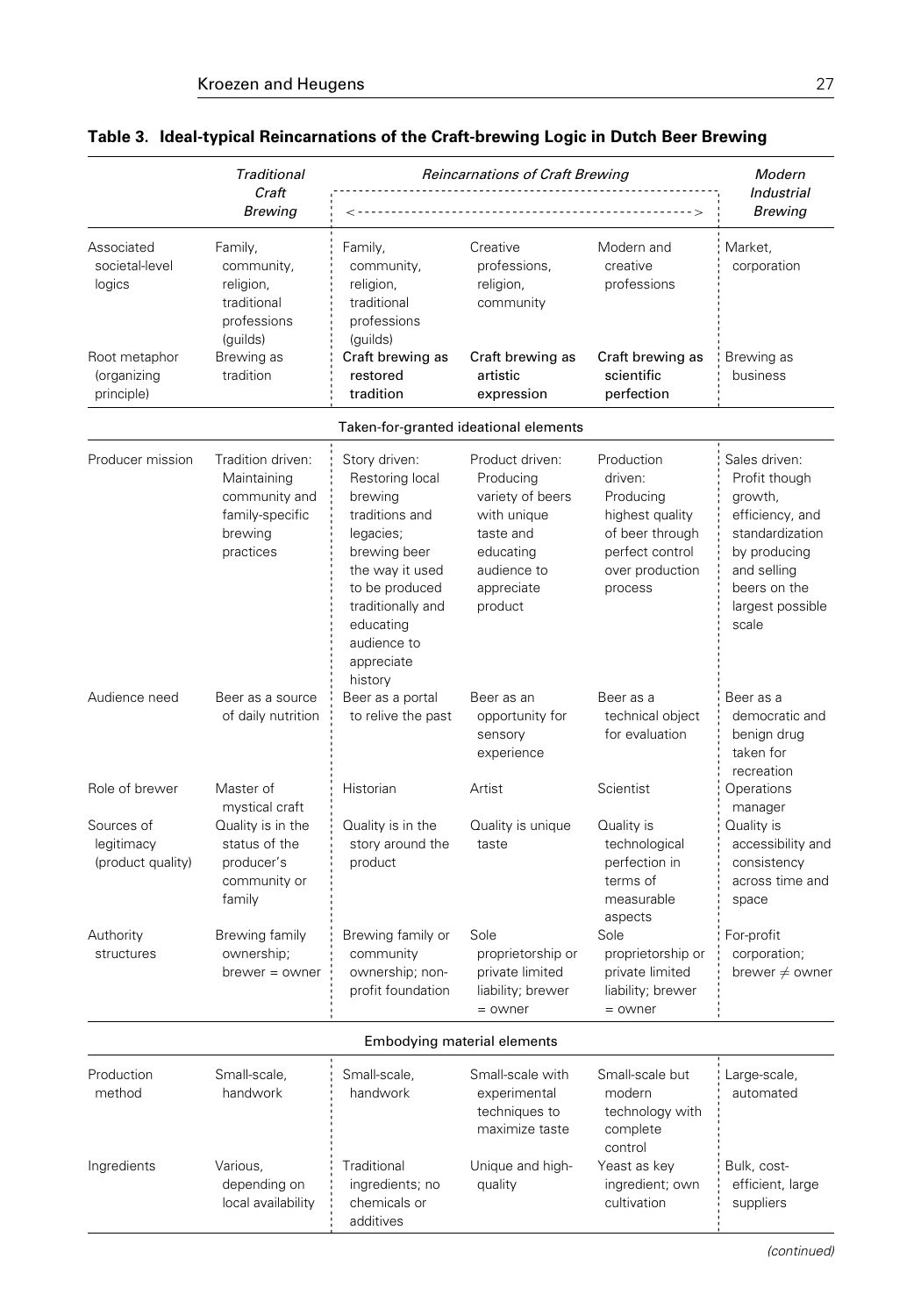**Table 3. Ideal-typical Reincarnations of the Craft-brewing Logic in Dutch Beer Brewing**

| | *Traditional Craft Brewing* | *Reincarnations of Craft Brewing* <------------------------------------------> | | | *Modern Industrial Brewing* |
|---|---|---|---|---|---|
| Associated societal-level logics | Family, community, religion, traditional professions (guilds) | Family, community, religion, traditional professions (guilds) | Creative professions, religion, community | Modern and creative professions | Market, corporation |
| Root metaphor (organizing principle) | Brewing as tradition | Craft brewing as restored tradition | Craft brewing as artistic expression | Craft brewing as scientific perfection | Brewing as business |
| | | Taken-for-granted ideational elements | | | |
| Producer mission | Tradition driven: Maintaining community and family-specific brewing practices | Story driven: Restoring local brewing traditions and legacies; brewing beer the way it used to be produced traditionally and educating audience to appreciate history | Product driven: Producing variety of beers with unique taste and educating audience to appreciate product | Production driven: Producing highest quality of beer through perfect control over production process | Sales driven: Profit though growth, efficiency, and standardization by producing and selling beers on the largest possible scale |
| Audience need | Beer as a source of daily nutrition | Beer as a portal to relive the past | Beer as an opportunity for sensory experience | Beer as a technical object for evaluation | Beer as a democratic and benign drug taken for recreation |
| Role of brewer | Master of mystical craft | Historian | Artist | Scientist | Operations manager |
| Sources of legitimacy (product quality) | Quality is in the status of the producer's community or family | Quality is in the story around the product | Quality is unique taste | Quality is technological perfection in terms of measurable aspects | Quality is accessibility and consistency across time and space |
| Authority structures | Brewing family ownership; brewer = owner | Brewing family or community ownership; non-profit foundation | Sole proprietorship or private limited liability; brewer = owner | Sole proprietorship or private limited liability; brewer = owner | For-profit corporation; brewer ≠ owner |
| | | Embodying material elements | | | |
| Production method | Small-scale, handwork | Small-scale, handwork | Small-scale with experimental techniques to maximize taste | Small-scale but modern technology with complete control | Large-scale, automated |
| Ingredients | Various, depending on local availability | Traditional ingredients; no chemicals or additives | Unique and high-quality | Yeast as key ingredient; own cultivation | Bulk, cost-efficient, large suppliers |

*(continued)*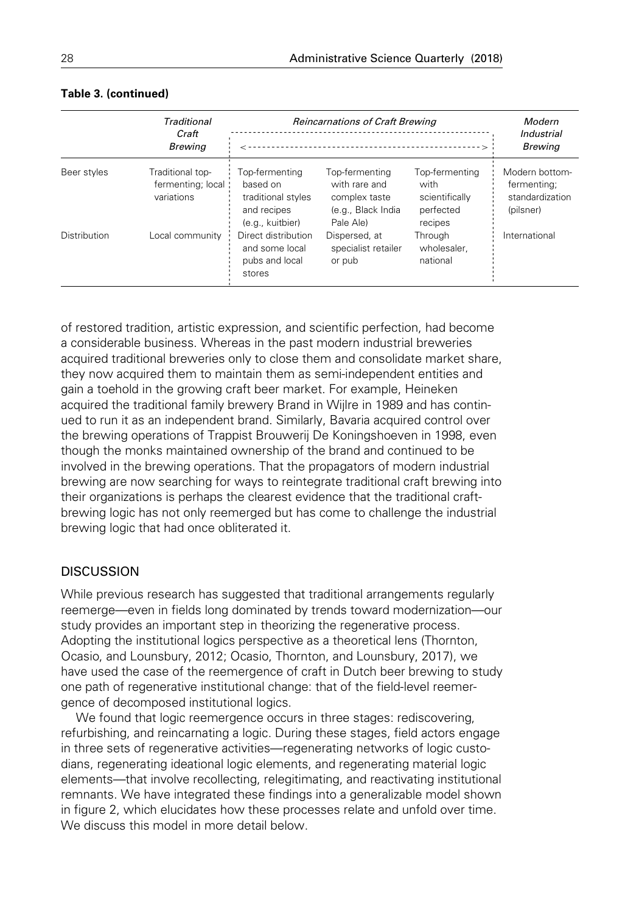**Table 3. (continued)**

| | *Traditional Craft Brewing* | *Reincarnations of Craft Brewing* <--- | | ---> | *Modern Industrial Brewing* |
|---|---|---|---|---|---|
| Beer styles | Traditional top-fermenting; local variations | Top-fermenting based on traditional styles and recipes (e.g., kuitbier) | Top-fermenting with rare and complex taste (e.g., Black India Pale Ale) | Top-fermenting with scientifically perfected recipes | Modern bottom-fermenting; standardization (pilsner) |
| Distribution | Local community | Direct distribution and some local pubs and local stores | Dispersed, at specialist retailer or pub | Through wholesaler, national | International |

of restored tradition, artistic expression, and scientific perfection, had become a considerable business. Whereas in the past modern industrial breweries acquired traditional breweries only to close them and consolidate market share, they now acquired them to maintain them as semi-independent entities and gain a toehold in the growing craft beer market. For example, Heineken acquired the traditional family brewery Brand in Wijlre in 1989 and has continued to run it as an independent brand. Similarly, Bavaria acquired control over the brewing operations of Trappist Brouwerij De Koningshoeven in 1998, even though the monks maintained ownership of the brand and continued to be involved in the brewing operations. That the propagators of modern industrial brewing are now searching for ways to reintegrate traditional craft brewing into their organizations is perhaps the clearest evidence that the traditional craft-brewing logic has not only reemerged but has come to challenge the industrial brewing logic that had once obliterated it.

## DISCUSSION

While previous research has suggested that traditional arrangements regularly reemerge—even in fields long dominated by trends toward modernization—our study provides an important step in theorizing the regenerative process. Adopting the institutional logics perspective as a theoretical lens (Thornton, Ocasio, and Lounsbury, 2012; Ocasio, Thornton, and Lounsbury, 2017), we have used the case of the reemergence of craft in Dutch beer brewing to study one path of regenerative institutional change: that of the field-level reemergence of decomposed institutional logics.

We found that logic reemergence occurs in three stages: rediscovering, refurbishing, and reincarnating a logic. During these stages, field actors engage in three sets of regenerative activities—regenerating networks of logic custodians, regenerating ideational logic elements, and regenerating material logic elements—that involve recollecting, relegitimating, and reactivating institutional remnants. We have integrated these findings into a generalizable model shown in figure 2, which elucidates how these processes relate and unfold over time. We discuss this model in more detail below.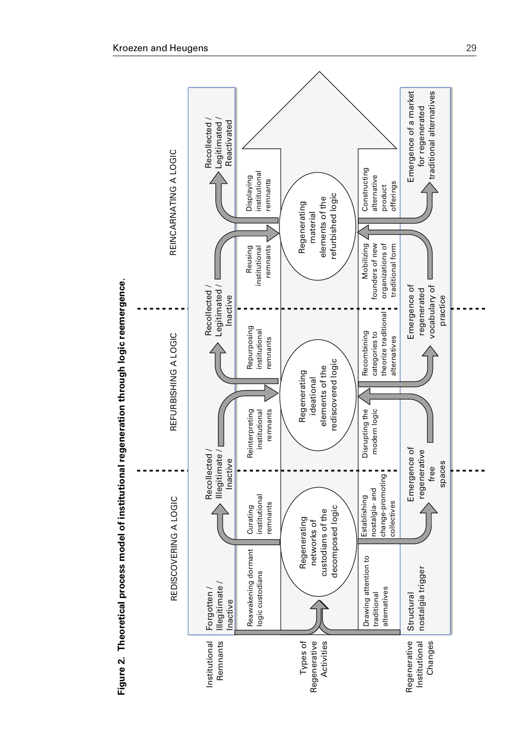**Figure 2. Theoretical process model of institutional regeneration through logic reemergence.**

| | REDISCOVERING A LOGIC | | REFURBISHING A LOGIC | | REINCARNATING A LOGIC | |
|---|---|---|---|---|---|---|
| **Institutional Remnants** | Forgotten / Illegitimate / Inactive | Recollected / Illegitimate / Inactive | | Recollected / Legitimated / Inactive | | Recollected / Legitimated / Reactivated |
| **Types of Regenerative Activities** | Reawakening dormant logic custodians | Curating institutional remnants | Reinterpreting institutional remnants | Repurposing institutional remnants | Reusing institutional remnants | Displaying institutional remnants |
| | Regenerating networks of custodians of the decomposed logic | | Regenerating ideational elements of the rediscovered logic | | Regenerating material elements of the refurbished logic | |
| | Drawing attention to traditional alternatives | Establishing nostalgia- and change-promoting collectives | Disrupting the modern logic | Recombining categories to theorize traditional alternatives | Mobilizing founders of new organizations of traditional form | Constructing alternative product offerings |
| **Regenerative Institutional Changes** | Structural nostalgia trigger | Emergence of regenerative free spaces | | Emergence of regenerated vocabulary of practice | | Emergence of a market for regenerated traditional alternatives |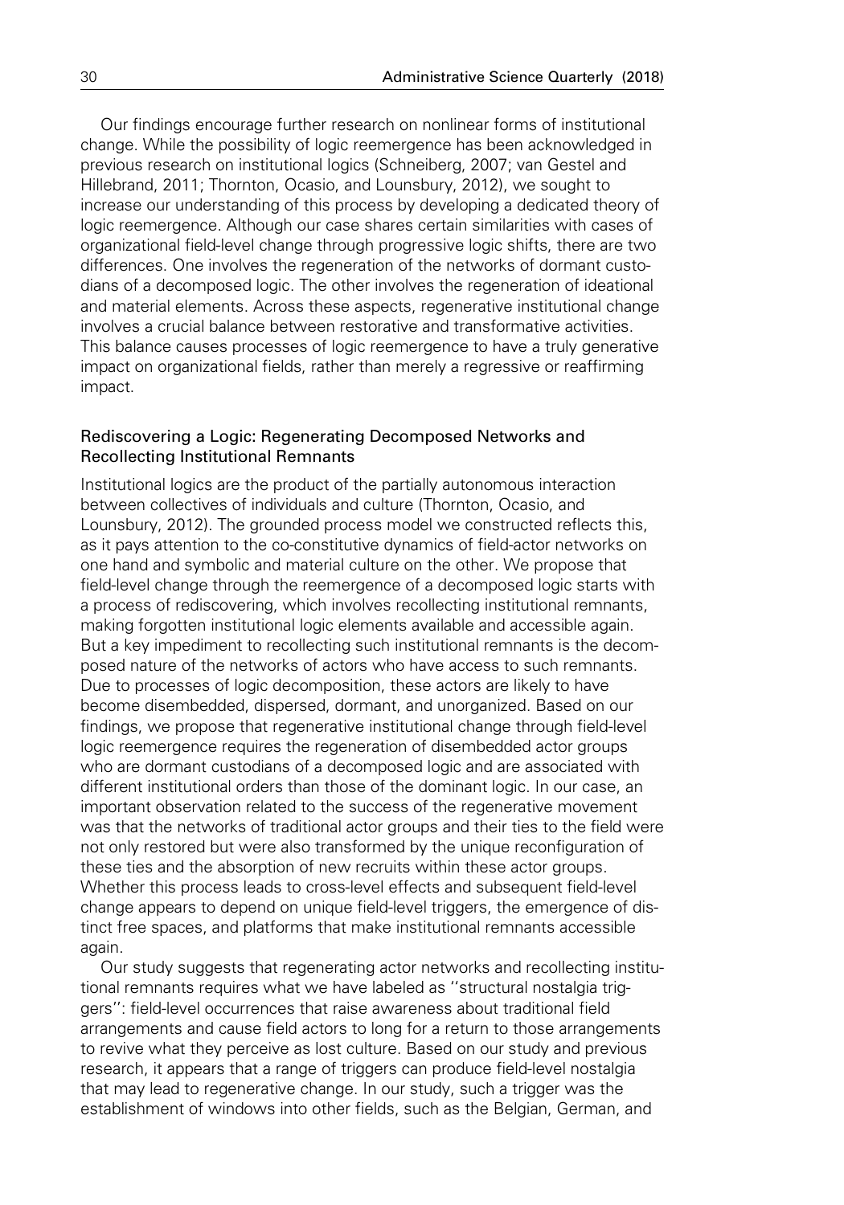Our findings encourage further research on nonlinear forms of institutional change. While the possibility of logic reemergence has been acknowledged in previous research on institutional logics (Schneiberg, 2007; van Gestel and Hillebrand, 2011; Thornton, Ocasio, and Lounsbury, 2012), we sought to increase our understanding of this process by developing a dedicated theory of logic reemergence. Although our case shares certain similarities with cases of organizational field-level change through progressive logic shifts, there are two differences. One involves the regeneration of the networks of dormant custodians of a decomposed logic. The other involves the regeneration of ideational and material elements. Across these aspects, regenerative institutional change involves a crucial balance between restorative and transformative activities. This balance causes processes of logic reemergence to have a truly generative impact on organizational fields, rather than merely a regressive or reaffirming impact.

### Rediscovering a Logic: Regenerating Decomposed Networks and Recollecting Institutional Remnants

Institutional logics are the product of the partially autonomous interaction between collectives of individuals and culture (Thornton, Ocasio, and Lounsbury, 2012). The grounded process model we constructed reflects this, as it pays attention to the co-constitutive dynamics of field-actor networks on one hand and symbolic and material culture on the other. We propose that field-level change through the reemergence of a decomposed logic starts with a process of rediscovering, which involves recollecting institutional remnants, making forgotten institutional logic elements available and accessible again. But a key impediment to recollecting such institutional remnants is the decomposed nature of the networks of actors who have access to such remnants. Due to processes of logic decomposition, these actors are likely to have become disembedded, dispersed, dormant, and unorganized. Based on our findings, we propose that regenerative institutional change through field-level logic reemergence requires the regeneration of disembedded actor groups who are dormant custodians of a decomposed logic and are associated with different institutional orders than those of the dominant logic. In our case, an important observation related to the success of the regenerative movement was that the networks of traditional actor groups and their ties to the field were not only restored but were also transformed by the unique reconfiguration of these ties and the absorption of new recruits within these actor groups. Whether this process leads to cross-level effects and subsequent field-level change appears to depend on unique field-level triggers, the emergence of distinct free spaces, and platforms that make institutional remnants accessible again.

Our study suggests that regenerating actor networks and recollecting institutional remnants requires what we have labeled as "structural nostalgia triggers": field-level occurrences that raise awareness about traditional field arrangements and cause field actors to long for a return to those arrangements to revive what they perceive as lost culture. Based on our study and previous research, it appears that a range of triggers can produce field-level nostalgia that may lead to regenerative change. In our study, such a trigger was the establishment of windows into other fields, such as the Belgian, German, and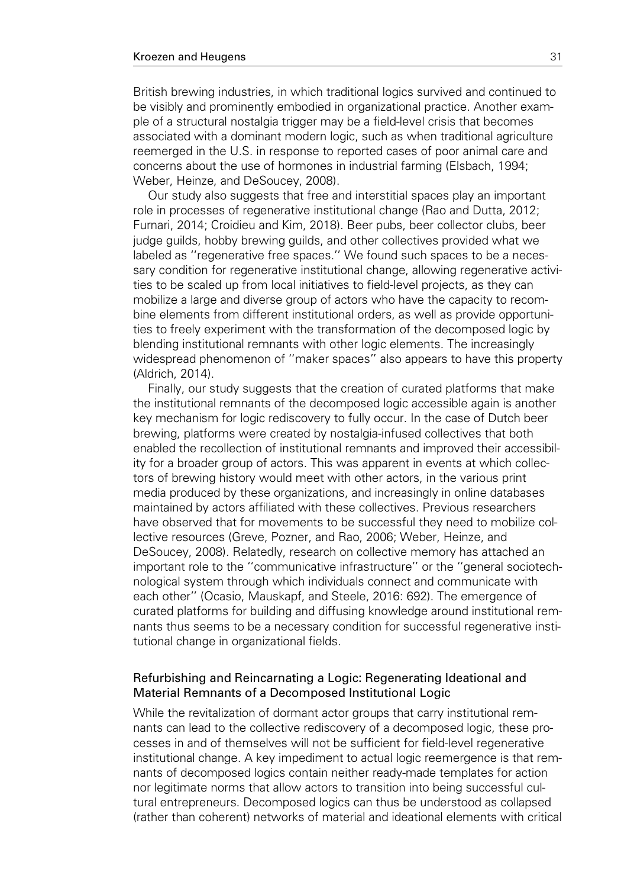British brewing industries, in which traditional logics survived and continued to be visibly and prominently embodied in organizational practice. Another example of a structural nostalgia trigger may be a field-level crisis that becomes associated with a dominant modern logic, such as when traditional agriculture reemerged in the U.S. in response to reported cases of poor animal care and concerns about the use of hormones in industrial farming (Elsbach, 1994; Weber, Heinze, and DeSoucey, 2008).

Our study also suggests that free and interstitial spaces play an important role in processes of regenerative institutional change (Rao and Dutta, 2012; Furnari, 2014; Croidieu and Kim, 2018). Beer pubs, beer collector clubs, beer judge guilds, hobby brewing guilds, and other collectives provided what we labeled as ''regenerative free spaces.'' We found such spaces to be a necessary condition for regenerative institutional change, allowing regenerative activities to be scaled up from local initiatives to field-level projects, as they can mobilize a large and diverse group of actors who have the capacity to recombine elements from different institutional orders, as well as provide opportunities to freely experiment with the transformation of the decomposed logic by blending institutional remnants with other logic elements. The increasingly widespread phenomenon of ''maker spaces'' also appears to have this property (Aldrich, 2014).

Finally, our study suggests that the creation of curated platforms that make the institutional remnants of the decomposed logic accessible again is another key mechanism for logic rediscovery to fully occur. In the case of Dutch beer brewing, platforms were created by nostalgia-infused collectives that both enabled the recollection of institutional remnants and improved their accessibility for a broader group of actors. This was apparent in events at which collectors of brewing history would meet with other actors, in the various print media produced by these organizations, and increasingly in online databases maintained by actors affiliated with these collectives. Previous researchers have observed that for movements to be successful they need to mobilize collective resources (Greve, Pozner, and Rao, 2006; Weber, Heinze, and DeSoucey, 2008). Relatedly, research on collective memory has attached an important role to the ''communicative infrastructure'' or the ''general sociotechnological system through which individuals connect and communicate with each other'' (Ocasio, Mauskapf, and Steele, 2016: 692). The emergence of curated platforms for building and diffusing knowledge around institutional remnants thus seems to be a necessary condition for successful regenerative institutional change in organizational fields.

### Refurbishing and Reincarnating a Logic: Regenerating Ideational and Material Remnants of a Decomposed Institutional Logic

While the revitalization of dormant actor groups that carry institutional remnants can lead to the collective rediscovery of a decomposed logic, these processes in and of themselves will not be sufficient for field-level regenerative institutional change. A key impediment to actual logic reemergence is that remnants of decomposed logics contain neither ready-made templates for action nor legitimate norms that allow actors to transition into being successful cultural entrepreneurs. Decomposed logics can thus be understood as collapsed (rather than coherent) networks of material and ideational elements with critical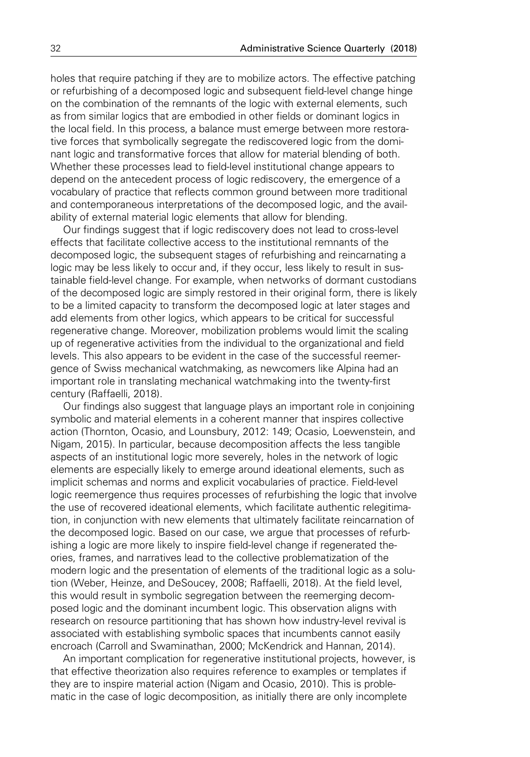holes that require patching if they are to mobilize actors. The effective patching or refurbishing of a decomposed logic and subsequent field-level change hinge on the combination of the remnants of the logic with external elements, such as from similar logics that are embodied in other fields or dominant logics in the local field. In this process, a balance must emerge between more restorative forces that symbolically segregate the rediscovered logic from the dominant logic and transformative forces that allow for material blending of both. Whether these processes lead to field-level institutional change appears to depend on the antecedent process of logic rediscovery, the emergence of a vocabulary of practice that reflects common ground between more traditional and contemporaneous interpretations of the decomposed logic, and the availability of external material logic elements that allow for blending.

Our findings suggest that if logic rediscovery does not lead to cross-level effects that facilitate collective access to the institutional remnants of the decomposed logic, the subsequent stages of refurbishing and reincarnating a logic may be less likely to occur and, if they occur, less likely to result in sustainable field-level change. For example, when networks of dormant custodians of the decomposed logic are simply restored in their original form, there is likely to be a limited capacity to transform the decomposed logic at later stages and add elements from other logics, which appears to be critical for successful regenerative change. Moreover, mobilization problems would limit the scaling up of regenerative activities from the individual to the organizational and field levels. This also appears to be evident in the case of the successful reemergence of Swiss mechanical watchmaking, as newcomers like Alpina had an important role in translating mechanical watchmaking into the twenty-first century (Raffaelli, 2018).

Our findings also suggest that language plays an important role in conjoining symbolic and material elements in a coherent manner that inspires collective action (Thornton, Ocasio, and Lounsbury, 2012: 149; Ocasio, Loewenstein, and Nigam, 2015). In particular, because decomposition affects the less tangible aspects of an institutional logic more severely, holes in the network of logic elements are especially likely to emerge around ideational elements, such as implicit schemas and norms and explicit vocabularies of practice. Field-level logic reemergence thus requires processes of refurbishing the logic that involve the use of recovered ideational elements, which facilitate authentic relegitimation, in conjunction with new elements that ultimately facilitate reincarnation of the decomposed logic. Based on our case, we argue that processes of refurbishing a logic are more likely to inspire field-level change if regenerated theories, frames, and narratives lead to the collective problematization of the modern logic and the presentation of elements of the traditional logic as a solution (Weber, Heinze, and DeSoucey, 2008; Raffaelli, 2018). At the field level, this would result in symbolic segregation between the reemerging decomposed logic and the dominant incumbent logic. This observation aligns with research on resource partitioning that has shown how industry-level revival is associated with establishing symbolic spaces that incumbents cannot easily encroach (Carroll and Swaminathan, 2000; McKendrick and Hannan, 2014).

An important complication for regenerative institutional projects, however, is that effective theorization also requires reference to examples or templates if they are to inspire material action (Nigam and Ocasio, 2010). This is problematic in the case of logic decomposition, as initially there are only incomplete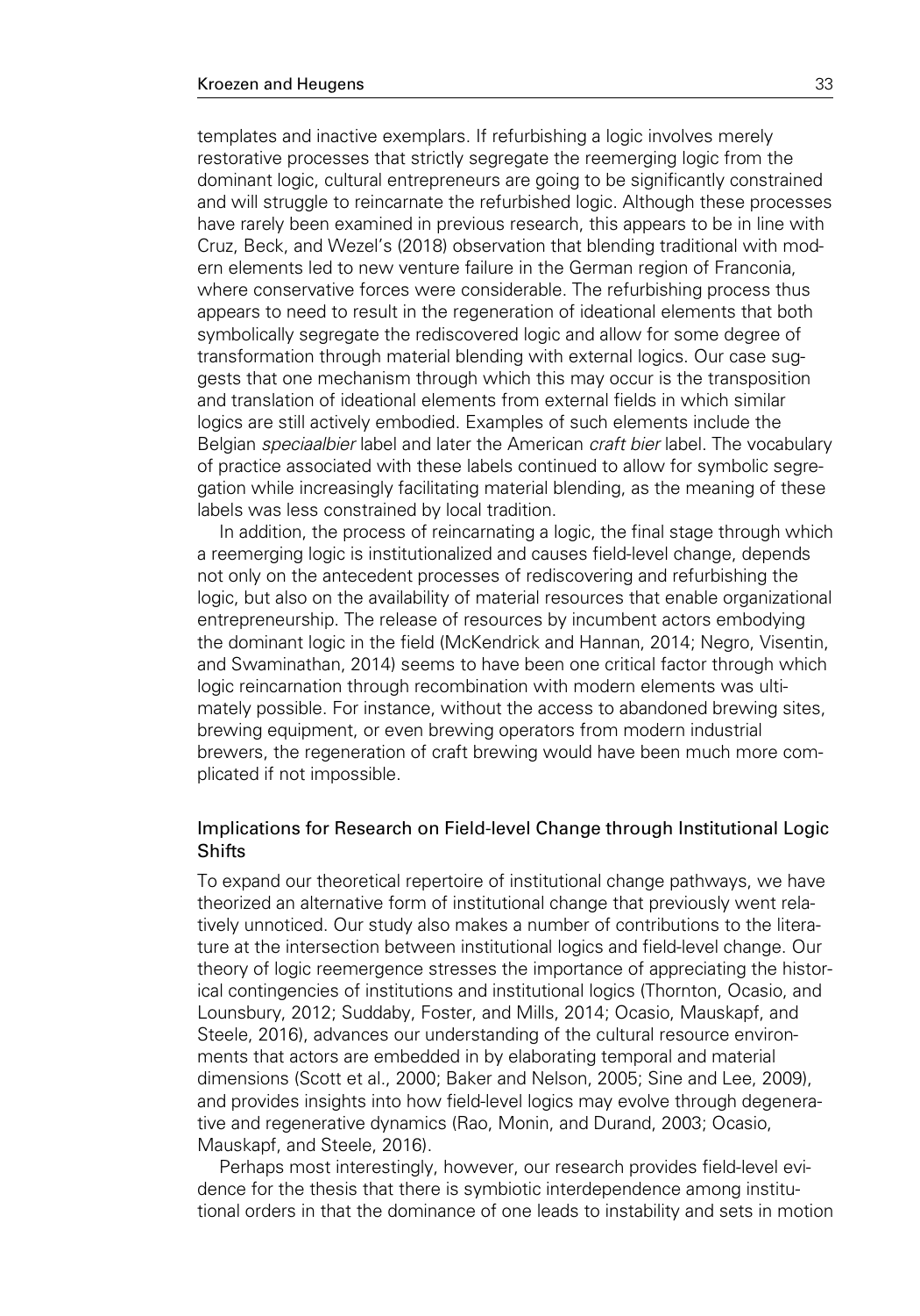templates and inactive exemplars. If refurbishing a logic involves merely restorative processes that strictly segregate the reemerging logic from the dominant logic, cultural entrepreneurs are going to be significantly constrained and will struggle to reincarnate the refurbished logic. Although these processes have rarely been examined in previous research, this appears to be in line with Cruz, Beck, and Wezel's (2018) observation that blending traditional with modern elements led to new venture failure in the German region of Franconia, where conservative forces were considerable. The refurbishing process thus appears to need to result in the regeneration of ideational elements that both symbolically segregate the rediscovered logic and allow for some degree of transformation through material blending with external logics. Our case suggests that one mechanism through which this may occur is the transposition and translation of ideational elements from external fields in which similar logics are still actively embodied. Examples of such elements include the Belgian *speciaalbier* label and later the American *craft bier* label. The vocabulary of practice associated with these labels continued to allow for symbolic segregation while increasingly facilitating material blending, as the meaning of these labels was less constrained by local tradition.

In addition, the process of reincarnating a logic, the final stage through which a reemerging logic is institutionalized and causes field-level change, depends not only on the antecedent processes of rediscovering and refurbishing the logic, but also on the availability of material resources that enable organizational entrepreneurship. The release of resources by incumbent actors embodying the dominant logic in the field (McKendrick and Hannan, 2014; Negro, Visentin, and Swaminathan, 2014) seems to have been one critical factor through which logic reincarnation through recombination with modern elements was ultimately possible. For instance, without the access to abandoned brewing sites, brewing equipment, or even brewing operators from modern industrial brewers, the regeneration of craft brewing would have been much more complicated if not impossible.

### Implications for Research on Field-level Change through Institutional Logic Shifts

To expand our theoretical repertoire of institutional change pathways, we have theorized an alternative form of institutional change that previously went relatively unnoticed. Our study also makes a number of contributions to the literature at the intersection between institutional logics and field-level change. Our theory of logic reemergence stresses the importance of appreciating the historical contingencies of institutions and institutional logics (Thornton, Ocasio, and Lounsbury, 2012; Suddaby, Foster, and Mills, 2014; Ocasio, Mauskapf, and Steele, 2016), advances our understanding of the cultural resource environments that actors are embedded in by elaborating temporal and material dimensions (Scott et al., 2000; Baker and Nelson, 2005; Sine and Lee, 2009), and provides insights into how field-level logics may evolve through degenerative and regenerative dynamics (Rao, Monin, and Durand, 2003; Ocasio, Mauskapf, and Steele, 2016).

Perhaps most interestingly, however, our research provides field-level evidence for the thesis that there is symbiotic interdependence among institutional orders in that the dominance of one leads to instability and sets in motion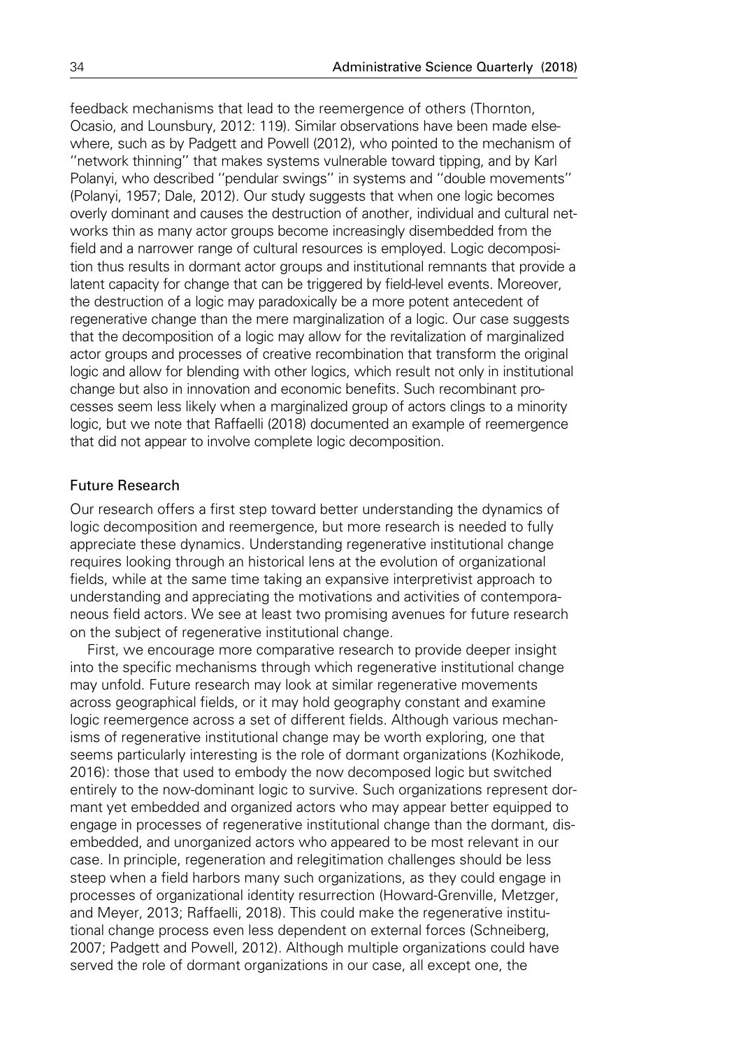feedback mechanisms that lead to the reemergence of others (Thornton, Ocasio, and Lounsbury, 2012: 119). Similar observations have been made elsewhere, such as by Padgett and Powell (2012), who pointed to the mechanism of ''network thinning'' that makes systems vulnerable toward tipping, and by Karl Polanyi, who described ''pendular swings'' in systems and ''double movements'' (Polanyi, 1957; Dale, 2012). Our study suggests that when one logic becomes overly dominant and causes the destruction of another, individual and cultural networks thin as many actor groups become increasingly disembedded from the field and a narrower range of cultural resources is employed. Logic decomposition thus results in dormant actor groups and institutional remnants that provide a latent capacity for change that can be triggered by field-level events. Moreover, the destruction of a logic may paradoxically be a more potent antecedent of regenerative change than the mere marginalization of a logic. Our case suggests that the decomposition of a logic may allow for the revitalization of marginalized actor groups and processes of creative recombination that transform the original logic and allow for blending with other logics, which result not only in institutional change but also in innovation and economic benefits. Such recombinant processes seem less likely when a marginalized group of actors clings to a minority logic, but we note that Raffaelli (2018) documented an example of reemergence that did not appear to involve complete logic decomposition.

## Future Research

Our research offers a first step toward better understanding the dynamics of logic decomposition and reemergence, but more research is needed to fully appreciate these dynamics. Understanding regenerative institutional change requires looking through an historical lens at the evolution of organizational fields, while at the same time taking an expansive interpretivist approach to understanding and appreciating the motivations and activities of contemporaneous field actors. We see at least two promising avenues for future research on the subject of regenerative institutional change.

First, we encourage more comparative research to provide deeper insight into the specific mechanisms through which regenerative institutional change may unfold. Future research may look at similar regenerative movements across geographical fields, or it may hold geography constant and examine logic reemergence across a set of different fields. Although various mechanisms of regenerative institutional change may be worth exploring, one that seems particularly interesting is the role of dormant organizations (Kozhikode, 2016): those that used to embody the now decomposed logic but switched entirely to the now-dominant logic to survive. Such organizations represent dormant yet embedded and organized actors who may appear better equipped to engage in processes of regenerative institutional change than the dormant, disembedded, and unorganized actors who appeared to be most relevant in our case. In principle, regeneration and relegitimation challenges should be less steep when a field harbors many such organizations, as they could engage in processes of organizational identity resurrection (Howard-Grenville, Metzger, and Meyer, 2013; Raffaelli, 2018). This could make the regenerative institutional change process even less dependent on external forces (Schneiberg, 2007; Padgett and Powell, 2012). Although multiple organizations could have served the role of dormant organizations in our case, all except one, the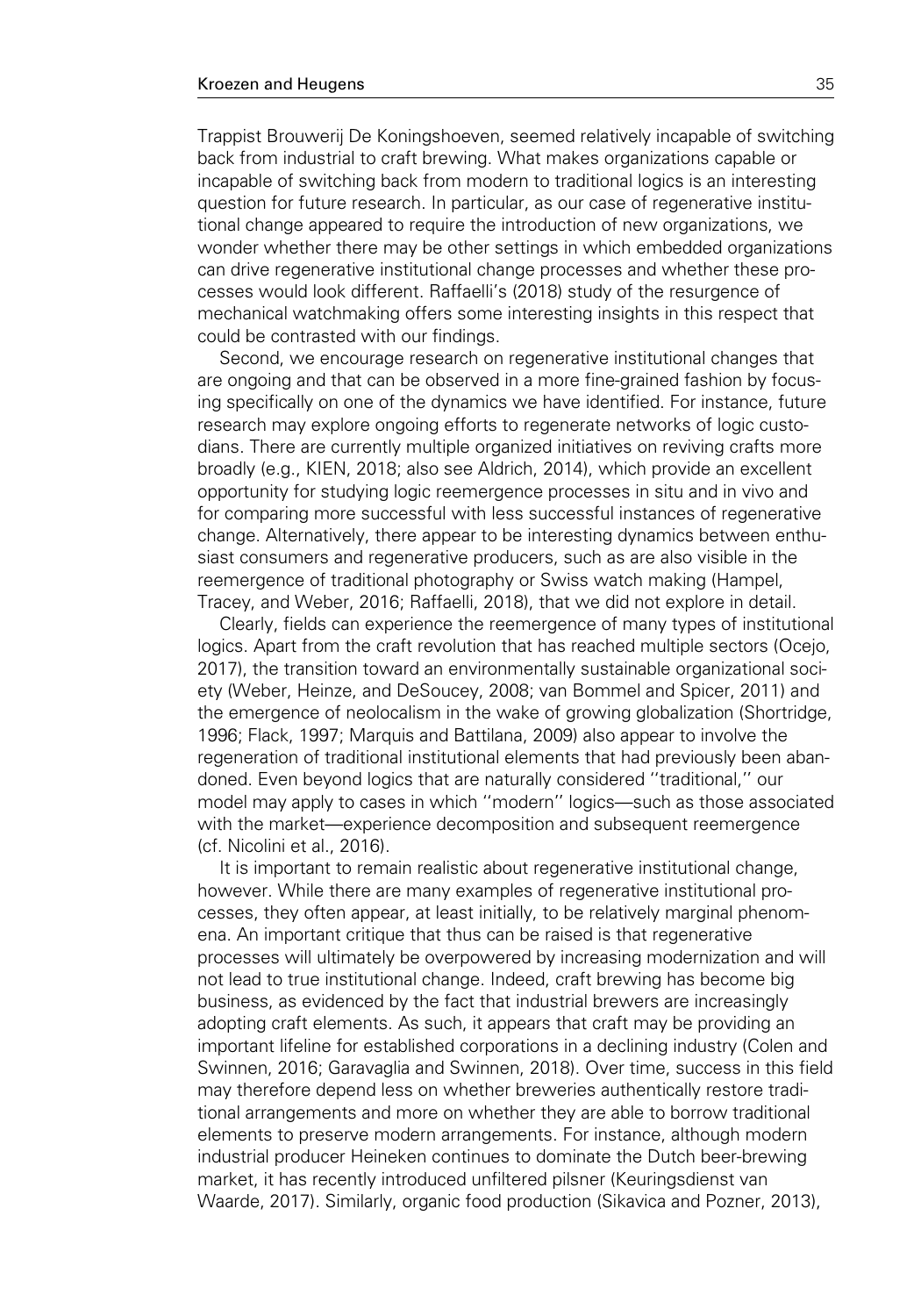Trappist Brouwerij De Koningshoeven, seemed relatively incapable of switching back from industrial to craft brewing. What makes organizations capable or incapable of switching back from modern to traditional logics is an interesting question for future research. In particular, as our case of regenerative institutional change appeared to require the introduction of new organizations, we wonder whether there may be other settings in which embedded organizations can drive regenerative institutional change processes and whether these processes would look different. Raffaelli's (2018) study of the resurgence of mechanical watchmaking offers some interesting insights in this respect that could be contrasted with our findings.

Second, we encourage research on regenerative institutional changes that are ongoing and that can be observed in a more fine-grained fashion by focusing specifically on one of the dynamics we have identified. For instance, future research may explore ongoing efforts to regenerate networks of logic custodians. There are currently multiple organized initiatives on reviving crafts more broadly (e.g., KIEN, 2018; also see Aldrich, 2014), which provide an excellent opportunity for studying logic reemergence processes in situ and in vivo and for comparing more successful with less successful instances of regenerative change. Alternatively, there appear to be interesting dynamics between enthusiast consumers and regenerative producers, such as are also visible in the reemergence of traditional photography or Swiss watch making (Hampel, Tracey, and Weber, 2016; Raffaelli, 2018), that we did not explore in detail.

Clearly, fields can experience the reemergence of many types of institutional logics. Apart from the craft revolution that has reached multiple sectors (Ocejo, 2017), the transition toward an environmentally sustainable organizational society (Weber, Heinze, and DeSoucey, 2008; van Bommel and Spicer, 2011) and the emergence of neolocalism in the wake of growing globalization (Shortridge, 1996; Flack, 1997; Marquis and Battilana, 2009) also appear to involve the regeneration of traditional institutional elements that had previously been abandoned. Even beyond logics that are naturally considered ''traditional,'' our model may apply to cases in which ''modern'' logics—such as those associated with the market—experience decomposition and subsequent reemergence (cf. Nicolini et al., 2016).

It is important to remain realistic about regenerative institutional change, however. While there are many examples of regenerative institutional processes, they often appear, at least initially, to be relatively marginal phenomena. An important critique that thus can be raised is that regenerative processes will ultimately be overpowered by increasing modernization and will not lead to true institutional change. Indeed, craft brewing has become big business, as evidenced by the fact that industrial brewers are increasingly adopting craft elements. As such, it appears that craft may be providing an important lifeline for established corporations in a declining industry (Colen and Swinnen, 2016; Garavaglia and Swinnen, 2018). Over time, success in this field may therefore depend less on whether breweries authentically restore traditional arrangements and more on whether they are able to borrow traditional elements to preserve modern arrangements. For instance, although modern industrial producer Heineken continues to dominate the Dutch beer-brewing market, it has recently introduced unfiltered pilsner (Keuringsdienst van Waarde, 2017). Similarly, organic food production (Sikavica and Pozner, 2013),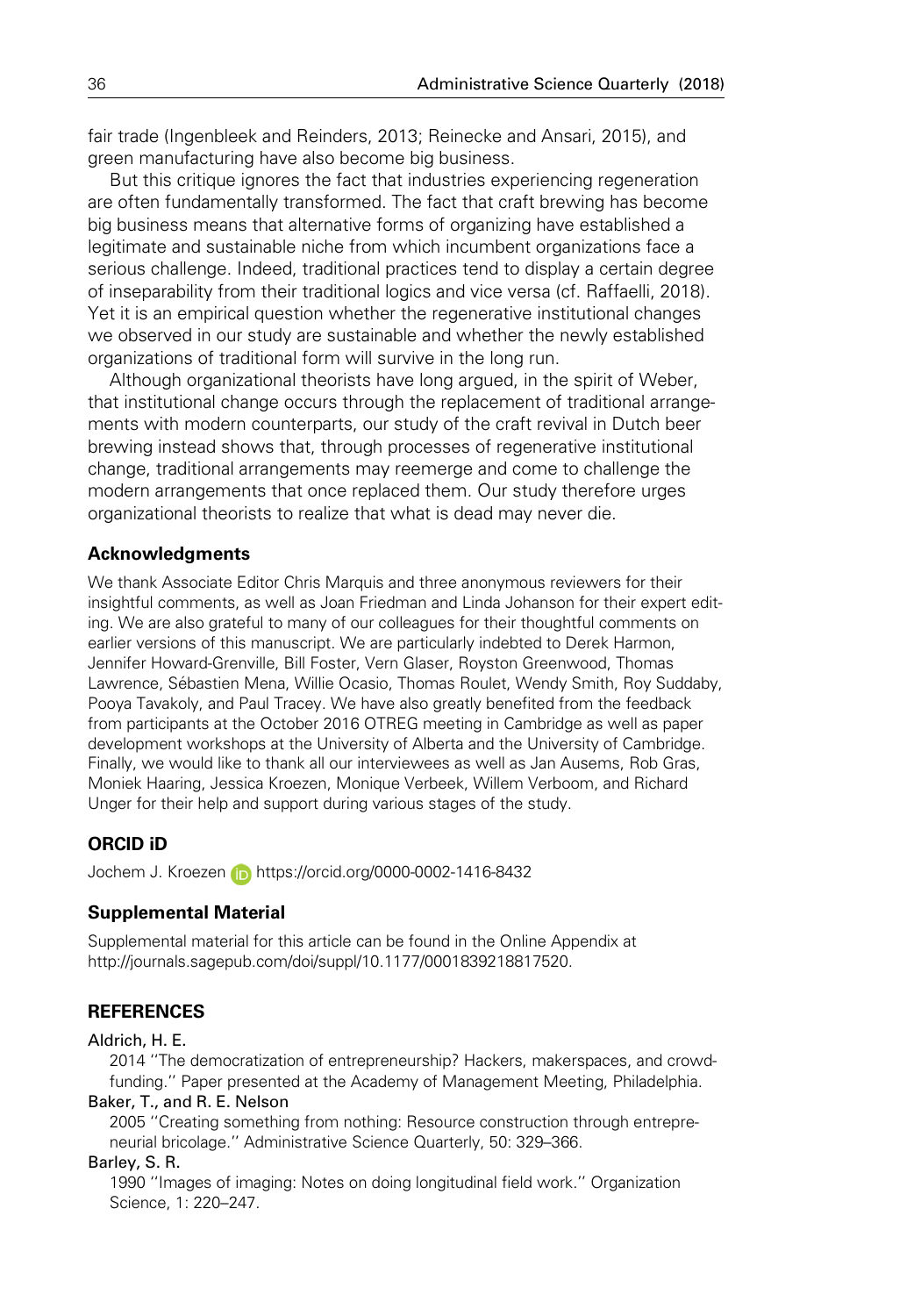fair trade (Ingenbleek and Reinders, 2013; Reinecke and Ansari, 2015), and green manufacturing have also become big business.

But this critique ignores the fact that industries experiencing regeneration are often fundamentally transformed. The fact that craft brewing has become big business means that alternative forms of organizing have established a legitimate and sustainable niche from which incumbent organizations face a serious challenge. Indeed, traditional practices tend to display a certain degree of inseparability from their traditional logics and vice versa (cf. Raffaelli, 2018). Yet it is an empirical question whether the regenerative institutional changes we observed in our study are sustainable and whether the newly established organizations of traditional form will survive in the long run.

Although organizational theorists have long argued, in the spirit of Weber, that institutional change occurs through the replacement of traditional arrangements with modern counterparts, our study of the craft revival in Dutch beer brewing instead shows that, through processes of regenerative institutional change, traditional arrangements may reemerge and come to challenge the modern arrangements that once replaced them. Our study therefore urges organizational theorists to realize that what is dead may never die.

## Acknowledgments

We thank Associate Editor Chris Marquis and three anonymous reviewers for their insightful comments, as well as Joan Friedman and Linda Johanson for their expert editing. We are also grateful to many of our colleagues for their thoughtful comments on earlier versions of this manuscript. We are particularly indebted to Derek Harmon, Jennifer Howard-Grenville, Bill Foster, Vern Glaser, Royston Greenwood, Thomas Lawrence, Sébastien Mena, Willie Ocasio, Thomas Roulet, Wendy Smith, Roy Suddaby, Pooya Tavakoly, and Paul Tracey. We have also greatly benefited from the feedback from participants at the October 2016 OTREG meeting in Cambridge as well as paper development workshops at the University of Alberta and the University of Cambridge. Finally, we would like to thank all our interviewees as well as Jan Ausems, Rob Gras, Moniek Haaring, Jessica Kroezen, Monique Verbeek, Willem Verboom, and Richard Unger for their help and support during various stages of the study.

## ORCID iD

Jochem J. Kroezen https://orcid.org/0000-0002-1416-8432

## Supplemental Material

Supplemental material for this article can be found in the Online Appendix at http://journals.sagepub.com/doi/suppl/10.1177/0001839218817520.

## REFERENCES

Aldrich, H. E.
2014 "The democratization of entrepreneurship? Hackers, makerspaces, and crowdfunding." Paper presented at the Academy of Management Meeting, Philadelphia.

Baker, T., and R. E. Nelson
2005 "Creating something from nothing: Resource construction through entrepreneurial bricolage." Administrative Science Quarterly, 50: 329–366.

Barley, S. R.
1990 "Images of imaging: Notes on doing longitudinal field work." Organization Science, 1: 220–247.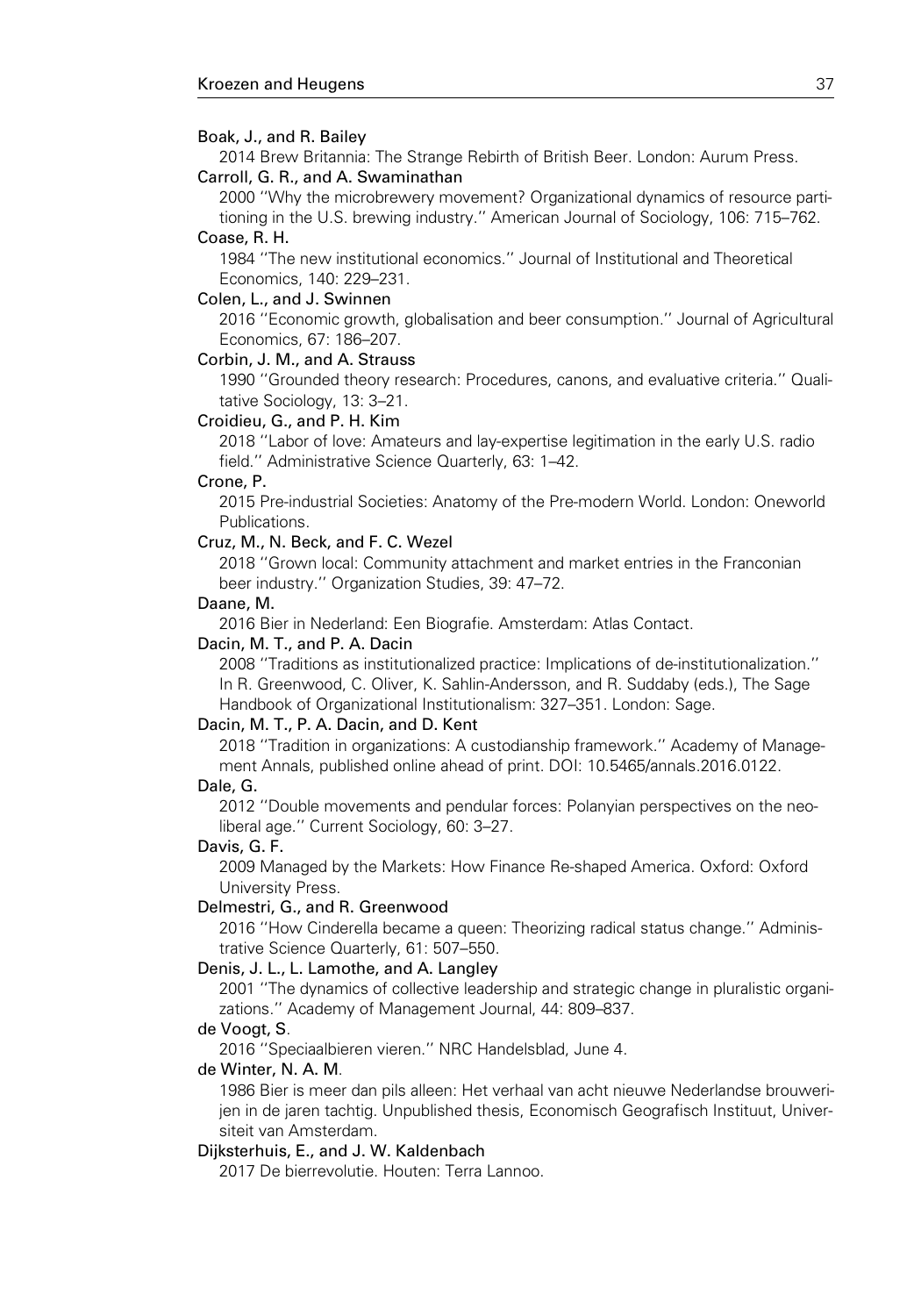Boak, J., and R. Bailey
2014 Brew Britannia: The Strange Rebirth of British Beer. London: Aurum Press.

Carroll, G. R., and A. Swaminathan
2000 ''Why the microbrewery movement? Organizational dynamics of resource partitioning in the U.S. brewing industry.'' American Journal of Sociology, 106: 715–762.

Coase, R. H.
1984 ''The new institutional economics.'' Journal of Institutional and Theoretical Economics, 140: 229–231.

Colen, L., and J. Swinnen
2016 ''Economic growth, globalisation and beer consumption.'' Journal of Agricultural Economics, 67: 186–207.

Corbin, J. M., and A. Strauss
1990 ''Grounded theory research: Procedures, canons, and evaluative criteria.'' Qualitative Sociology, 13: 3–21.

Croidieu, G., and P. H. Kim
2018 ''Labor of love: Amateurs and lay-expertise legitimation in the early U.S. radio field.'' Administrative Science Quarterly, 63: 1–42.

Crone, P.
2015 Pre-industrial Societies: Anatomy of the Pre-modern World. London: Oneworld Publications.

Cruz, M., N. Beck, and F. C. Wezel
2018 ''Grown local: Community attachment and market entries in the Franconian beer industry.'' Organization Studies, 39: 47–72.

Daane, M.
2016 Bier in Nederland: Een Biografie. Amsterdam: Atlas Contact.

Dacin, M. T., and P. A. Dacin
2008 ''Traditions as institutionalized practice: Implications of de-institutionalization.'' In R. Greenwood, C. Oliver, K. Sahlin-Andersson, and R. Suddaby (eds.), The Sage Handbook of Organizational Institutionalism: 327–351. London: Sage.

Dacin, M. T., P. A. Dacin, and D. Kent
2018 ''Tradition in organizations: A custodianship framework.'' Academy of Management Annals, published online ahead of print. DOI: 10.5465/annals.2016.0122.

Dale, G.
2012 ''Double movements and pendular forces: Polanyian perspectives on the neoliberal age.'' Current Sociology, 60: 3–27.

Davis, G. F.
2009 Managed by the Markets: How Finance Re-shaped America. Oxford: Oxford University Press.

Delmestri, G., and R. Greenwood
2016 ''How Cinderella became a queen: Theorizing radical status change.'' Administrative Science Quarterly, 61: 507–550.

Denis, J. L., L. Lamothe, and A. Langley
2001 ''The dynamics of collective leadership and strategic change in pluralistic organizations.'' Academy of Management Journal, 44: 809–837.

de Voogt, S.
2016 ''Speciaalbieren vieren.'' NRC Handelsblad, June 4.

de Winter, N. A. M.
1986 Bier is meer dan pils alleen: Het verhaal van acht nieuwe Nederlandse brouwerijen in de jaren tachtig. Unpublished thesis, Economisch Geografisch Instituut, Universiteit van Amsterdam.

Dijksterhuis, E., and J. W. Kaldenbach
2017 De bierrevolutie. Houten: Terra Lannoo.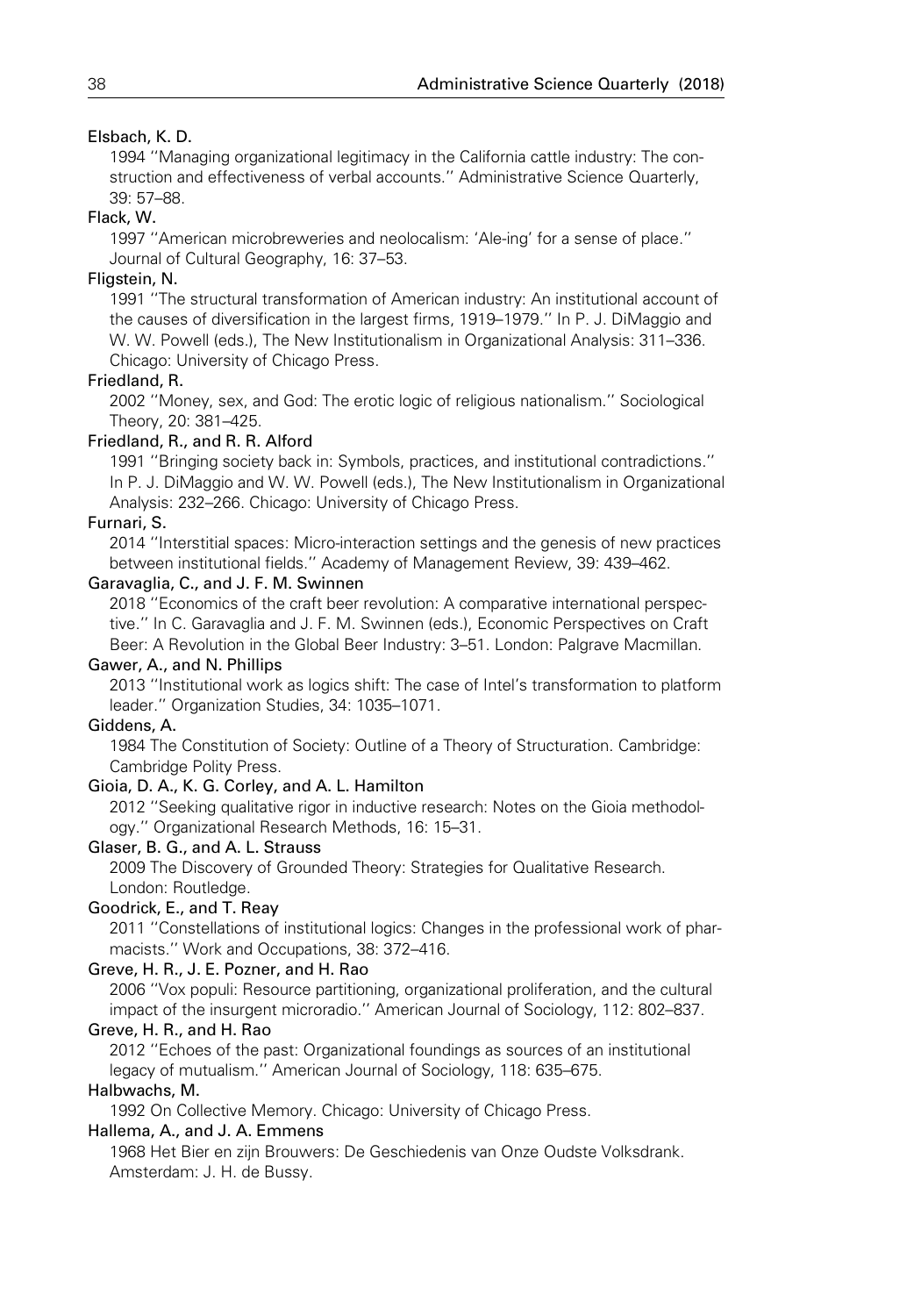Elsbach, K. D.

1994 ''Managing organizational legitimacy in the California cattle industry: The construction and effectiveness of verbal accounts.'' Administrative Science Quarterly, 39: 57–88.

Flack, W.

1997 ''American microbreweries and neolocalism: 'Ale-ing' for a sense of place.'' Journal of Cultural Geography, 16: 37–53.

Fligstein, N.

1991 ''The structural transformation of American industry: An institutional account of the causes of diversification in the largest firms, 1919–1979.'' In P. J. DiMaggio and W. W. Powell (eds.), The New Institutionalism in Organizational Analysis: 311–336. Chicago: University of Chicago Press.

Friedland, R.

2002 ''Money, sex, and God: The erotic logic of religious nationalism.'' Sociological Theory, 20: 381–425.

Friedland, R., and R. R. Alford

1991 ''Bringing society back in: Symbols, practices, and institutional contradictions.'' In P. J. DiMaggio and W. W. Powell (eds.), The New Institutionalism in Organizational Analysis: 232–266. Chicago: University of Chicago Press.

Furnari, S.

2014 ''Interstitial spaces: Micro-interaction settings and the genesis of new practices between institutional fields.'' Academy of Management Review, 39: 439–462.

Garavaglia, C., and J. F. M. Swinnen

2018 ''Economics of the craft beer revolution: A comparative international perspective.'' In C. Garavaglia and J. F. M. Swinnen (eds.), Economic Perspectives on Craft Beer: A Revolution in the Global Beer Industry: 3–51. London: Palgrave Macmillan.

Gawer, A., and N. Phillips

2013 ''Institutional work as logics shift: The case of Intel's transformation to platform leader.'' Organization Studies, 34: 1035–1071.

Giddens, A.

1984 The Constitution of Society: Outline of a Theory of Structuration. Cambridge: Cambridge Polity Press.

Gioia, D. A., K. G. Corley, and A. L. Hamilton

2012 ''Seeking qualitative rigor in inductive research: Notes on the Gioia methodology.'' Organizational Research Methods, 16: 15–31.

Glaser, B. G., and A. L. Strauss

2009 The Discovery of Grounded Theory: Strategies for Qualitative Research. London: Routledge.

Goodrick, E., and T. Reay

2011 ''Constellations of institutional logics: Changes in the professional work of pharmacists.'' Work and Occupations, 38: 372–416.

Greve, H. R., J. E. Pozner, and H. Rao

2006 ''Vox populi: Resource partitioning, organizational proliferation, and the cultural impact of the insurgent microradio.'' American Journal of Sociology, 112: 802–837.

Greve, H. R., and H. Rao

2012 ''Echoes of the past: Organizational foundings as sources of an institutional legacy of mutualism.'' American Journal of Sociology, 118: 635–675.

Halbwachs, M.

1992 On Collective Memory. Chicago: University of Chicago Press.

Hallema, A., and J. A. Emmens

1968 Het Bier en zijn Brouwers: De Geschiedenis van Onze Oudste Volksdrank. Amsterdam: J. H. de Bussy.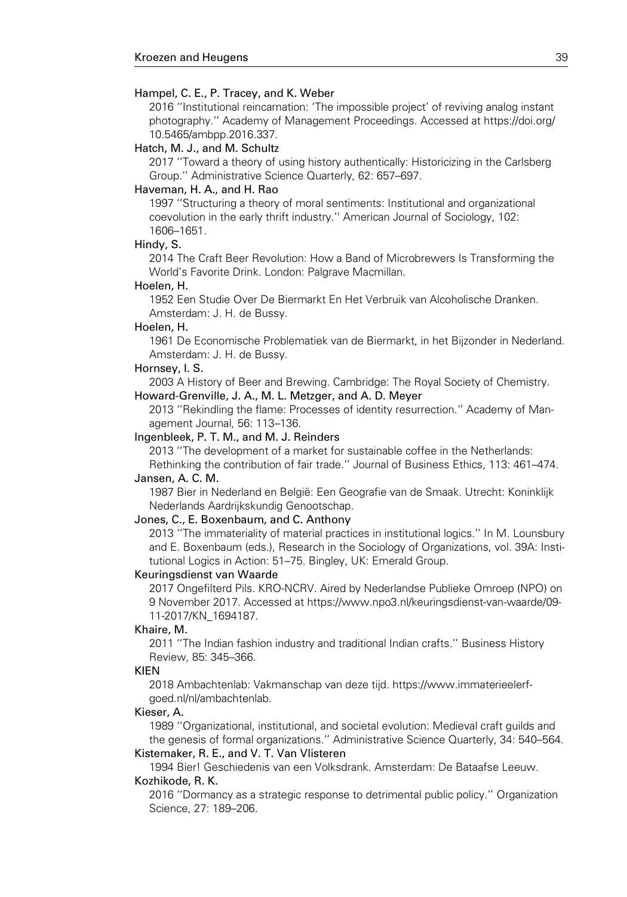Hampel, C. E., P. Tracey, and K. Weber

2016 ''Institutional reincarnation: 'The impossible project' of reviving analog instant photography.'' Academy of Management Proceedings. Accessed at https://doi.org/10.5465/ambpp.2016.337.

Hatch, M. J., and M. Schultz

2017 ''Toward a theory of using history authentically: Historicizing in the Carlsberg Group.'' Administrative Science Quarterly, 62: 657–697.

Haveman, H. A., and H. Rao

1997 ''Structuring a theory of moral sentiments: Institutional and organizational coevolution in the early thrift industry.'' American Journal of Sociology, 102: 1606–1651.

Hindy, S.

2014 The Craft Beer Revolution: How a Band of Microbrewers Is Transforming the World's Favorite Drink. London: Palgrave Macmillan.

Hoelen, H.

1952 Een Studie Over De Biermarkt En Het Verbruik van Alcoholische Dranken. Amsterdam: J. H. de Bussy.

Hoelen, H.

1961 De Economische Problematiek van de Biermarkt, in het Bijzonder in Nederland. Amsterdam: J. H. de Bussy.

Hornsey, I. S.

2003 A History of Beer and Brewing. Cambridge: The Royal Society of Chemistry.

Howard-Grenville, J. A., M. L. Metzger, and A. D. Meyer

2013 ''Rekindling the flame: Processes of identity resurrection.'' Academy of Management Journal, 56: 113–136.

Ingenbleek, P. T. M., and M. J. Reinders

2013 ''The development of a market for sustainable coffee in the Netherlands: Rethinking the contribution of fair trade.'' Journal of Business Ethics, 113: 461–474.

Jansen, A. C. M.

1987 Bier in Nederland en België: Een Geografie van de Smaak. Utrecht: Koninklijk Nederlands Aardrijkskundig Genootschap.

Jones, C., E. Boxenbaum, and C. Anthony

2013 ''The immateriality of material practices in institutional logics.'' In M. Lounsbury and E. Boxenbaum (eds.), Research in the Sociology of Organizations, vol. 39A: Institutional Logics in Action: 51–75. Bingley, UK: Emerald Group.

Keuringsdienst van Waarde

2017 Ongefilterd Pils. KRO-NCRV. Aired by Nederlandse Publieke Omroep (NPO) on 9 November 2017. Accessed at https://www.npo3.nl/keuringsdienst-van-waarde/09-11-2017/KN_1694187.

Khaire, M.

2011 ''The Indian fashion industry and traditional Indian crafts.'' Business History Review, 85: 345–366.

KIEN

2018 Ambachtenlab: Vakmanschap van deze tijd. https://www.immaterieelerfgoed.nl/nl/ambachtenlab.

Kieser, A.

1989 ''Organizational, institutional, and societal evolution: Medieval craft guilds and the genesis of formal organizations.'' Administrative Science Quarterly, 34: 540–564.

Kistemaker, R. E., and V. T. Van Vlisteren

1994 Bier! Geschiedenis van een Volksdrank. Amsterdam: De Bataafse Leeuw.

Kozhikode, R. K.

2016 ''Dormancy as a strategic response to detrimental public policy.'' Organization Science, 27: 189–206.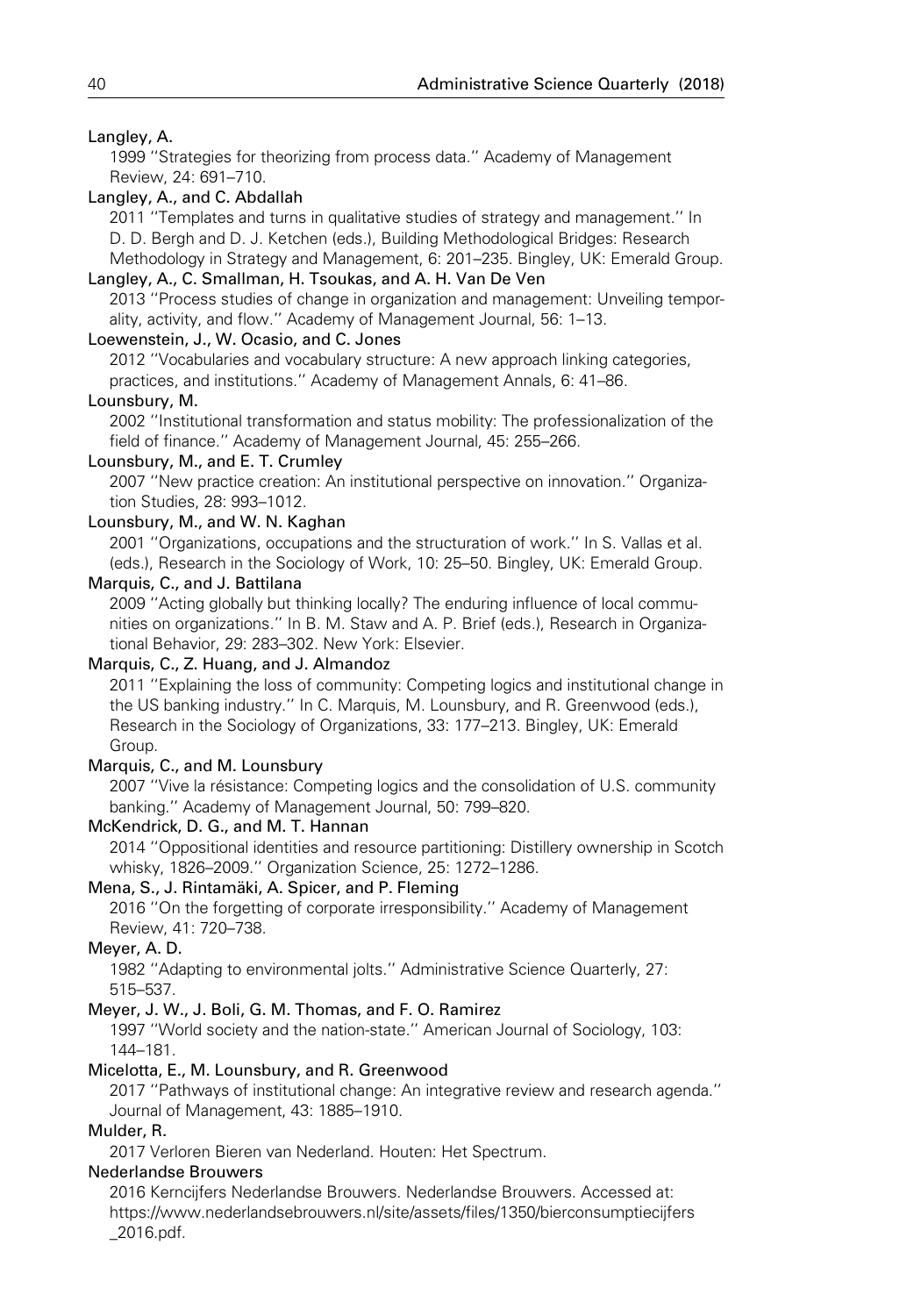Langley, A.
1999 ''Strategies for theorizing from process data.'' Academy of Management Review, 24: 691–710.

Langley, A., and C. Abdallah
2011 ''Templates and turns in qualitative studies of strategy and management.'' In D. D. Bergh and D. J. Ketchen (eds.), Building Methodological Bridges: Research Methodology in Strategy and Management, 6: 201–235. Bingley, UK: Emerald Group.

Langley, A., C. Smallman, H. Tsoukas, and A. H. Van De Ven
2013 ''Process studies of change in organization and management: Unveiling temporality, activity, and flow.'' Academy of Management Journal, 56: 1–13.

Loewenstein, J., W. Ocasio, and C. Jones
2012 ''Vocabularies and vocabulary structure: A new approach linking categories, practices, and institutions.'' Academy of Management Annals, 6: 41–86.

Lounsbury, M.
2002 ''Institutional transformation and status mobility: The professionalization of the field of finance.'' Academy of Management Journal, 45: 255–266.

Lounsbury, M., and E. T. Crumley
2007 ''New practice creation: An institutional perspective on innovation.'' Organization Studies, 28: 993–1012.

Lounsbury, M., and W. N. Kaghan
2001 ''Organizations, occupations and the structuration of work.'' In S. Vallas et al. (eds.), Research in the Sociology of Work, 10: 25–50. Bingley, UK: Emerald Group.

Marquis, C., and J. Battilana
2009 ''Acting globally but thinking locally? The enduring influence of local communities on organizations.'' In B. M. Staw and A. P. Brief (eds.), Research in Organizational Behavior, 29: 283–302. New York: Elsevier.

Marquis, C., Z. Huang, and J. Almandoz
2011 ''Explaining the loss of community: Competing logics and institutional change in the US banking industry.'' In C. Marquis, M. Lounsbury, and R. Greenwood (eds.), Research in the Sociology of Organizations, 33: 177–213. Bingley, UK: Emerald Group.

Marquis, C., and M. Lounsbury
2007 ''Vive la résistance: Competing logics and the consolidation of U.S. community banking.'' Academy of Management Journal, 50: 799–820.

McKendrick, D. G., and M. T. Hannan
2014 ''Oppositional identities and resource partitioning: Distillery ownership in Scotch whisky, 1826–2009.'' Organization Science, 25: 1272–1286.

Mena, S., J. Rintamäki, A. Spicer, and P. Fleming
2016 ''On the forgetting of corporate irresponsibility.'' Academy of Management Review, 41: 720–738.

Meyer, A. D.
1982 ''Adapting to environmental jolts.'' Administrative Science Quarterly, 27: 515–537.

Meyer, J. W., J. Boli, G. M. Thomas, and F. O. Ramirez
1997 ''World society and the nation-state.'' American Journal of Sociology, 103: 144–181.

Micelotta, E., M. Lounsbury, and R. Greenwood
2017 ''Pathways of institutional change: An integrative review and research agenda.'' Journal of Management, 43: 1885–1910.

Mulder, R.
2017 Verloren Bieren van Nederland. Houten: Het Spectrum.

Nederlandse Brouwers
2016 Kerncijfers Nederlandse Brouwers. Nederlandse Brouwers. Accessed at: https://www.nederlandsebrouwers.nl/site/assets/files/1350/bierconsumptiecijfers_2016.pdf.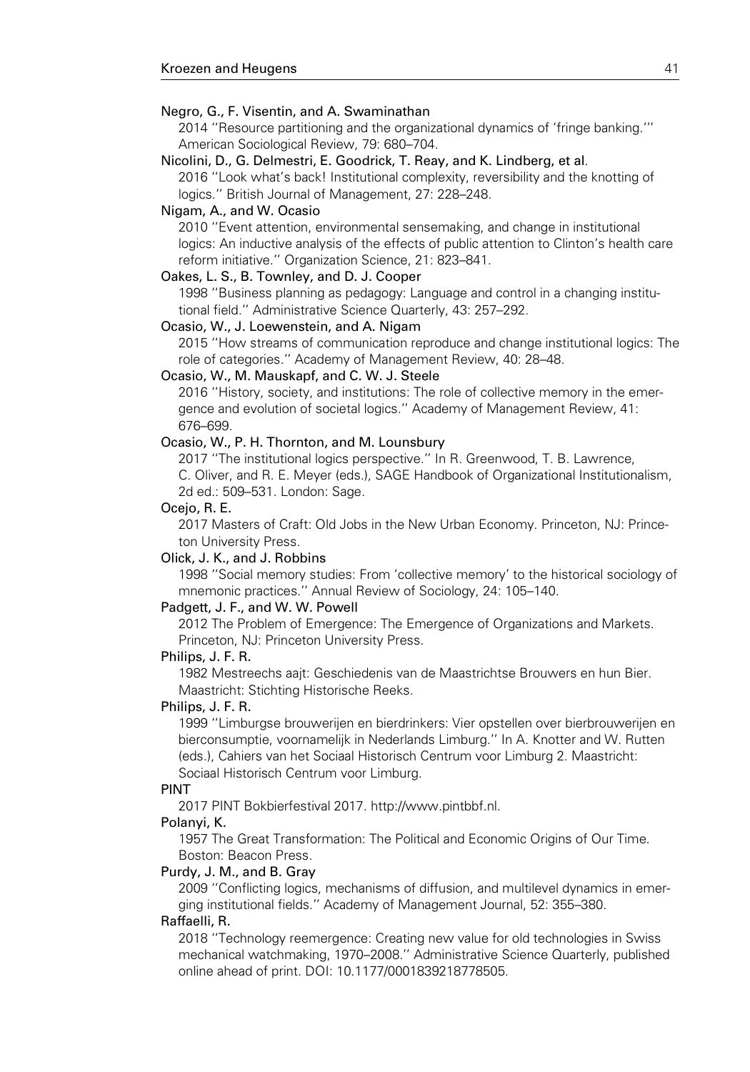Negro, G., F. Visentin, and A. Swaminathan

2014 ''Resource partitioning and the organizational dynamics of 'fringe banking.''' American Sociological Review, 79: 680–704.

Nicolini, D., G. Delmestri, E. Goodrick, T. Reay, and K. Lindberg, et al.

2016 ''Look what's back! Institutional complexity, reversibility and the knotting of logics.'' British Journal of Management, 27: 228–248.

Nigam, A., and W. Ocasio

2010 ''Event attention, environmental sensemaking, and change in institutional logics: An inductive analysis of the effects of public attention to Clinton's health care reform initiative.'' Organization Science, 21: 823–841.

Oakes, L. S., B. Townley, and D. J. Cooper

1998 ''Business planning as pedagogy: Language and control in a changing institutional field.'' Administrative Science Quarterly, 43: 257–292.

Ocasio, W., J. Loewenstein, and A. Nigam

2015 ''How streams of communication reproduce and change institutional logics: The role of categories.'' Academy of Management Review, 40: 28–48.

Ocasio, W., M. Mauskapf, and C. W. J. Steele

2016 ''History, society, and institutions: The role of collective memory in the emergence and evolution of societal logics.'' Academy of Management Review, 41: 676–699.

Ocasio, W., P. H. Thornton, and M. Lounsbury

2017 ''The institutional logics perspective.'' In R. Greenwood, T. B. Lawrence, C. Oliver, and R. E. Meyer (eds.), SAGE Handbook of Organizational Institutionalism, 2d ed.: 509–531. London: Sage.

Ocejo, R. E.

2017 Masters of Craft: Old Jobs in the New Urban Economy. Princeton, NJ: Princeton University Press.

Olick, J. K., and J. Robbins

1998 ''Social memory studies: From 'collective memory' to the historical sociology of mnemonic practices.'' Annual Review of Sociology, 24: 105–140.

Padgett, J. F., and W. W. Powell

2012 The Problem of Emergence: The Emergence of Organizations and Markets. Princeton, NJ: Princeton University Press.

Philips, J. F. R.

1982 Mestreechs aajt: Geschiedenis van de Maastrichtse Brouwers en hun Bier. Maastricht: Stichting Historische Reeks.

Philips, J. F. R.

1999 ''Limburgse brouwerijen en bierdrinkers: Vier opstellen over bierbrouwerijen en bierconsumptie, voornamelijk in Nederlands Limburg.'' In A. Knotter and W. Rutten (eds.), Cahiers van het Sociaal Historisch Centrum voor Limburg 2. Maastricht: Sociaal Historisch Centrum voor Limburg.

PINT

2017 PINT Bokbierfestival 2017. http://www.pintbbf.nl.

Polanyi, K.

1957 The Great Transformation: The Political and Economic Origins of Our Time. Boston: Beacon Press.

Purdy, J. M., and B. Gray

2009 ''Conflicting logics, mechanisms of diffusion, and multilevel dynamics in emerging institutional fields.'' Academy of Management Journal, 52: 355–380.

Raffaelli, R.

2018 ''Technology reemergence: Creating new value for old technologies in Swiss mechanical watchmaking, 1970–2008.'' Administrative Science Quarterly, published online ahead of print. DOI: 10.1177/0001839218778505.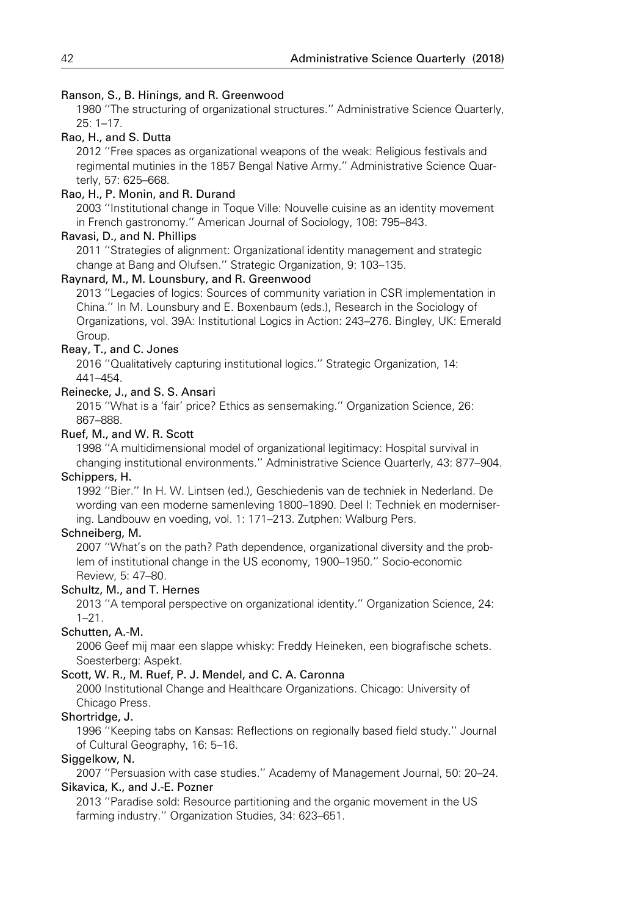Ranson, S., B. Hinings, and R. Greenwood
1980 "The structuring of organizational structures." Administrative Science Quarterly, 25: 1–17.

Rao, H., and S. Dutta
2012 "Free spaces as organizational weapons of the weak: Religious festivals and regimental mutinies in the 1857 Bengal Native Army." Administrative Science Quarterly, 57: 625–668.

Rao, H., P. Monin, and R. Durand
2003 "Institutional change in Toque Ville: Nouvelle cuisine as an identity movement in French gastronomy." American Journal of Sociology, 108: 795–843.

Ravasi, D., and N. Phillips
2011 "Strategies of alignment: Organizational identity management and strategic change at Bang and Olufsen." Strategic Organization, 9: 103–135.

Raynard, M., M. Lounsbury, and R. Greenwood
2013 "Legacies of logics: Sources of community variation in CSR implementation in China." In M. Lounsbury and E. Boxenbaum (eds.), Research in the Sociology of Organizations, vol. 39A: Institutional Logics in Action: 243–276. Bingley, UK: Emerald Group.

Reay, T., and C. Jones
2016 "Qualitatively capturing institutional logics." Strategic Organization, 14: 441–454.

Reinecke, J., and S. S. Ansari
2015 "What is a 'fair' price? Ethics as sensemaking." Organization Science, 26: 867–888.

Ruef, M., and W. R. Scott
1998 "A multidimensional model of organizational legitimacy: Hospital survival in changing institutional environments." Administrative Science Quarterly, 43: 877–904.

Schippers, H.
1992 "Bier." In H. W. Lintsen (ed.), Geschiedenis van de techniek in Nederland. De wording van een moderne samenleving 1800–1890. Deel I: Techniek en modernisering. Landbouw en voeding, vol. 1: 171–213. Zutphen: Walburg Pers.

Schneiberg, M.
2007 "What's on the path? Path dependence, organizational diversity and the problem of institutional change in the US economy, 1900–1950." Socio-economic Review, 5: 47–80.

Schultz, M., and T. Hernes
2013 "A temporal perspective on organizational identity." Organization Science, 24: 1–21.

Schutten, A.-M.
2006 Geef mij maar een slappe whisky: Freddy Heineken, een biografische schets. Soesterberg: Aspekt.

Scott, W. R., M. Ruef, P. J. Mendel, and C. A. Caronna
2000 Institutional Change and Healthcare Organizations. Chicago: University of Chicago Press.

Shortridge, J.
1996 "Keeping tabs on Kansas: Reflections on regionally based field study." Journal of Cultural Geography, 16: 5–16.

Siggelkow, N.
2007 "Persuasion with case studies." Academy of Management Journal, 50: 20–24.

Sikavica, K., and J.-E. Pozner
2013 "Paradise sold: Resource partitioning and the organic movement in the US farming industry." Organization Studies, 34: 623–651.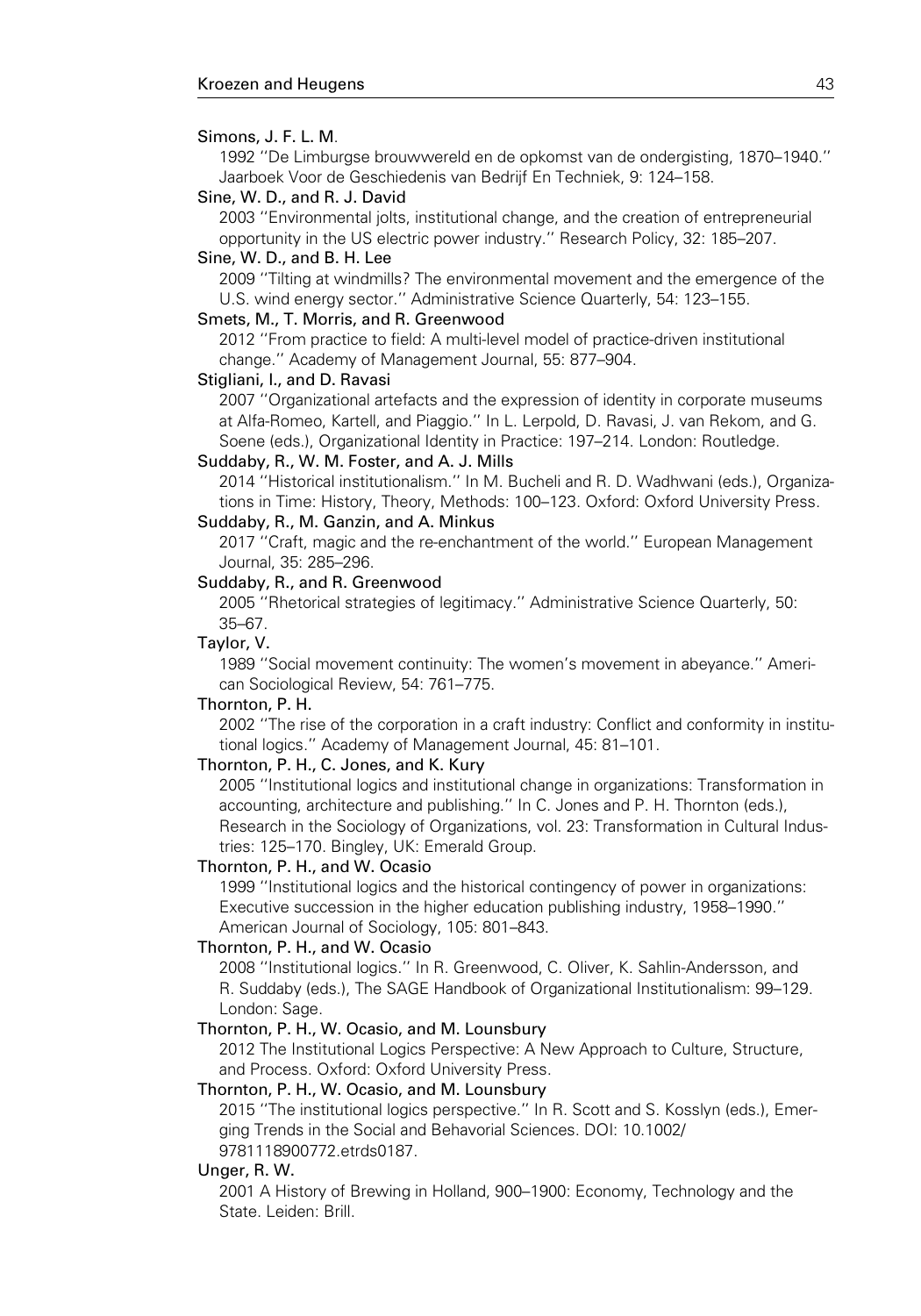Simons, J. F. L. M.

1992 ''De Limburgse brouwwereld en de opkomst van de ondergisting, 1870–1940.'' Jaarboek Voor de Geschiedenis van Bedrijf En Techniek, 9: 124–158.

Sine, W. D., and R. J. David

2003 ''Environmental jolts, institutional change, and the creation of entrepreneurial opportunity in the US electric power industry.'' Research Policy, 32: 185–207.

Sine, W. D., and B. H. Lee

2009 ''Tilting at windmills? The environmental movement and the emergence of the U.S. wind energy sector.'' Administrative Science Quarterly, 54: 123–155.

Smets, M., T. Morris, and R. Greenwood

2012 ''From practice to field: A multi-level model of practice-driven institutional change.'' Academy of Management Journal, 55: 877–904.

Stigliani, I., and D. Ravasi

2007 ''Organizational artefacts and the expression of identity in corporate museums at Alfa-Romeo, Kartell, and Piaggio.'' In L. Lerpold, D. Ravasi, J. van Rekom, and G. Soene (eds.), Organizational Identity in Practice: 197–214. London: Routledge.

Suddaby, R., W. M. Foster, and A. J. Mills

2014 ''Historical institutionalism.'' In M. Bucheli and R. D. Wadhwani (eds.), Organizations in Time: History, Theory, Methods: 100–123. Oxford: Oxford University Press.

Suddaby, R., M. Ganzin, and A. Minkus

2017 ''Craft, magic and the re-enchantment of the world.'' European Management Journal, 35: 285–296.

Suddaby, R., and R. Greenwood

2005 ''Rhetorical strategies of legitimacy.'' Administrative Science Quarterly, 50: 35–67.

Taylor, V.

1989 ''Social movement continuity: The women's movement in abeyance.'' American Sociological Review, 54: 761–775.

Thornton, P. H.

2002 ''The rise of the corporation in a craft industry: Conflict and conformity in institutional logics.'' Academy of Management Journal, 45: 81–101.

Thornton, P. H., C. Jones, and K. Kury

2005 ''Institutional logics and institutional change in organizations: Transformation in accounting, architecture and publishing.'' In C. Jones and P. H. Thornton (eds.), Research in the Sociology of Organizations, vol. 23: Transformation in Cultural Industries: 125–170. Bingley, UK: Emerald Group.

Thornton, P. H., and W. Ocasio

1999 ''Institutional logics and the historical contingency of power in organizations: Executive succession in the higher education publishing industry, 1958–1990.'' American Journal of Sociology, 105: 801–843.

Thornton, P. H., and W. Ocasio

2008 ''Institutional logics.'' In R. Greenwood, C. Oliver, K. Sahlin-Andersson, and R. Suddaby (eds.), The SAGE Handbook of Organizational Institutionalism: 99–129. London: Sage.

Thornton, P. H., W. Ocasio, and M. Lounsbury

2012 The Institutional Logics Perspective: A New Approach to Culture, Structure, and Process. Oxford: Oxford University Press.

Thornton, P. H., W. Ocasio, and M. Lounsbury

2015 ''The institutional logics perspective.'' In R. Scott and S. Kosslyn (eds.), Emerging Trends in the Social and Behavorial Sciences. DOI: 10.1002/9781118900772.etrds0187.

Unger, R. W.

2001 A History of Brewing in Holland, 900–1900: Economy, Technology and the State. Leiden: Brill.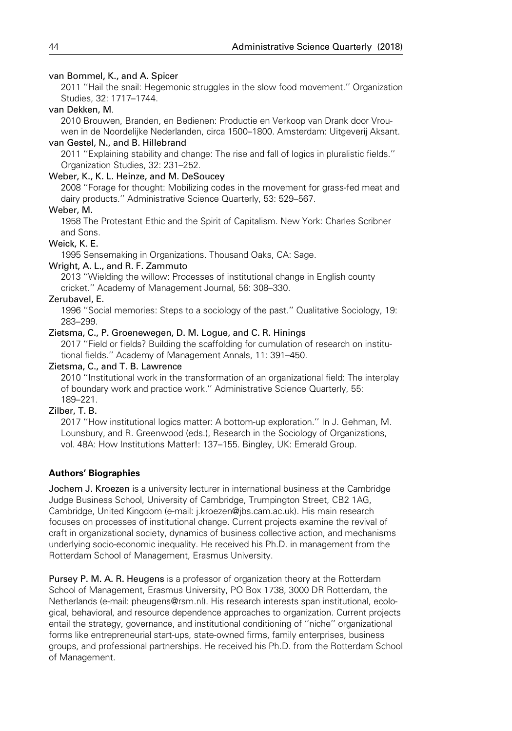van Bommel, K., and A. Spicer

2011 ''Hail the snail: Hegemonic struggles in the slow food movement.'' Organization Studies, 32: 1717–1744.

van Dekken, M.

2010 Brouwen, Branden, en Bedienen: Productie en Verkoop van Drank door Vrouwen in de Noordelijke Nederlanden, circa 1500–1800. Amsterdam: Uitgeverij Aksant.

van Gestel, N., and B. Hillebrand

2011 ''Explaining stability and change: The rise and fall of logics in pluralistic fields.'' Organization Studies, 32: 231–252.

Weber, K., K. L. Heinze, and M. DeSoucey

2008 ''Forage for thought: Mobilizing codes in the movement for grass-fed meat and dairy products.'' Administrative Science Quarterly, 53: 529–567.

Weber, M.

1958 The Protestant Ethic and the Spirit of Capitalism. New York: Charles Scribner and Sons.

Weick, K. E.

1995 Sensemaking in Organizations. Thousand Oaks, CA: Sage.

Wright, A. L., and R. F. Zammuto

2013 ''Wielding the willow: Processes of institutional change in English county cricket.'' Academy of Management Journal, 56: 308–330.

Zerubavel, E.

1996 ''Social memories: Steps to a sociology of the past.'' Qualitative Sociology, 19: 283–299.

Zietsma, C., P. Groenewegen, D. M. Logue, and C. R. Hinings

2017 ''Field or fields? Building the scaffolding for cumulation of research on institutional fields.'' Academy of Management Annals, 11: 391–450.

Zietsma, C., and T. B. Lawrence

2010 ''Institutional work in the transformation of an organizational field: The interplay of boundary work and practice work.'' Administrative Science Quarterly, 55: 189–221.

Zilber, T. B.

2017 ''How institutional logics matter: A bottom-up exploration.'' In J. Gehman, M. Lounsbury, and R. Greenwood (eds.), Research in the Sociology of Organizations, vol. 48A: How Institutions Matter!: 137–155. Bingley, UK: Emerald Group.

## Authors' Biographies

Jochem J. Kroezen is a university lecturer in international business at the Cambridge Judge Business School, University of Cambridge, Trumpington Street, CB2 1AG, Cambridge, United Kingdom (e-mail: j.kroezen@jbs.cam.ac.uk). His main research focuses on processes of institutional change. Current projects examine the revival of craft in organizational society, dynamics of business collective action, and mechanisms underlying socio-economic inequality. He received his Ph.D. in management from the Rotterdam School of Management, Erasmus University.

Pursey P. M. A. R. Heugens is a professor of organization theory at the Rotterdam School of Management, Erasmus University, PO Box 1738, 3000 DR Rotterdam, the Netherlands (e-mail: pheugens@rsm.nl). His research interests span institutional, ecological, behavioral, and resource dependence approaches to organization. Current projects entail the strategy, governance, and institutional conditioning of ''niche'' organizational forms like entrepreneurial start-ups, state-owned firms, family enterprises, business groups, and professional partnerships. He received his Ph.D. from the Rotterdam School of Management.